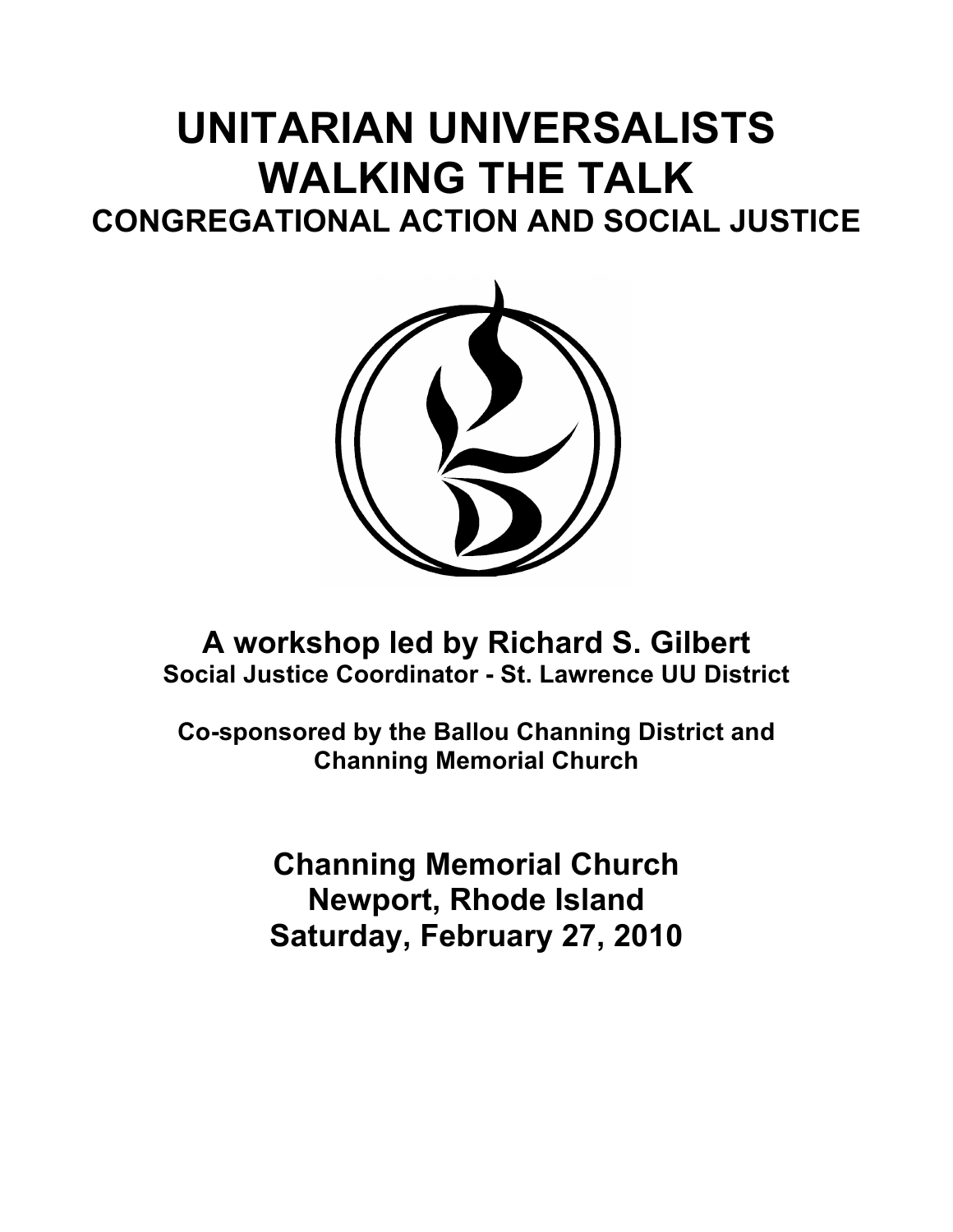# UNITARIAN UNIVERSALISTS WALKING THE TALK

## CONGREGATIONAL ACTION AND SOCIAL JUSTICE

### A workshop led by Richard S. Gilbert

**Social Justice Coordinator - St. Lawrence UU District**

**Co-sponsored by the Ballou Channing District and Channing Memorial Church**

### Channing Memorial Church
### Newport, Rhode Island
### Saturday, February 27, 2010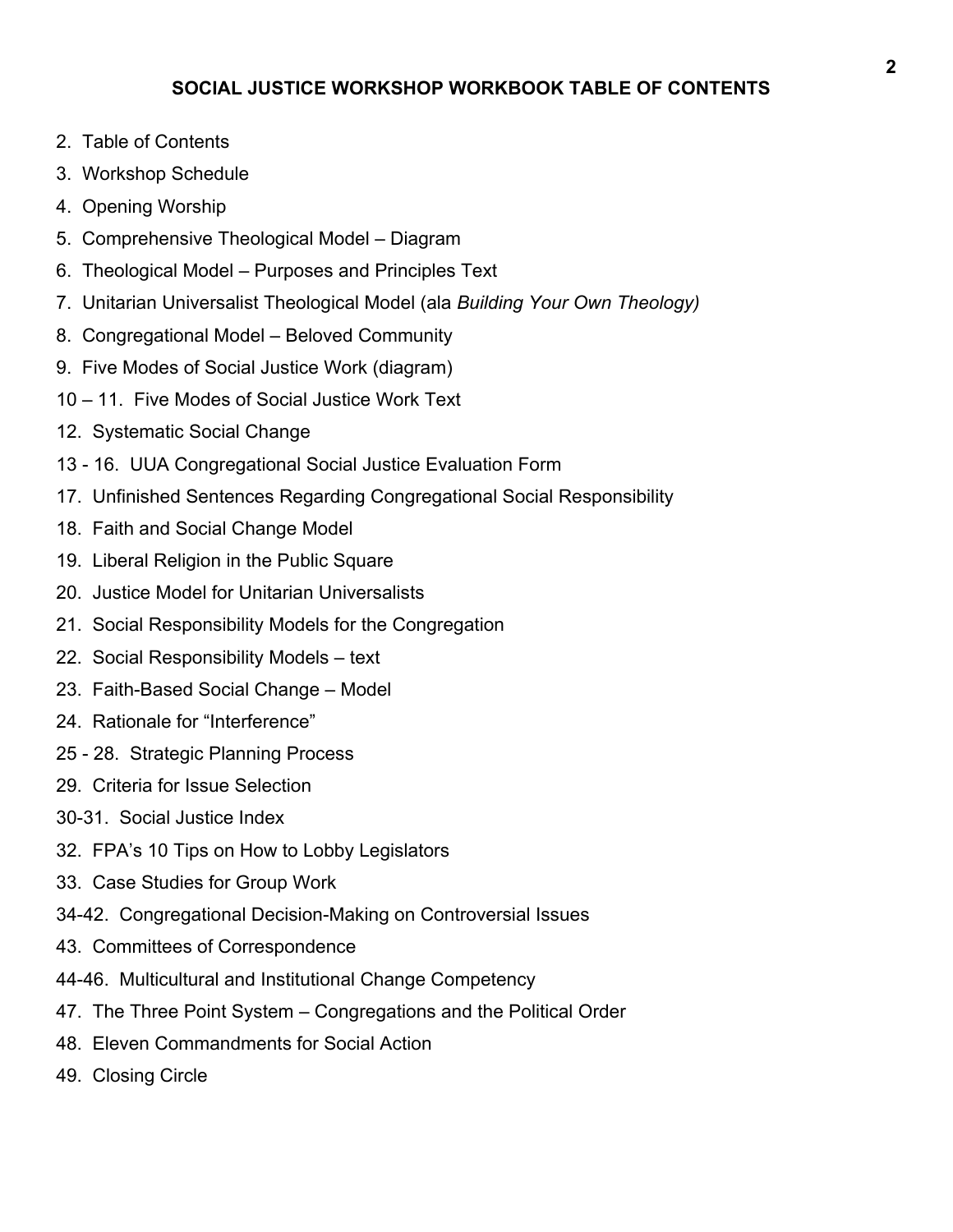# SOCIAL JUSTICE WORKSHOP WORKBOOK TABLE OF CONTENTS

2. Table of Contents
3. Workshop Schedule
4. Opening Worship
5. Comprehensive Theological Model – Diagram
6. Theological Model – Purposes and Principles Text
7. Unitarian Universalist Theological Model (ala *Building Your Own Theology)*
8. Congregational Model – Beloved Community
9. Five Modes of Social Justice Work (diagram)

10 – 11. Five Modes of Social Justice Work Text

12. Systematic Social Change

13 - 16. UUA Congregational Social Justice Evaluation Form

17. Unfinished Sentences Regarding Congregational Social Responsibility
18. Faith and Social Change Model
19. Liberal Religion in the Public Square
20. Justice Model for Unitarian Universalists
21. Social Responsibility Models for the Congregation
22. Social Responsibility Models – text
23. Faith-Based Social Change – Model
24. Rationale for "Interference"

25 - 28. Strategic Planning Process

29. Criteria for Issue Selection

30-31. Social Justice Index

32. FPA's 10 Tips on How to Lobby Legislators
33. Case Studies for Group Work

34-42. Congregational Decision-Making on Controversial Issues

43. Committees of Correspondence

44-46. Multicultural and Institutional Change Competency

47. The Three Point System – Congregations and the Political Order
48. Eleven Commandments for Social Action
49. Closing Circle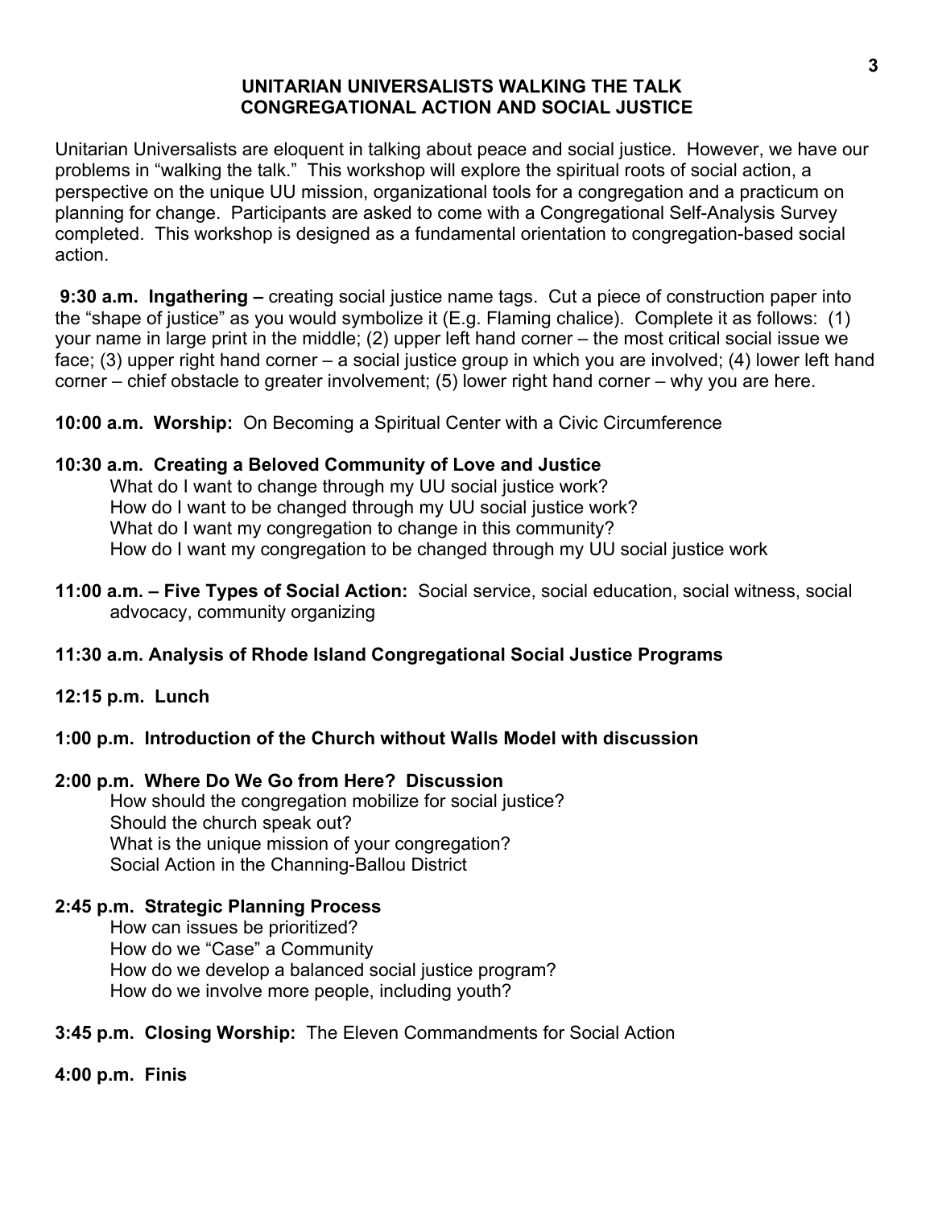# UNITARIAN UNIVERSALISTS WALKING THE TALK
## CONGREGATIONAL ACTION AND SOCIAL JUSTICE

Unitarian Universalists are eloquent in talking about peace and social justice. However, we have our problems in "walking the talk." This workshop will explore the spiritual roots of social action, a perspective on the unique UU mission, organizational tools for a congregation and a practicum on planning for change. Participants are asked to come with a Congregational Self-Analysis Survey completed. This workshop is designed as a fundamental orientation to congregation-based social action.

**9:30 a.m. Ingathering –** creating social justice name tags. Cut a piece of construction paper into the "shape of justice" as you would symbolize it (E.g. Flaming chalice). Complete it as follows: (1) your name in large print in the middle; (2) upper left hand corner – the most critical social issue we face; (3) upper right hand corner – a social justice group in which you are involved; (4) lower left hand corner – chief obstacle to greater involvement; (5) lower right hand corner – why you are here.

**10:00 a.m. Worship:** On Becoming a Spiritual Center with a Civic Circumference

**10:30 a.m. Creating a Beloved Community of Love and Justice**

What do I want to change through my UU social justice work?
How do I want to be changed through my UU social justice work?
What do I want my congregation to change in this community?
How do I want my congregation to be changed through my UU social justice work

**11:00 a.m. – Five Types of Social Action:** Social service, social education, social witness, social advocacy, community organizing

**11:30 a.m. Analysis of Rhode Island Congregational Social Justice Programs**

**12:15 p.m. Lunch**

**1:00 p.m. Introduction of the Church without Walls Model with discussion**

**2:00 p.m. Where Do We Go from Here? Discussion**

How should the congregation mobilize for social justice?
Should the church speak out?
What is the unique mission of your congregation?
Social Action in the Channing-Ballou District

**2:45 p.m. Strategic Planning Process**

How can issues be prioritized?
How do we "Case" a Community
How do we develop a balanced social justice program?
How do we involve more people, including youth?

**3:45 p.m. Closing Worship:** The Eleven Commandments for Social Action

**4:00 p.m. Finis**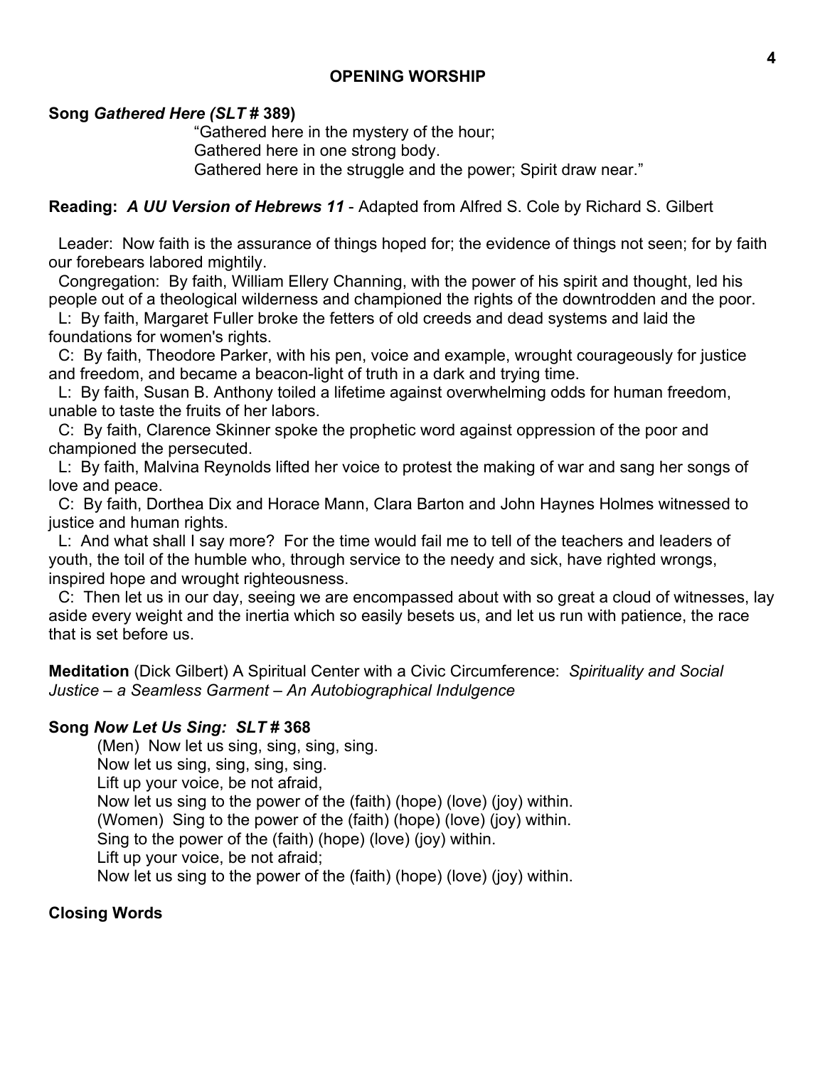## OPENING WORSHIP

**Song *Gathered Here (SLT* # 389)**

“Gathered here in the mystery of the hour;
Gathered here in one strong body.
Gathered here in the struggle and the power; Spirit draw near.”

**Reading:** ***A UU Version of Hebrews 11*** - Adapted from Alfred S. Cole by Richard S. Gilbert

Leader: Now faith is the assurance of things hoped for; the evidence of things not seen; for by faith our forebears labored mightily.

Congregation: By faith, William Ellery Channing, with the power of his spirit and thought, led his people out of a theological wilderness and championed the rights of the downtrodden and the poor.

L: By faith, Margaret Fuller broke the fetters of old creeds and dead systems and laid the foundations for women's rights.

C: By faith, Theodore Parker, with his pen, voice and example, wrought courageously for justice and freedom, and became a beacon-light of truth in a dark and trying time.

L: By faith, Susan B. Anthony toiled a lifetime against overwhelming odds for human freedom, unable to taste the fruits of her labors.

C: By faith, Clarence Skinner spoke the prophetic word against oppression of the poor and championed the persecuted.

L: By faith, Malvina Reynolds lifted her voice to protest the making of war and sang her songs of love and peace.

C: By faith, Dorthea Dix and Horace Mann, Clara Barton and John Haynes Holmes witnessed to justice and human rights.

L: And what shall I say more? For the time would fail me to tell of the teachers and leaders of youth, the toil of the humble who, through service to the needy and sick, have righted wrongs, inspired hope and wrought righteousness.

C: Then let us in our day, seeing we are encompassed about with so great a cloud of witnesses, lay aside every weight and the inertia which so easily besets us, and let us run with patience, the race that is set before us.

**Meditation** (Dick Gilbert) A Spiritual Center with a Civic Circumference: *Spirituality and Social Justice – a Seamless Garment – An Autobiographical Indulgence*

**Song *Now Let Us Sing: SLT* # 368**

(Men) Now let us sing, sing, sing, sing.
Now let us sing, sing, sing, sing.
Lift up your voice, be not afraid,
Now let us sing to the power of the (faith) (hope) (love) (joy) within.
(Women) Sing to the power of the (faith) (hope) (love) (joy) within.
Sing to the power of the (faith) (hope) (love) (joy) within.
Lift up your voice, be not afraid;
Now let us sing to the power of the (faith) (hope) (love) (joy) within.

**Closing Words**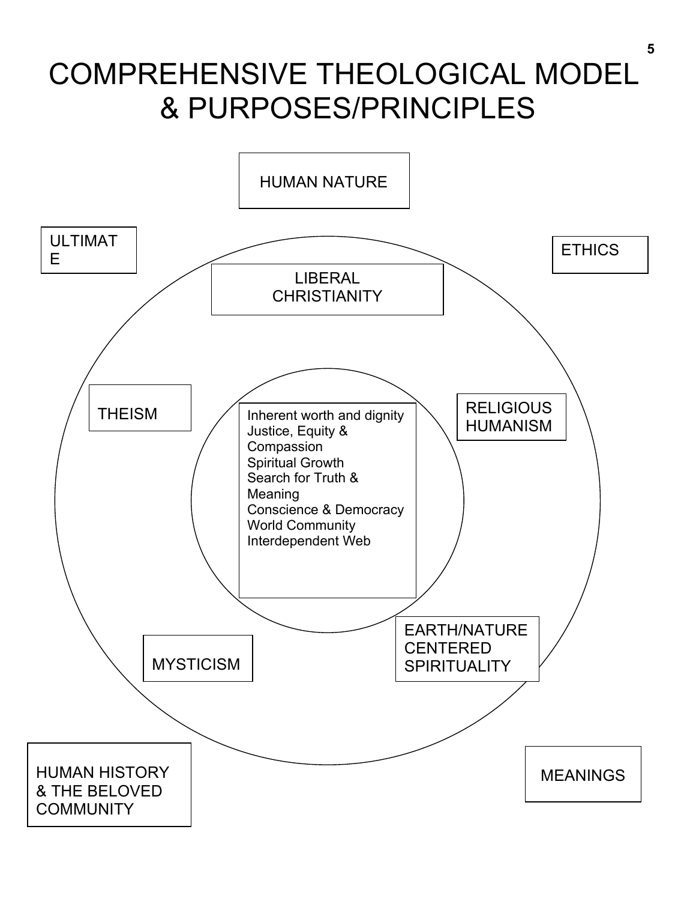# COMPREHENSIVE THEOLOGICAL MODEL & PURPOSES/PRINCIPLES

HUMAN NATURE

ULTIMATE

ETHICS

LIBERAL CHRISTIANITY

THEISM

Inherent worth and dignity
Justice, Equity & Compassion
Spiritual Growth
Search for Truth & Meaning
Conscience & Democracy
World Community
Interdependent Web

RELIGIOUS HUMANISM

EARTH/NATURE CENTERED SPIRITUALITY

MYSTICISM

HUMAN HISTORY & THE BELOVED COMMUNITY

MEANINGS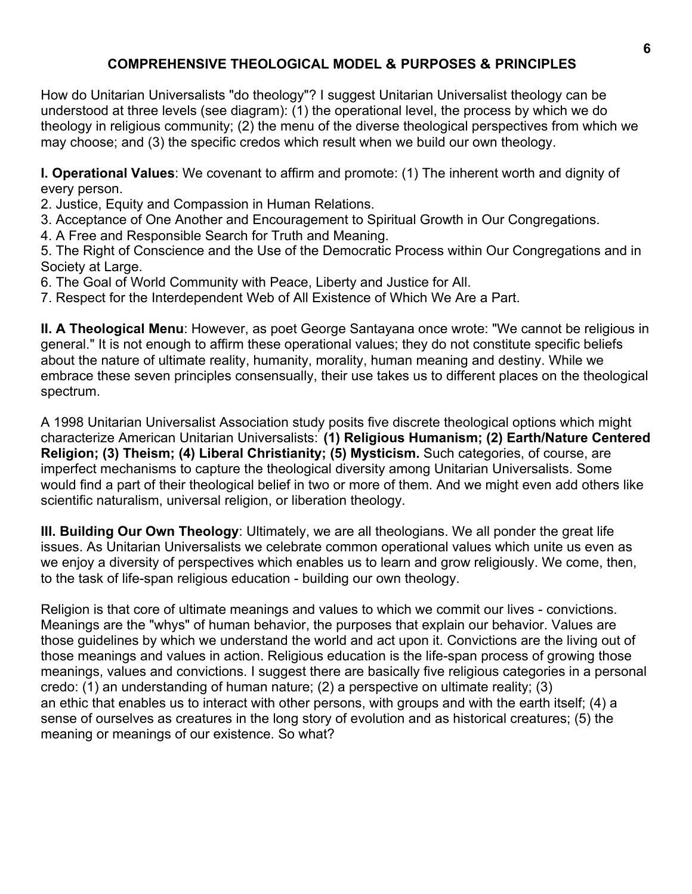## COMPREHENSIVE THEOLOGICAL MODEL & PURPOSES & PRINCIPLES

How do Unitarian Universalists "do theology"? I suggest Unitarian Universalist theology can be understood at three levels (see diagram): (1) the operational level, the process by which we do theology in religious community; (2) the menu of the diverse theological perspectives from which we may choose; and (3) the specific credos which result when we build our own theology.

**I. Operational Values**: We covenant to affirm and promote: (1) The inherent worth and dignity of every person.

2. Justice, Equity and Compassion in Human Relations.
3. Acceptance of One Another and Encouragement to Spiritual Growth in Our Congregations.
4. A Free and Responsible Search for Truth and Meaning.
5. The Right of Conscience and the Use of the Democratic Process within Our Congregations and in Society at Large.
6. The Goal of World Community with Peace, Liberty and Justice for All.
7. Respect for the Interdependent Web of All Existence of Which We Are a Part.

**II. A Theological Menu**: However, as poet George Santayana once wrote: "We cannot be religious in general." It is not enough to affirm these operational values; they do not constitute specific beliefs about the nature of ultimate reality, humanity, morality, human meaning and destiny. While we embrace these seven principles consensually, their use takes us to different places on the theological spectrum.

A 1998 Unitarian Universalist Association study posits five discrete theological options which might characterize American Unitarian Universalists: **(1) Religious Humanism; (2) Earth/Nature Centered Religion; (3) Theism; (4) Liberal Christianity; (5) Mysticism.** Such categories, of course, are imperfect mechanisms to capture the theological diversity among Unitarian Universalists. Some would find a part of their theological belief in two or more of them. And we might even add others like scientific naturalism, universal religion, or liberation theology.

**III. Building Our Own Theology**: Ultimately, we are all theologians. We all ponder the great life issues. As Unitarian Universalists we celebrate common operational values which unite us even as we enjoy a diversity of perspectives which enables us to learn and grow religiously. We come, then, to the task of life-span religious education - building our own theology.

Religion is that core of ultimate meanings and values to which we commit our lives - convictions. Meanings are the "whys" of human behavior, the purposes that explain our behavior. Values are those guidelines by which we understand the world and act upon it. Convictions are the living out of those meanings and values in action. Religious education is the life-span process of growing those meanings, values and convictions. I suggest there are basically five religious categories in a personal credo: (1) an understanding of human nature; (2) a perspective on ultimate reality; (3) an ethic that enables us to interact with other persons, with groups and with the earth itself; (4) a sense of ourselves as creatures in the long story of evolution and as historical creatures; (5) the meaning or meanings of our existence. So what?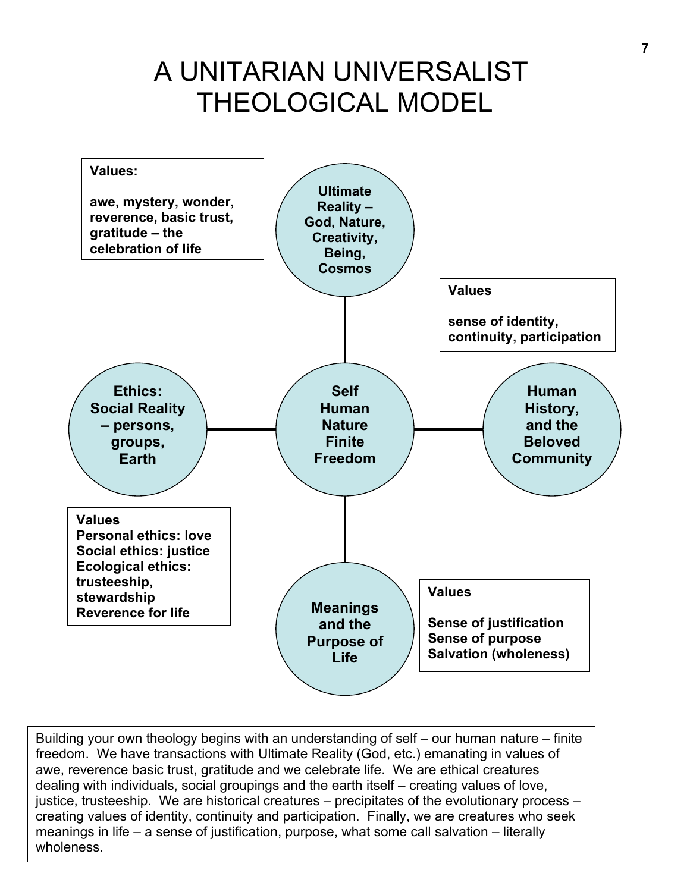# A UNITARIAN UNIVERSALIST THEOLOGICAL MODEL

**Values:**

**awe, mystery, wonder, reverence, basic trust, gratitude – the celebration of life**

**Ultimate Reality – God, Nature, Creativity, Being, Cosmos**

**Values**

**sense of identity, continuity, participation**

**Ethics: Social Reality – persons, groups, Earth**

**Self Human Nature Finite Freedom**

**Human History, and the Beloved Community**

**Values**
**Personal ethics: love**
**Social ethics: justice**
**Ecological ethics: trusteeship, stewardship**
**Reverence for life**

**Meanings and the Purpose of Life**

**Values**

**Sense of justification**
**Sense of purpose**
**Salvation (wholeness)**

Building your own theology begins with an understanding of self – our human nature – finite freedom. We have transactions with Ultimate Reality (God, etc.) emanating in values of awe, reverence basic trust, gratitude and we celebrate life. We are ethical creatures dealing with individuals, social groupings and the earth itself – creating values of love, justice, trusteeship. We are historical creatures – precipitates of the evolutionary process – creating values of identity, continuity and participation. Finally, we are creatures who seek meanings in life – a sense of justification, purpose, what some call salvation – literally wholeness.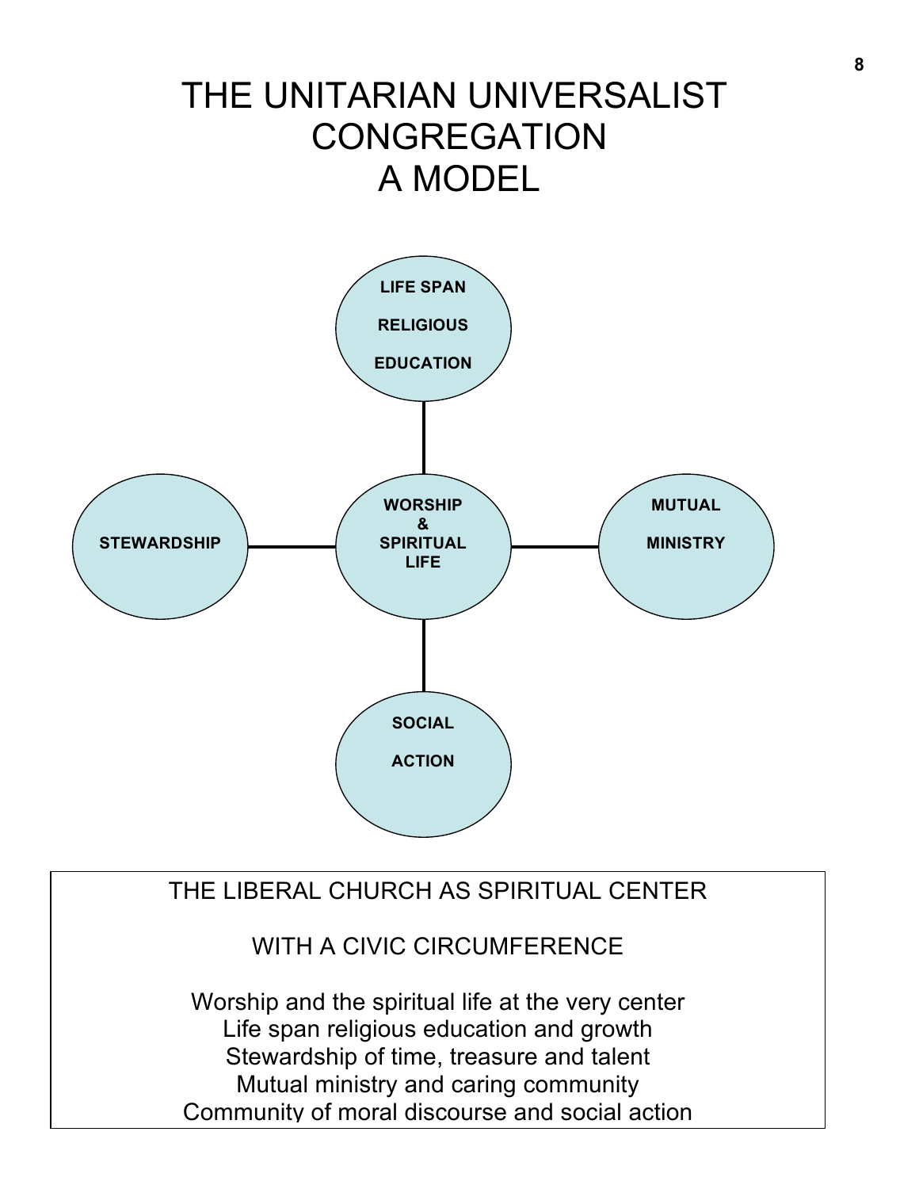# THE UNITARIAN UNIVERSALIST CONGREGATION
# A MODEL

**LIFE SPAN RELIGIOUS EDUCATION**

**STEWARDSHIP**

**WORSHIP & SPIRITUAL LIFE**

**MUTUAL MINISTRY**

**SOCIAL ACTION**

THE LIBERAL CHURCH AS SPIRITUAL CENTER

WITH A CIVIC CIRCUMFERENCE

Worship and the spiritual life at the very center
Life span religious education and growth
Stewardship of time, treasure and talent
Mutual ministry and caring community
Community of moral discourse and social action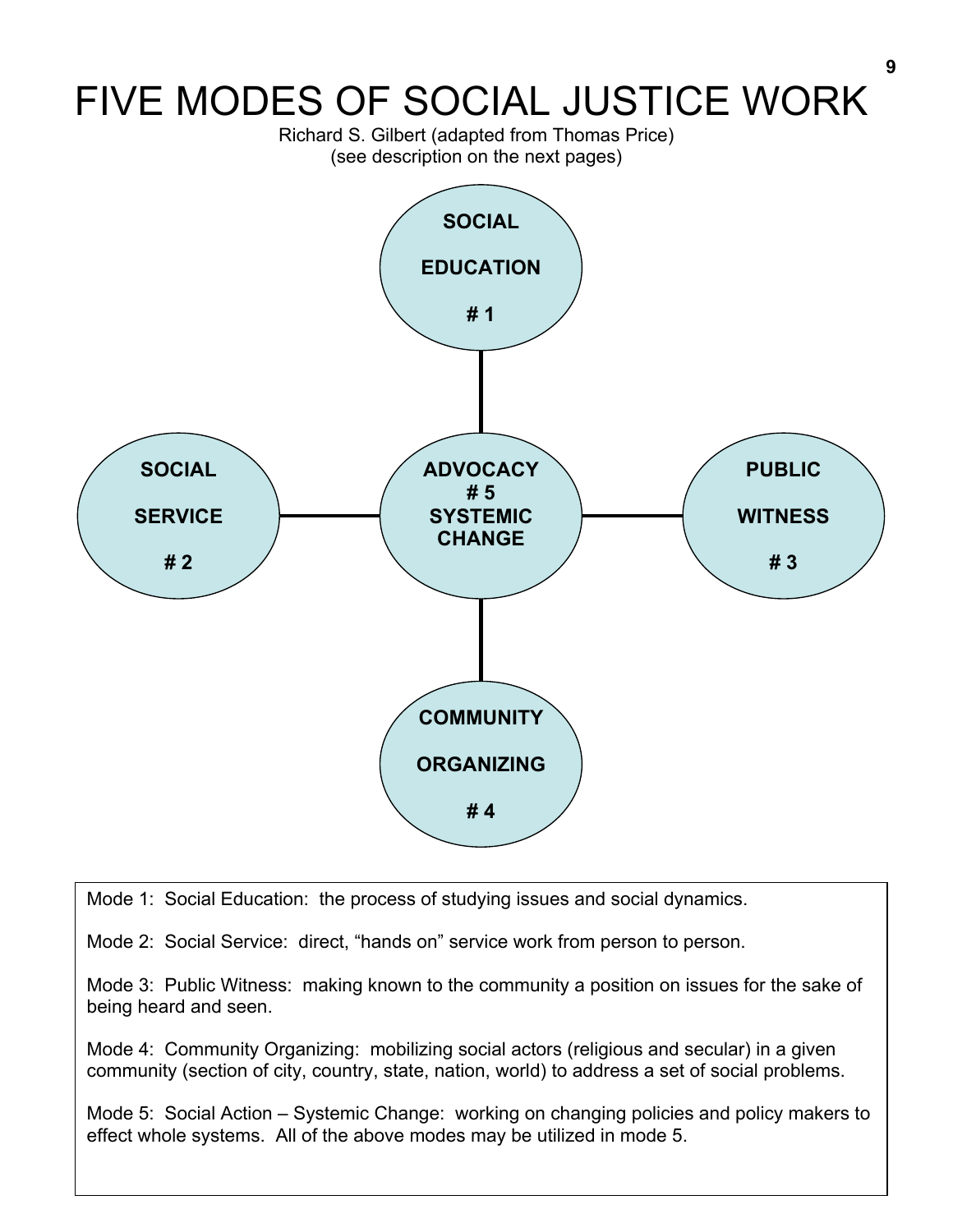# FIVE MODES OF SOCIAL JUSTICE WORK

Richard S. Gilbert (adapted from Thomas Price)
(see description on the next pages)

**SOCIAL EDUCATION # 1**

**SOCIAL SERVICE # 2**

**ADVOCACY # 5 SYSTEMIC CHANGE**

**PUBLIC WITNESS # 3**

**COMMUNITY ORGANIZING # 4**

Mode 1: Social Education: the process of studying issues and social dynamics.

Mode 2: Social Service: direct, "hands on" service work from person to person.

Mode 3: Public Witness: making known to the community a position on issues for the sake of being heard and seen.

Mode 4: Community Organizing: mobilizing social actors (religious and secular) in a given community (section of city, country, state, nation, world) to address a set of social problems.

Mode 5: Social Action – Systemic Change: working on changing policies and policy makers to effect whole systems. All of the above modes may be utilized in mode 5.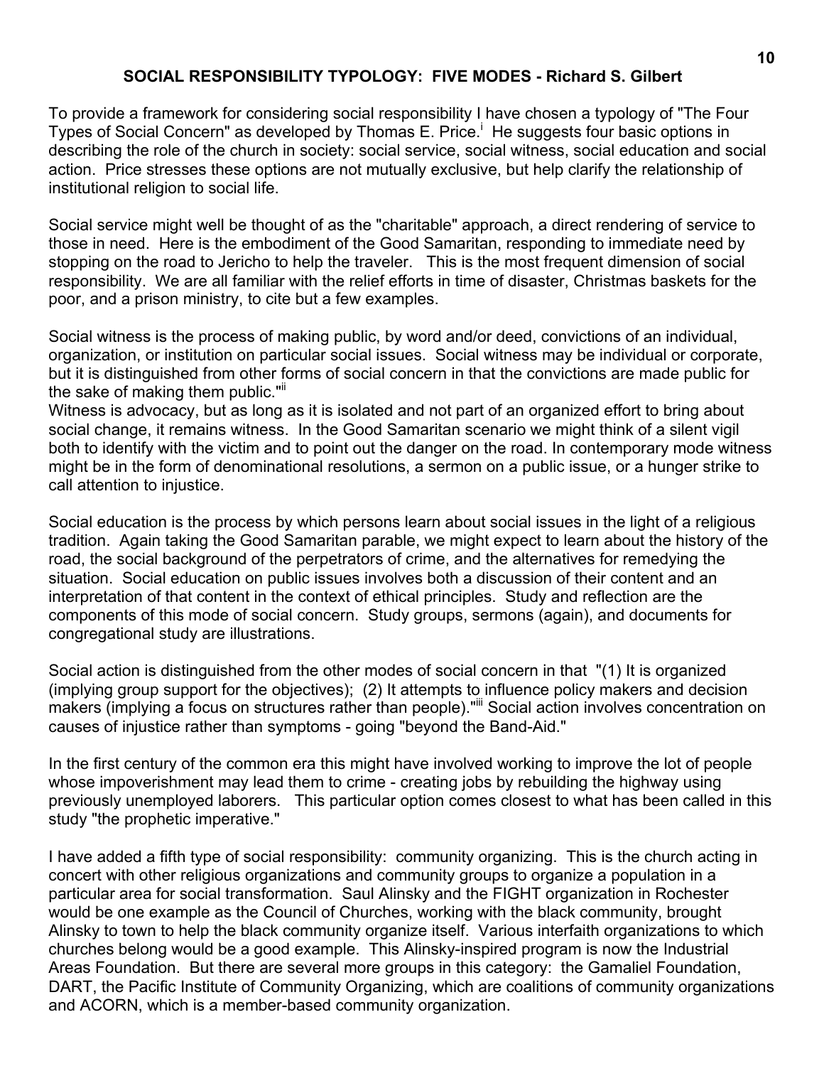## SOCIAL RESPONSIBILITY TYPOLOGY: FIVE MODES - Richard S. Gilbert

To provide a framework for considering social responsibility I have chosen a typology of "The Four Types of Social Concern" as developed by Thomas E. Price.[i] He suggests four basic options in describing the role of the church in society: social service, social witness, social education and social action. Price stresses these options are not mutually exclusive, but help clarify the relationship of institutional religion to social life.

Social service might well be thought of as the "charitable" approach, a direct rendering of service to those in need. Here is the embodiment of the Good Samaritan, responding to immediate need by stopping on the road to Jericho to help the traveler. This is the most frequent dimension of social responsibility. We are all familiar with the relief efforts in time of disaster, Christmas baskets for the poor, and a prison ministry, to cite but a few examples.

Social witness is the process of making public, by word and/or deed, convictions of an individual, organization, or institution on particular social issues. Social witness may be individual or corporate, but it is distinguished from other forms of social concern in that the convictions are made public for the sake of making them public."[ii]

Witness is advocacy, but as long as it is isolated and not part of an organized effort to bring about social change, it remains witness. In the Good Samaritan scenario we might think of a silent vigil both to identify with the victim and to point out the danger on the road. In contemporary mode witness might be in the form of denominational resolutions, a sermon on a public issue, or a hunger strike to call attention to injustice.

Social education is the process by which persons learn about social issues in the light of a religious tradition. Again taking the Good Samaritan parable, we might expect to learn about the history of the road, the social background of the perpetrators of crime, and the alternatives for remedying the situation. Social education on public issues involves both a discussion of their content and an interpretation of that content in the context of ethical principles. Study and reflection are the components of this mode of social concern. Study groups, sermons (again), and documents for congregational study are illustrations.

Social action is distinguished from the other modes of social concern in that "(1) It is organized (implying group support for the objectives); (2) It attempts to influence policy makers and decision makers (implying a focus on structures rather than people)."[iii] Social action involves concentration on causes of injustice rather than symptoms - going "beyond the Band-Aid."

In the first century of the common era this might have involved working to improve the lot of people whose impoverishment may lead them to crime - creating jobs by rebuilding the highway using previously unemployed laborers. This particular option comes closest to what has been called in this study "the prophetic imperative."

I have added a fifth type of social responsibility: community organizing. This is the church acting in concert with other religious organizations and community groups to organize a population in a particular area for social transformation. Saul Alinsky and the FIGHT organization in Rochester would be one example as the Council of Churches, working with the black community, brought Alinsky to town to help the black community organize itself. Various interfaith organizations to which churches belong would be a good example. This Alinsky-inspired program is now the Industrial Areas Foundation. But there are several more groups in this category: the Gamaliel Foundation, DART, the Pacific Institute of Community Organizing, which are coalitions of community organizations and ACORN, which is a member-based community organization.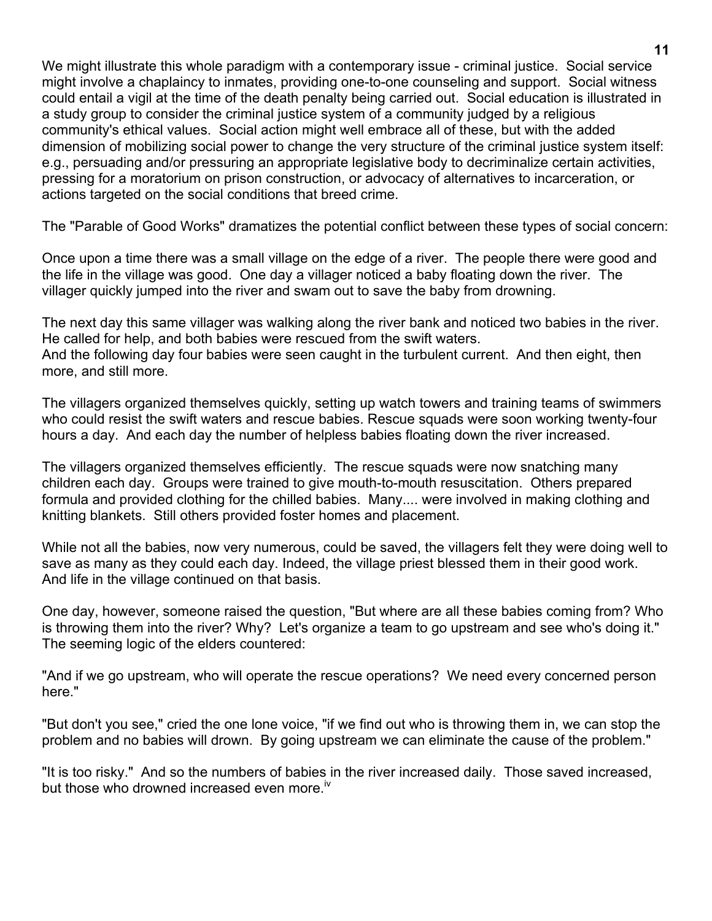We might illustrate this whole paradigm with a contemporary issue - criminal justice. Social service might involve a chaplaincy to inmates, providing one-to-one counseling and support. Social witness could entail a vigil at the time of the death penalty being carried out. Social education is illustrated in a study group to consider the criminal justice system of a community judged by a religious community's ethical values. Social action might well embrace all of these, but with the added dimension of mobilizing social power to change the very structure of the criminal justice system itself: e.g., persuading and/or pressuring an appropriate legislative body to decriminalize certain activities, pressing for a moratorium on prison construction, or advocacy of alternatives to incarceration, or actions targeted on the social conditions that breed crime.

The "Parable of Good Works" dramatizes the potential conflict between these types of social concern:

Once upon a time there was a small village on the edge of a river. The people there were good and the life in the village was good. One day a villager noticed a baby floating down the river. The villager quickly jumped into the river and swam out to save the baby from drowning.

The next day this same villager was walking along the river bank and noticed two babies in the river. He called for help, and both babies were rescued from the swift waters.
And the following day four babies were seen caught in the turbulent current. And then eight, then more, and still more.

The villagers organized themselves quickly, setting up watch towers and training teams of swimmers who could resist the swift waters and rescue babies. Rescue squads were soon working twenty-four hours a day. And each day the number of helpless babies floating down the river increased.

The villagers organized themselves efficiently. The rescue squads were now snatching many children each day. Groups were trained to give mouth-to-mouth resuscitation. Others prepared formula and provided clothing for the chilled babies. Many.... were involved in making clothing and knitting blankets. Still others provided foster homes and placement.

While not all the babies, now very numerous, could be saved, the villagers felt they were doing well to save as many as they could each day. Indeed, the village priest blessed them in their good work. And life in the village continued on that basis.

One day, however, someone raised the question, "But where are all these babies coming from? Who is throwing them into the river? Why? Let's organize a team to go upstream and see who's doing it." The seeming logic of the elders countered:

"And if we go upstream, who will operate the rescue operations? We need every concerned person here."

"But don't you see," cried the one lone voice, "if we find out who is throwing them in, we can stop the problem and no babies will drown. By going upstream we can eliminate the cause of the problem."

"It is too risky." And so the numbers of babies in the river increased daily. Those saved increased, but those who drowned increased even more.[iv]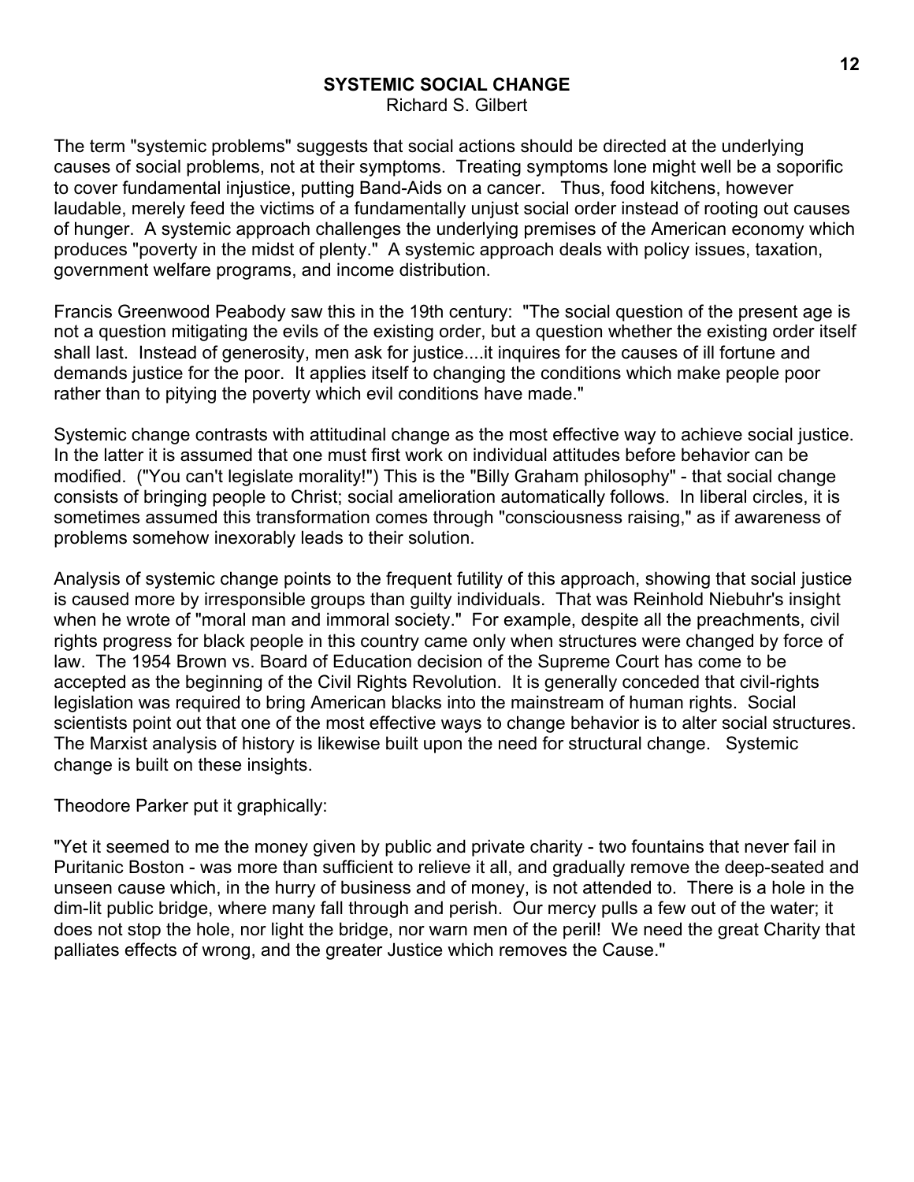## SYSTEMIC SOCIAL CHANGE

Richard S. Gilbert

The term "systemic problems" suggests that social actions should be directed at the underlying causes of social problems, not at their symptoms. Treating symptoms lone might well be a soporific to cover fundamental injustice, putting Band-Aids on a cancer. Thus, food kitchens, however laudable, merely feed the victims of a fundamentally unjust social order instead of rooting out causes of hunger. A systemic approach challenges the underlying premises of the American economy which produces "poverty in the midst of plenty." A systemic approach deals with policy issues, taxation, government welfare programs, and income distribution.

Francis Greenwood Peabody saw this in the 19th century: "The social question of the present age is not a question mitigating the evils of the existing order, but a question whether the existing order itself shall last. Instead of generosity, men ask for justice....it inquires for the causes of ill fortune and demands justice for the poor. It applies itself to changing the conditions which make people poor rather than to pitying the poverty which evil conditions have made."

Systemic change contrasts with attitudinal change as the most effective way to achieve social justice. In the latter it is assumed that one must first work on individual attitudes before behavior can be modified. ("You can't legislate morality!") This is the "Billy Graham philosophy" - that social change consists of bringing people to Christ; social amelioration automatically follows. In liberal circles, it is sometimes assumed this transformation comes through "consciousness raising," as if awareness of problems somehow inexorably leads to their solution.

Analysis of systemic change points to the frequent futility of this approach, showing that social justice is caused more by irresponsible groups than guilty individuals. That was Reinhold Niebuhr's insight when he wrote of "moral man and immoral society." For example, despite all the preachments, civil rights progress for black people in this country came only when structures were changed by force of law. The 1954 Brown vs. Board of Education decision of the Supreme Court has come to be accepted as the beginning of the Civil Rights Revolution. It is generally conceded that civil-rights legislation was required to bring American blacks into the mainstream of human rights. Social scientists point out that one of the most effective ways to change behavior is to alter social structures. The Marxist analysis of history is likewise built upon the need for structural change. Systemic change is built on these insights.

Theodore Parker put it graphically:

"Yet it seemed to me the money given by public and private charity - two fountains that never fail in Puritanic Boston - was more than sufficient to relieve it all, and gradually remove the deep-seated and unseen cause which, in the hurry of business and of money, is not attended to. There is a hole in the dim-lit public bridge, where many fall through and perish. Our mercy pulls a few out of the water; it does not stop the hole, nor light the bridge, nor warn men of the peril! We need the great Charity that palliates effects of wrong, and the greater Justice which removes the Cause."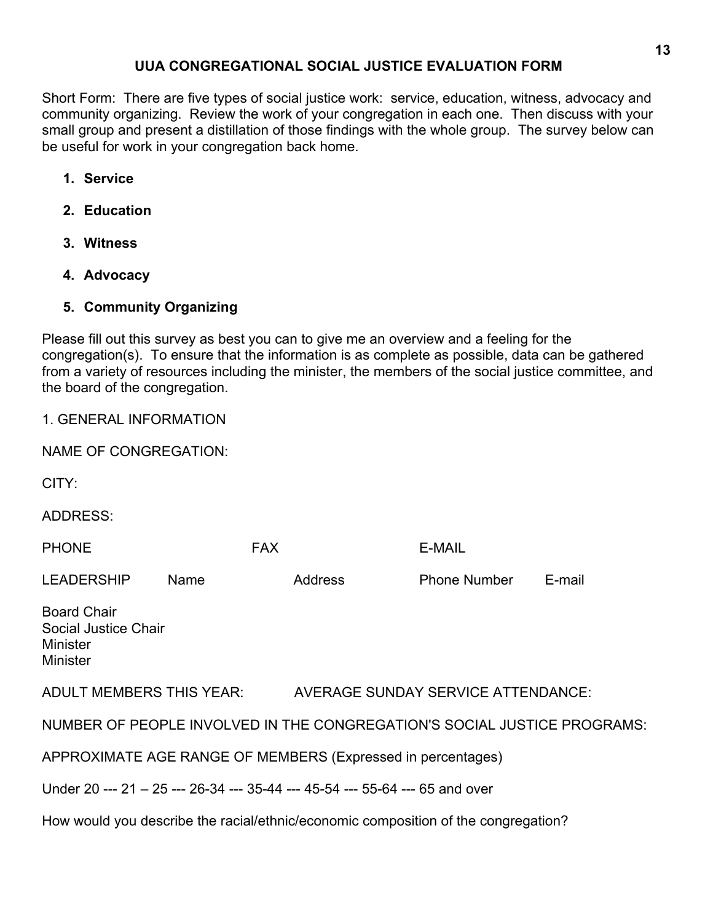# UUA CONGREGATIONAL SOCIAL JUSTICE EVALUATION FORM

Short Form: There are five types of social justice work: service, education, witness, advocacy and community organizing. Review the work of your congregation in each one. Then discuss with your small group and present a distillation of those findings with the whole group. The survey below can be useful for work in your congregation back home.

1. **Service**
2. **Education**
3. **Witness**
4. **Advocacy**
5. **Community Organizing**

Please fill out this survey as best you can to give me an overview and a feeling for the congregation(s). To ensure that the information is as complete as possible, data can be gathered from a variety of resources including the minister, the members of the social justice committee, and the board of the congregation.

1. GENERAL INFORMATION

NAME OF CONGREGATION:

CITY:

ADDRESS:

PHONE FAX E-MAIL

| LEADERSHIP | Name | Address | Phone Number | E-mail |
|---|---|---|---|---|
| Board Chair | | | | |
| Social Justice Chair | | | | |
| Minister | | | | |
| Minister | | | | |

ADULT MEMBERS THIS YEAR: AVERAGE SUNDAY SERVICE ATTENDANCE:

NUMBER OF PEOPLE INVOLVED IN THE CONGREGATION'S SOCIAL JUSTICE PROGRAMS:

APPROXIMATE AGE RANGE OF MEMBERS (Expressed in percentages)

Under 20 --- 21 – 25 --- 26-34 --- 35-44 --- 45-54 --- 55-64 --- 65 and over

How would you describe the racial/ethnic/economic composition of the congregation?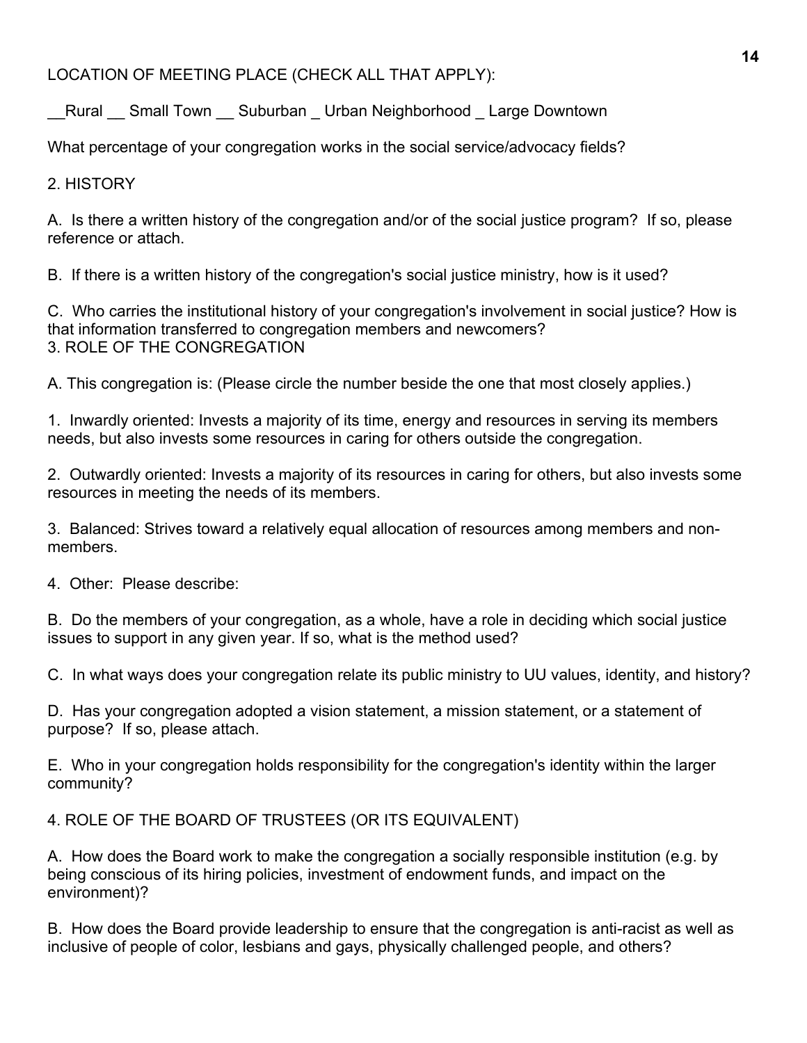LOCATION OF MEETING PLACE (CHECK ALL THAT APPLY):

__Rural __ Small Town __ Suburban _ Urban Neighborhood _ Large Downtown

What percentage of your congregation works in the social service/advocacy fields?

## 2. HISTORY

A. Is there a written history of the congregation and/or of the social justice program? If so, please reference or attach.

B. If there is a written history of the congregation's social justice ministry, how is it used?

C. Who carries the institutional history of your congregation's involvement in social justice? How is that information transferred to congregation members and newcomers?

## 3. ROLE OF THE CONGREGATION

A. This congregation is: (Please circle the number beside the one that most closely applies.)

1. Inwardly oriented: Invests a majority of its time, energy and resources in serving its members needs, but also invests some resources in caring for others outside the congregation.

2. Outwardly oriented: Invests a majority of its resources in caring for others, but also invests some resources in meeting the needs of its members.

3. Balanced: Strives toward a relatively equal allocation of resources among members and non-members.

4. Other: Please describe:

B. Do the members of your congregation, as a whole, have a role in deciding which social justice issues to support in any given year. If so, what is the method used?

C. In what ways does your congregation relate its public ministry to UU values, identity, and history?

D. Has your congregation adopted a vision statement, a mission statement, or a statement of purpose? If so, please attach.

E. Who in your congregation holds responsibility for the congregation's identity within the larger community?

## 4. ROLE OF THE BOARD OF TRUSTEES (OR ITS EQUIVALENT)

A. How does the Board work to make the congregation a socially responsible institution (e.g. by being conscious of its hiring policies, investment of endowment funds, and impact on the environment)?

B. How does the Board provide leadership to ensure that the congregation is anti-racist as well as inclusive of people of color, lesbians and gays, physically challenged people, and others?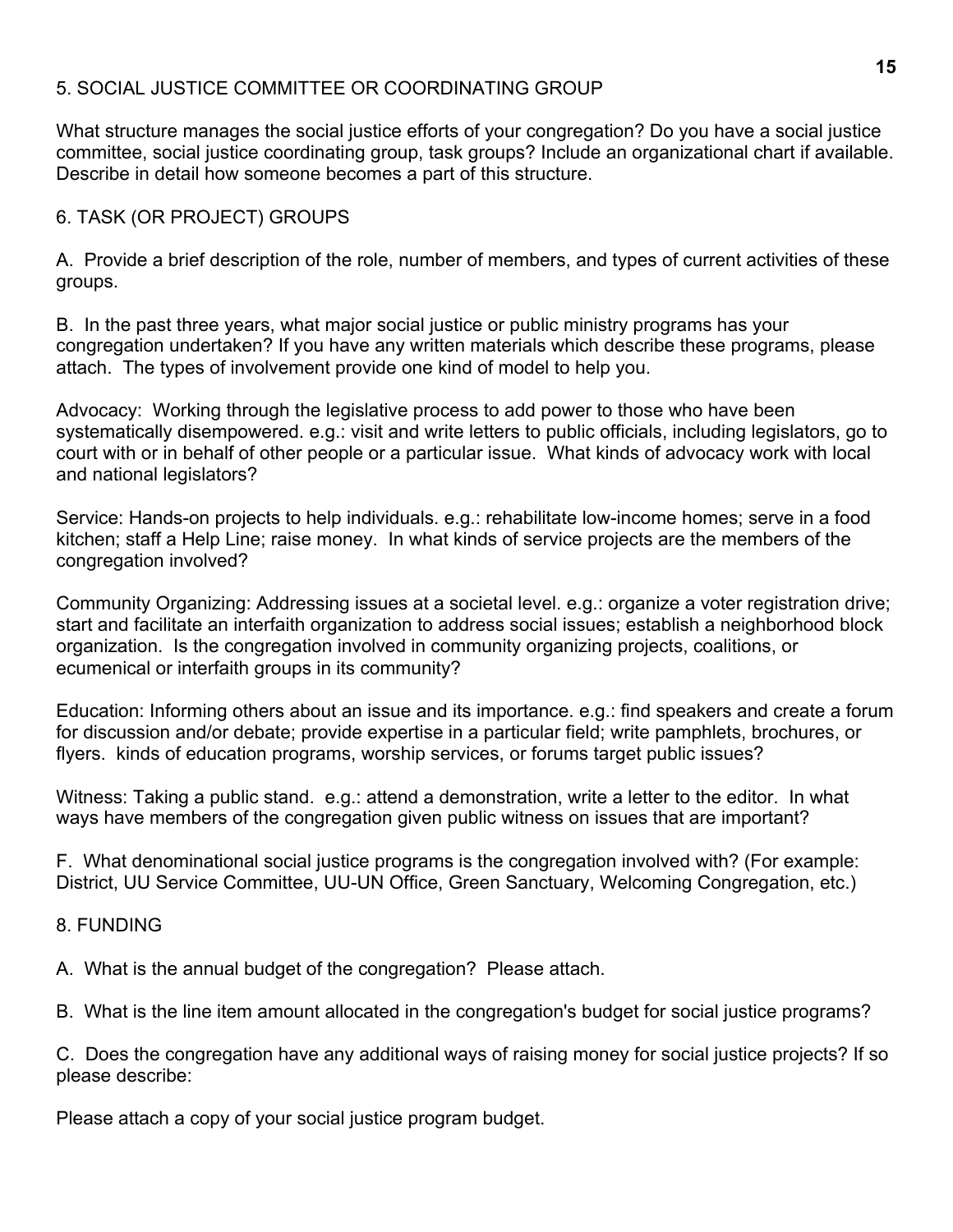## 5. SOCIAL JUSTICE COMMITTEE OR COORDINATING GROUP

What structure manages the social justice efforts of your congregation? Do you have a social justice committee, social justice coordinating group, task groups? Include an organizational chart if available. Describe in detail how someone becomes a part of this structure.

## 6. TASK (OR PROJECT) GROUPS

A. Provide a brief description of the role, number of members, and types of current activities of these groups.

B. In the past three years, what major social justice or public ministry programs has your congregation undertaken? If you have any written materials which describe these programs, please attach. The types of involvement provide one kind of model to help you.

Advocacy: Working through the legislative process to add power to those who have been systematically disempowered. e.g.: visit and write letters to public officials, including legislators, go to court with or in behalf of other people or a particular issue. What kinds of advocacy work with local and national legislators?

Service: Hands-on projects to help individuals. e.g.: rehabilitate low-income homes; serve in a food kitchen; staff a Help Line; raise money. In what kinds of service projects are the members of the congregation involved?

Community Organizing: Addressing issues at a societal level. e.g.: organize a voter registration drive; start and facilitate an interfaith organization to address social issues; establish a neighborhood block organization. Is the congregation involved in community organizing projects, coalitions, or ecumenical or interfaith groups in its community?

Education: Informing others about an issue and its importance. e.g.: find speakers and create a forum for discussion and/or debate; provide expertise in a particular field; write pamphlets, brochures, or flyers. kinds of education programs, worship services, or forums target public issues?

Witness: Taking a public stand. e.g.: attend a demonstration, write a letter to the editor. In what ways have members of the congregation given public witness on issues that are important?

F. What denominational social justice programs is the congregation involved with? (For example: District, UU Service Committee, UU-UN Office, Green Sanctuary, Welcoming Congregation, etc.)

## 8. FUNDING

A. What is the annual budget of the congregation? Please attach.

B. What is the line item amount allocated in the congregation's budget for social justice programs?

C. Does the congregation have any additional ways of raising money for social justice projects? If so please describe:

Please attach a copy of your social justice program budget.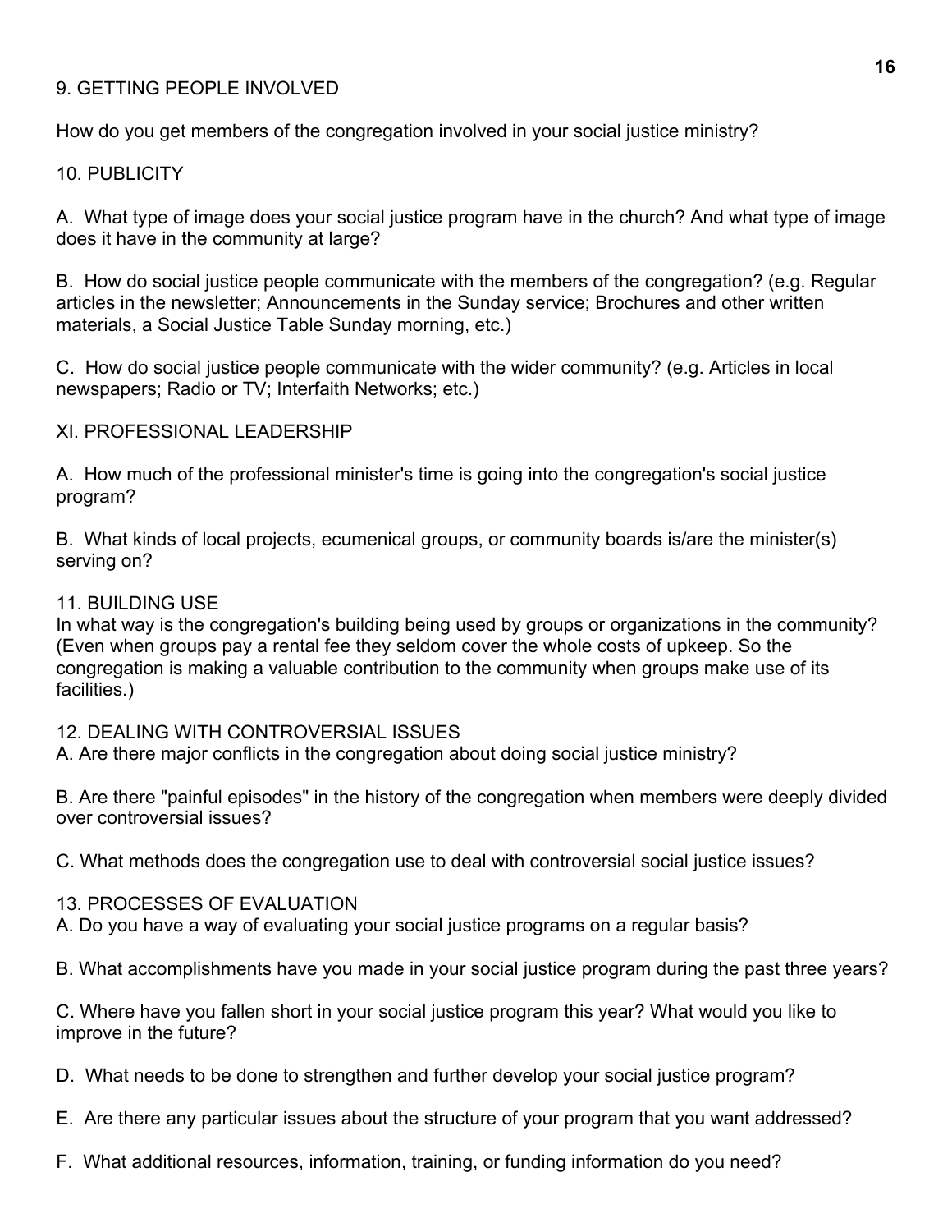## 9. GETTING PEOPLE INVOLVED

How do you get members of the congregation involved in your social justice ministry?

## 10. PUBLICITY

A. What type of image does your social justice program have in the church? And what type of image does it have in the community at large?

B. How do social justice people communicate with the members of the congregation? (e.g. Regular articles in the newsletter; Announcements in the Sunday service; Brochures and other written materials, a Social Justice Table Sunday morning, etc.)

C. How do social justice people communicate with the wider community? (e.g. Articles in local newspapers; Radio or TV; Interfaith Networks; etc.)

## XI. PROFESSIONAL LEADERSHIP

A. How much of the professional minister's time is going into the congregation's social justice program?

B. What kinds of local projects, ecumenical groups, or community boards is/are the minister(s) serving on?

## 11. BUILDING USE

In what way is the congregation's building being used by groups or organizations in the community? (Even when groups pay a rental fee they seldom cover the whole costs of upkeep. So the congregation is making a valuable contribution to the community when groups make use of its facilities.)

## 12. DEALING WITH CONTROVERSIAL ISSUES

A. Are there major conflicts in the congregation about doing social justice ministry?

B. Are there "painful episodes" in the history of the congregation when members were deeply divided over controversial issues?

C. What methods does the congregation use to deal with controversial social justice issues?

## 13. PROCESSES OF EVALUATION

A. Do you have a way of evaluating your social justice programs on a regular basis?

B. What accomplishments have you made in your social justice program during the past three years?

C. Where have you fallen short in your social justice program this year? What would you like to improve in the future?

D. What needs to be done to strengthen and further develop your social justice program?

E. Are there any particular issues about the structure of your program that you want addressed?

F. What additional resources, information, training, or funding information do you need?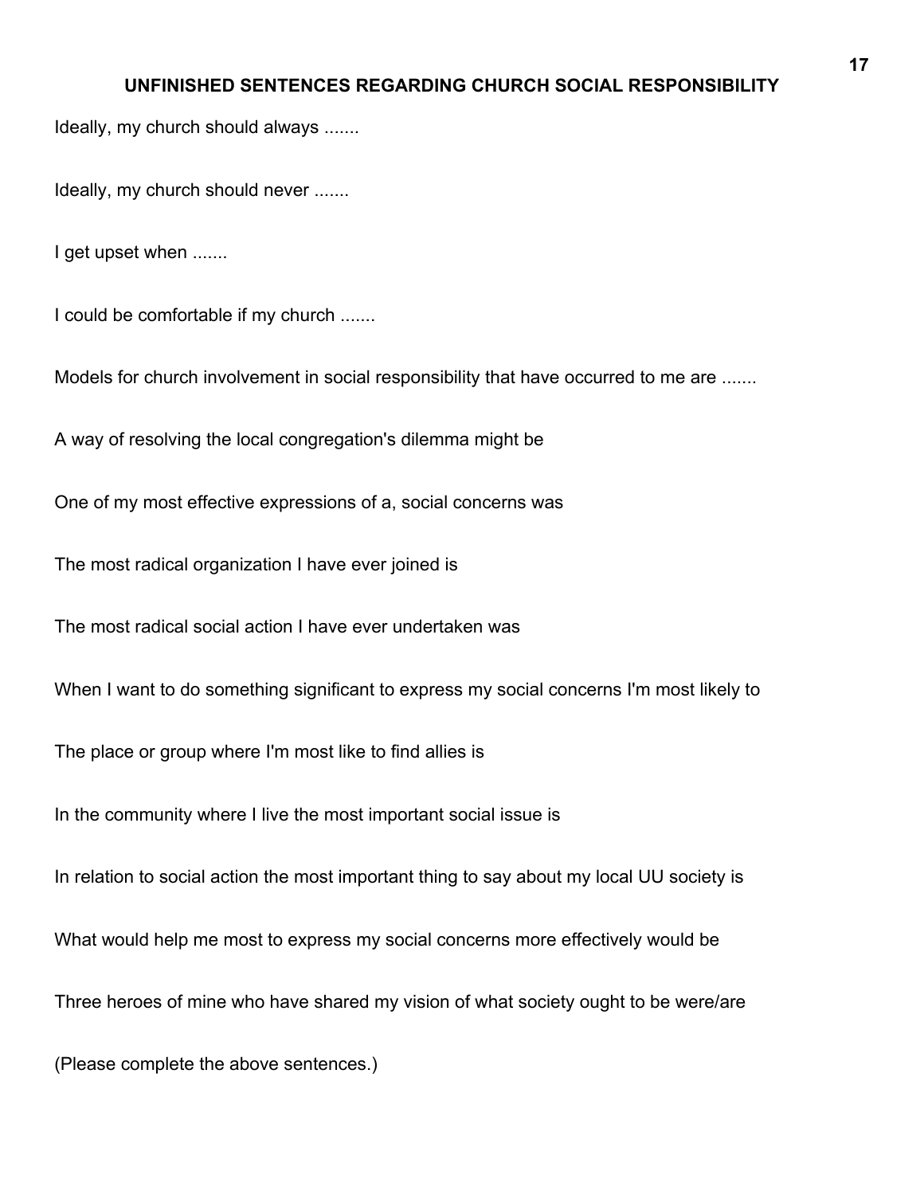# UNFINISHED SENTENCES REGARDING CHURCH SOCIAL RESPONSIBILITY

Ideally, my church should always .......

Ideally, my church should never .......

I get upset when .......

I could be comfortable if my church .......

Models for church involvement in social responsibility that have occurred to me are .......

A way of resolving the local congregation's dilemma might be

One of my most effective expressions of a, social concerns was

The most radical organization I have ever joined is

The most radical social action I have ever undertaken was

When I want to do something significant to express my social concerns I'm most likely to

The place or group where I'm most like to find allies is

In the community where I live the most important social issue is

In relation to social action the most important thing to say about my local UU society is

What would help me most to express my social concerns more effectively would be

Three heroes of mine who have shared my vision of what society ought to be were/are

(Please complete the above sentences.)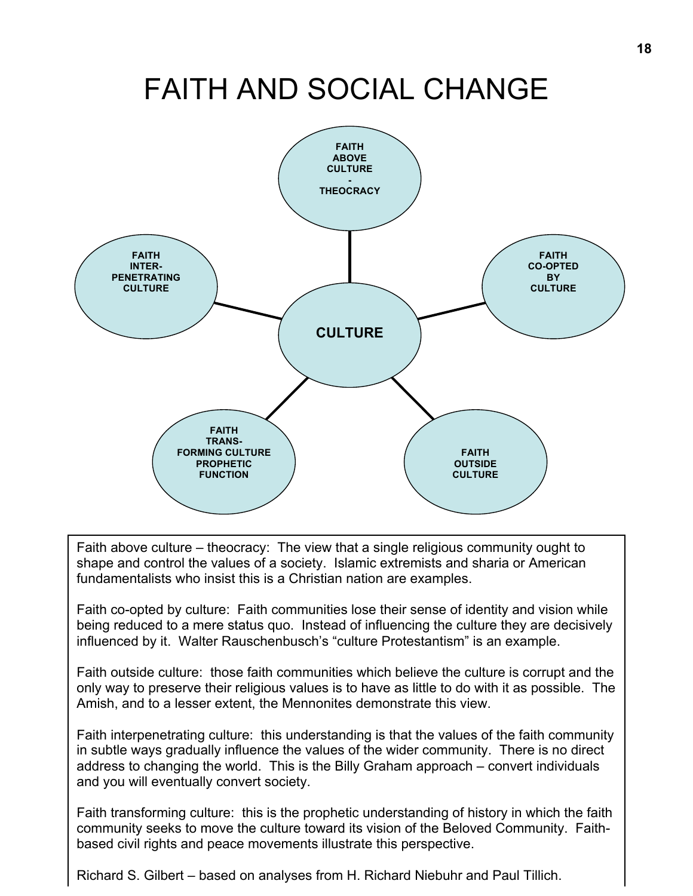# FAITH AND SOCIAL CHANGE

**FAITH ABOVE CULTURE - THEOCRACY**

**FAITH INTER-PENETRATING CULTURE**

**FAITH CO-OPTED BY CULTURE**

**CULTURE**

**FAITH TRANS-FORMING CULTURE PROPHETIC FUNCTION**

**FAITH OUTSIDE CULTURE**

Faith above culture – theocracy: The view that a single religious community ought to shape and control the values of a society. Islamic extremists and sharia or American fundamentalists who insist this is a Christian nation are examples.

Faith co-opted by culture: Faith communities lose their sense of identity and vision while being reduced to a mere status quo. Instead of influencing the culture they are decisively influenced by it. Walter Rauschenbusch's "culture Protestantism" is an example.

Faith outside culture: those faith communities which believe the culture is corrupt and the only way to preserve their religious values is to have as little to do with it as possible. The Amish, and to a lesser extent, the Mennonites demonstrate this view.

Faith interpenetrating culture: this understanding is that the values of the faith community in subtle ways gradually influence the values of the wider community. There is no direct address to changing the world. This is the Billy Graham approach – convert individuals and you will eventually convert society.

Faith transforming culture: this is the prophetic understanding of history in which the faith community seeks to move the culture toward its vision of the Beloved Community. Faith-based civil rights and peace movements illustrate this perspective.

Richard S. Gilbert – based on analyses from H. Richard Niebuhr and Paul Tillich.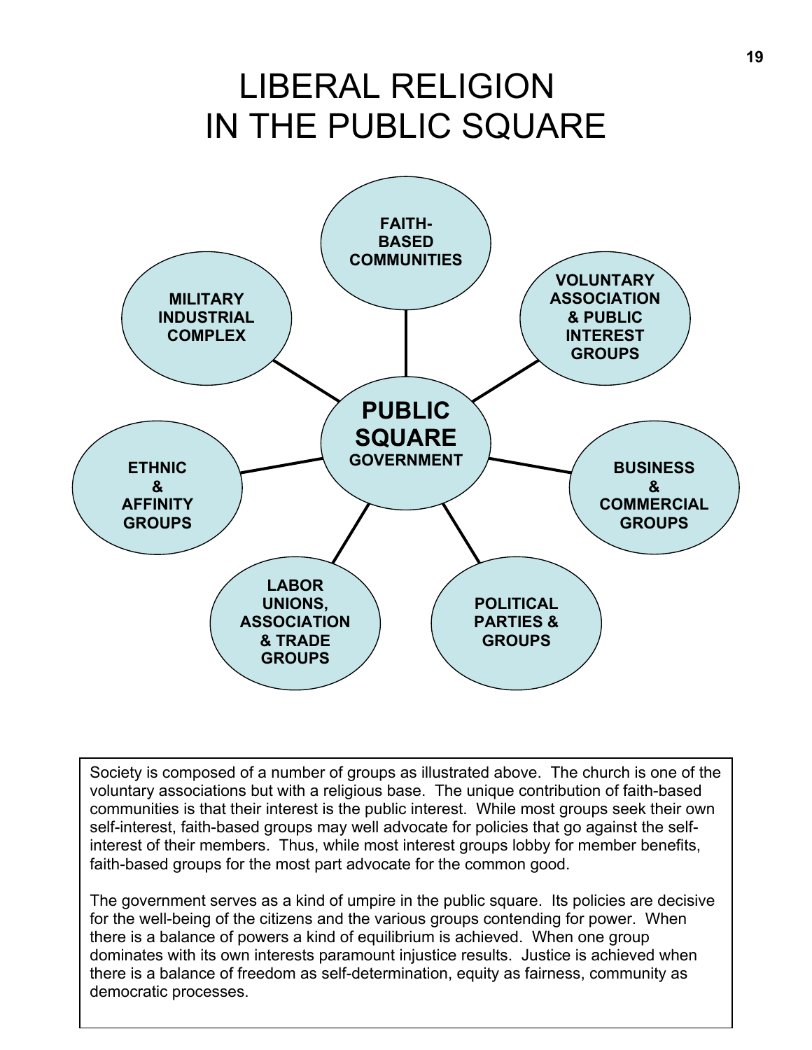# LIBERAL RELIGION IN THE PUBLIC SQUARE

**PUBLIC SQUARE**
**GOVERNMENT**

- **FAITH-BASED COMMUNITIES**
- **VOLUNTARY ASSOCIATION & PUBLIC INTEREST GROUPS**
- **BUSINESS & COMMERCIAL GROUPS**
- **POLITICAL PARTIES & GROUPS**
- **LABOR UNIONS, ASSOCIATION & TRADE GROUPS**
- **ETHNIC & AFFINITY GROUPS**
- **MILITARY INDUSTRIAL COMPLEX**

Society is composed of a number of groups as illustrated above. The church is one of the voluntary associations but with a religious base. The unique contribution of faith-based communities is that their interest is the public interest. While most groups seek their own self-interest, faith-based groups may well advocate for policies that go against the self-interest of their members. Thus, while most interest groups lobby for member benefits, faith-based groups for the most part advocate for the common good.

The government serves as a kind of umpire in the public square. Its policies are decisive for the well-being of the citizens and the various groups contending for power. When there is a balance of powers a kind of equilibrium is achieved. When one group dominates with its own interests paramount injustice results. Justice is achieved when there is a balance of freedom as self-determination, equity as fairness, community as democratic processes.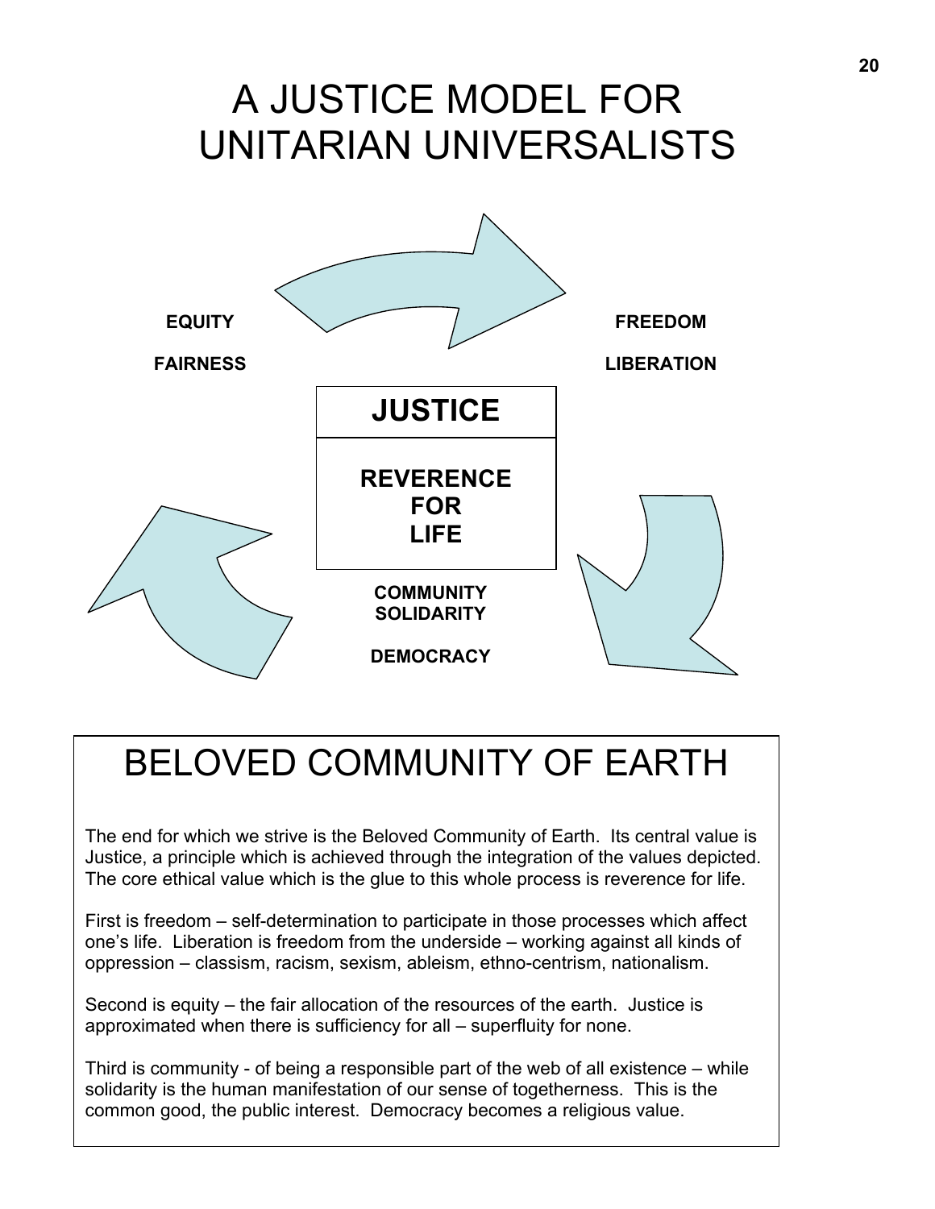# A JUSTICE MODEL FOR UNITARIAN UNIVERSALISTS

**EQUITY**

**FAIRNESS**

**FREEDOM**

**LIBERATION**

**JUSTICE**

**REVERENCE FOR LIFE**

**COMMUNITY**
**SOLIDARITY**

**DEMOCRACY**

## BELOVED COMMUNITY OF EARTH

The end for which we strive is the Beloved Community of Earth. Its central value is Justice, a principle which is achieved through the integration of the values depicted. The core ethical value which is the glue to this whole process is reverence for life.

First is freedom – self-determination to participate in those processes which affect one's life. Liberation is freedom from the underside – working against all kinds of oppression – classism, racism, sexism, ableism, ethno-centrism, nationalism.

Second is equity – the fair allocation of the resources of the earth. Justice is approximated when there is sufficiency for all – superfluity for none.

Third is community - of being a responsible part of the web of all existence – while solidarity is the human manifestation of our sense of togetherness. This is the common good, the public interest. Democracy becomes a religious value.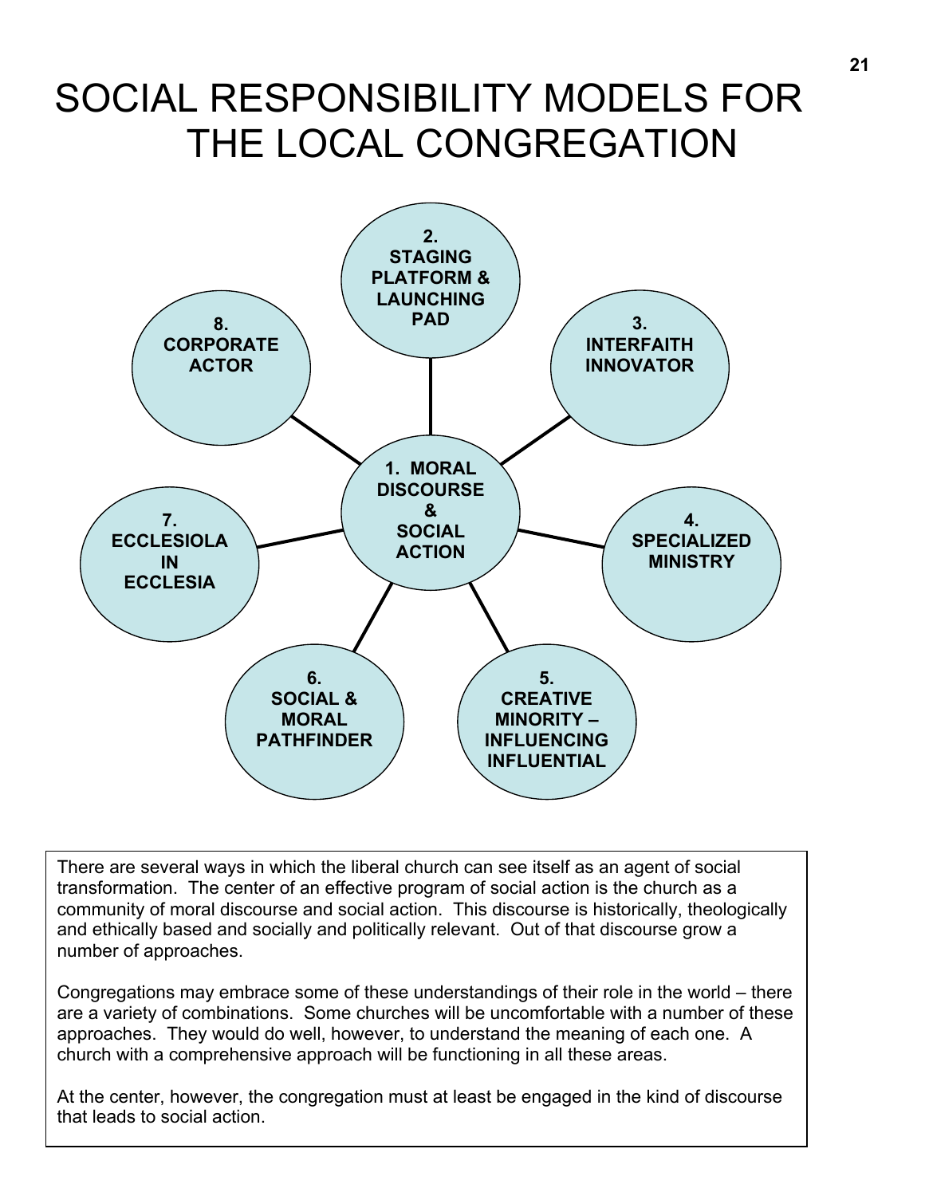# SOCIAL RESPONSIBILITY MODELS FOR THE LOCAL CONGREGATION

**1. MORAL DISCOURSE & SOCIAL ACTION**

**2. STAGING PLATFORM & LAUNCHING PAD**

**3. INTERFAITH INNOVATOR**

**4. SPECIALIZED MINISTRY**

**5. CREATIVE MINORITY – INFLUENCING INFLUENTIAL**

**6. SOCIAL & MORAL PATHFINDER**

**7. ECCLESIOLA IN ECCLESIA**

**8. CORPORATE ACTOR**

There are several ways in which the liberal church can see itself as an agent of social transformation. The center of an effective program of social action is the church as a community of moral discourse and social action. This discourse is historically, theologically and ethically based and socially and politically relevant. Out of that discourse grow a number of approaches.

Congregations may embrace some of these understandings of their role in the world – there are a variety of combinations. Some churches will be uncomfortable with a number of these approaches. They would do well, however, to understand the meaning of each one. A church with a comprehensive approach will be functioning in all these areas.

At the center, however, the congregation must at least be engaged in the kind of discourse that leads to social action.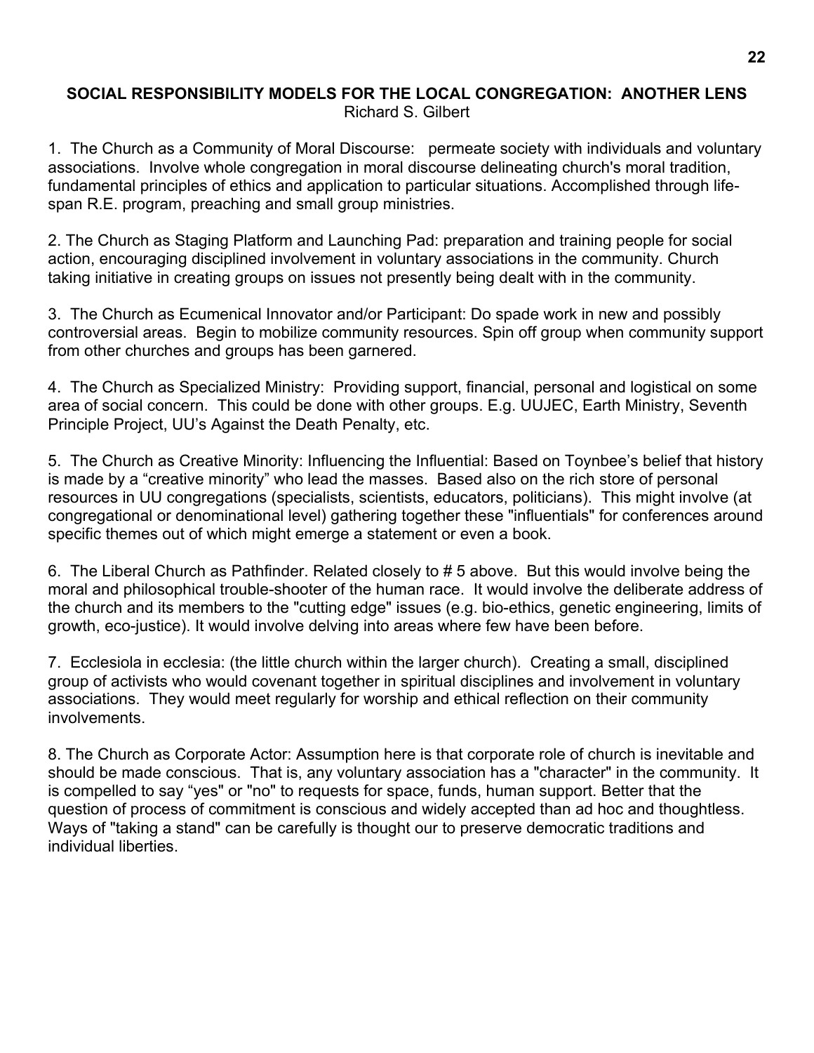## SOCIAL RESPONSIBILITY MODELS FOR THE LOCAL CONGREGATION: ANOTHER LENS

Richard S. Gilbert

1. The Church as a Community of Moral Discourse: permeate society with individuals and voluntary associations. Involve whole congregation in moral discourse delineating church's moral tradition, fundamental principles of ethics and application to particular situations. Accomplished through life-span R.E. program, preaching and small group ministries.

2. The Church as Staging Platform and Launching Pad: preparation and training people for social action, encouraging disciplined involvement in voluntary associations in the community. Church taking initiative in creating groups on issues not presently being dealt with in the community.

3. The Church as Ecumenical Innovator and/or Participant: Do spade work in new and possibly controversial areas. Begin to mobilize community resources. Spin off group when community support from other churches and groups has been garnered.

4. The Church as Specialized Ministry: Providing support, financial, personal and logistical on some area of social concern. This could be done with other groups. E.g. UUJEC, Earth Ministry, Seventh Principle Project, UU's Against the Death Penalty, etc.

5. The Church as Creative Minority: Influencing the Influential: Based on Toynbee's belief that history is made by a "creative minority" who lead the masses. Based also on the rich store of personal resources in UU congregations (specialists, scientists, educators, politicians). This might involve (at congregational or denominational level) gathering together these "influentials" for conferences around specific themes out of which might emerge a statement or even a book.

6. The Liberal Church as Pathfinder. Related closely to # 5 above. But this would involve being the moral and philosophical trouble-shooter of the human race. It would involve the deliberate address of the church and its members to the "cutting edge" issues (e.g. bio-ethics, genetic engineering, limits of growth, eco-justice). It would involve delving into areas where few have been before.

7. Ecclesiola in ecclesia: (the little church within the larger church). Creating a small, disciplined group of activists who would covenant together in spiritual disciplines and involvement in voluntary associations. They would meet regularly for worship and ethical reflection on their community involvements.

8. The Church as Corporate Actor: Assumption here is that corporate role of church is inevitable and should be made conscious. That is, any voluntary association has a "character" in the community. It is compelled to say "yes" or "no" to requests for space, funds, human support. Better that the question of process of commitment is conscious and widely accepted than ad hoc and thoughtless. Ways of "taking a stand" can be carefully is thought our to preserve democratic traditions and individual liberties.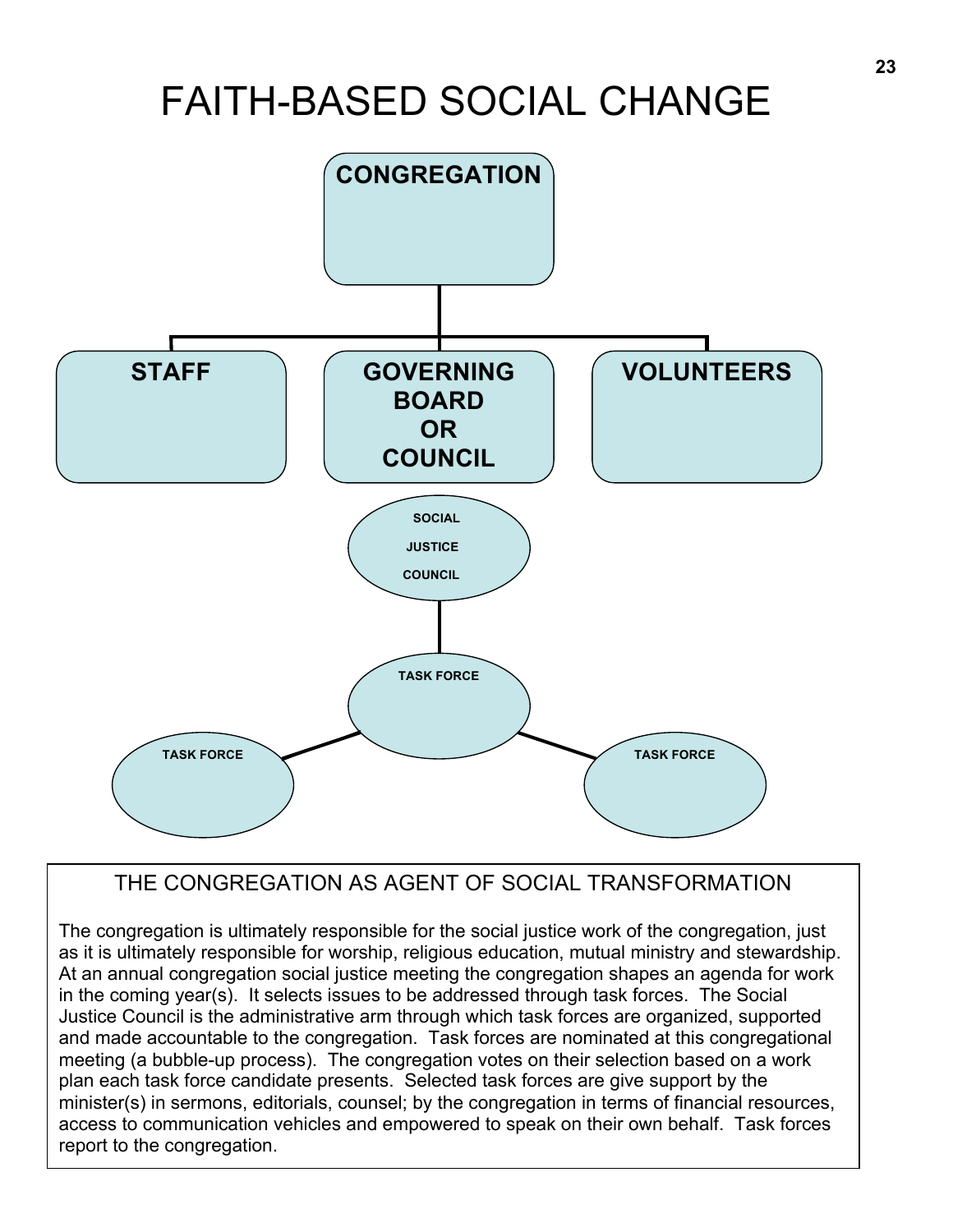# FAITH-BASED SOCIAL CHANGE

**CONGREGATION**

**STAFF** | **GOVERNING BOARD OR COUNCIL** | **VOLUNTEERS**

**SOCIAL JUSTICE COUNCIL**

**TASK FORCE**

**TASK FORCE** | **TASK FORCE**

## THE CONGREGATION AS AGENT OF SOCIAL TRANSFORMATION

The congregation is ultimately responsible for the social justice work of the congregation, just as it is ultimately responsible for worship, religious education, mutual ministry and stewardship. At an annual congregation social justice meeting the congregation shapes an agenda for work in the coming year(s). It selects issues to be addressed through task forces. The Social Justice Council is the administrative arm through which task forces are organized, supported and made accountable to the congregation. Task forces are nominated at this congregational meeting (a bubble-up process). The congregation votes on their selection based on a work plan each task force candidate presents. Selected task forces are give support by the minister(s) in sermons, editorials, counsel; by the congregation in terms of financial resources, access to communication vehicles and empowered to speak on their own behalf. Task forces report to the congregation.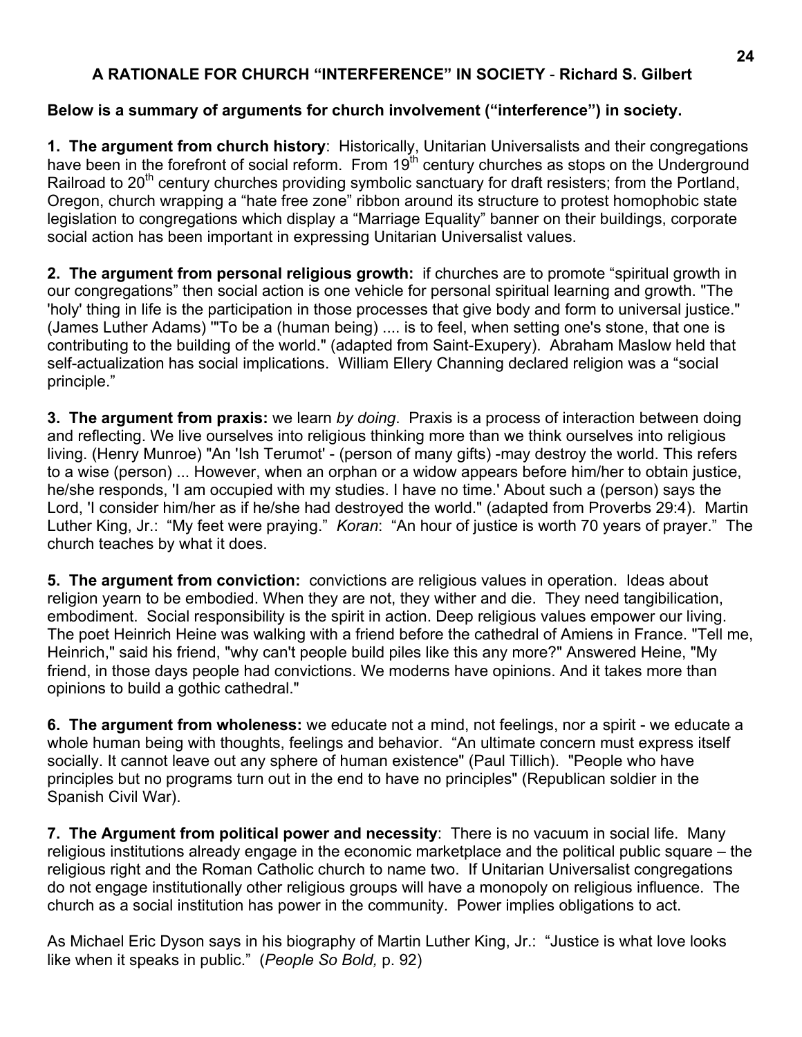## A RATIONALE FOR CHURCH "INTERFERENCE" IN SOCIETY - Richard S. Gilbert

**Below is a summary of arguments for church involvement ("interference") in society.**

**1. The argument from church history**: Historically, Unitarian Universalists and their congregations have been in the forefront of social reform. From 19th century churches as stops on the Underground Railroad to 20th century churches providing symbolic sanctuary for draft resisters; from the Portland, Oregon, church wrapping a "hate free zone" ribbon around its structure to protest homophobic state legislation to congregations which display a "Marriage Equality" banner on their buildings, corporate social action has been important in expressing Unitarian Universalist values.

**2. The argument from personal religious growth:** if churches are to promote "spiritual growth in our congregations" then social action is one vehicle for personal spiritual learning and growth. "The 'holy' thing in life is the participation in those processes that give body and form to universal justice." (James Luther Adams) '"To be a (human being) .... is to feel, when setting one's stone, that one is contributing to the building of the world." (adapted from Saint-Exupery). Abraham Maslow held that self-actualization has social implications. William Ellery Channing declared religion was a "social principle."

**3. The argument from praxis:** we learn *by doing*. Praxis is a process of interaction between doing and reflecting. We live ourselves into religious thinking more than we think ourselves into religious living. (Henry Munroe) "An 'Ish Terumot' - (person of many gifts) -may destroy the world. This refers to a wise (person) ... However, when an orphan or a widow appears before him/her to obtain justice, he/she responds, 'I am occupied with my studies. I have no time.' About such a (person) says the Lord, 'I consider him/her as if he/she had destroyed the world." (adapted from Proverbs 29:4). Martin Luther King, Jr.: "My feet were praying." *Koran*: "An hour of justice is worth 70 years of prayer." The church teaches by what it does.

**5. The argument from conviction:** convictions are religious values in operation. Ideas about religion yearn to be embodied. When they are not, they wither and die. They need tangibilication, embodiment. Social responsibility is the spirit in action. Deep religious values empower our living. The poet Heinrich Heine was walking with a friend before the cathedral of Amiens in France. "Tell me, Heinrich," said his friend, "why can't people build piles like this any more?" Answered Heine, "My friend, in those days people had convictions. We moderns have opinions. And it takes more than opinions to build a gothic cathedral."

**6. The argument from wholeness:** we educate not a mind, not feelings, nor a spirit - we educate a whole human being with thoughts, feelings and behavior. "An ultimate concern must express itself socially. It cannot leave out any sphere of human existence" (Paul Tillich). "People who have principles but no programs turn out in the end to have no principles" (Republican soldier in the Spanish Civil War).

**7. The Argument from political power and necessity**: There is no vacuum in social life. Many religious institutions already engage in the economic marketplace and the political public square – the religious right and the Roman Catholic church to name two. If Unitarian Universalist congregations do not engage institutionally other religious groups will have a monopoly on religious influence. The church as a social institution has power in the community. Power implies obligations to act.

As Michael Eric Dyson says in his biography of Martin Luther King, Jr.: "Justice is what love looks like when it speaks in public." (*People So Bold,* p. 92)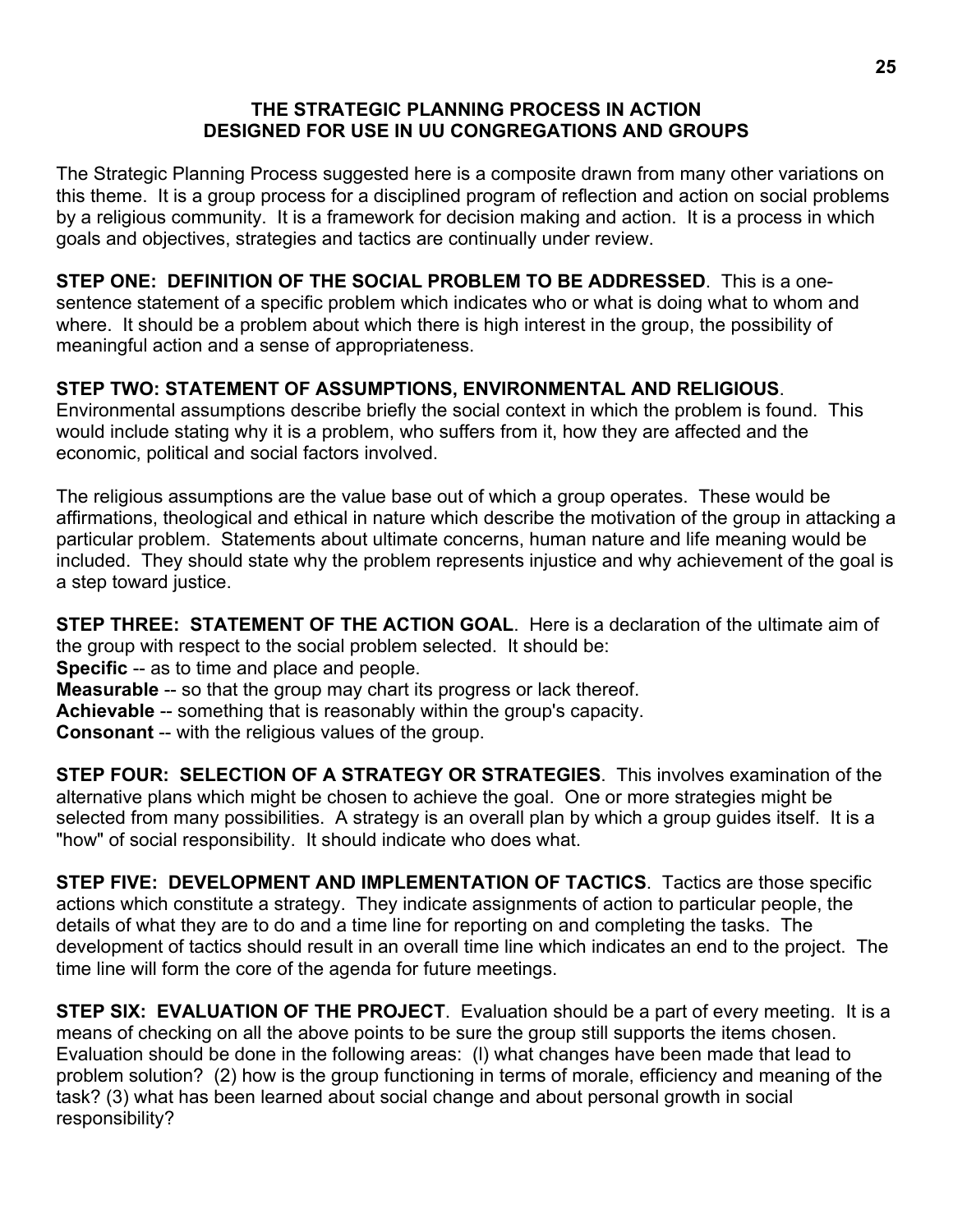## THE STRATEGIC PLANNING PROCESS IN ACTION
## DESIGNED FOR USE IN UU CONGREGATIONS AND GROUPS

The Strategic Planning Process suggested here is a composite drawn from many other variations on this theme. It is a group process for a disciplined program of reflection and action on social problems by a religious community. It is a framework for decision making and action. It is a process in which goals and objectives, strategies and tactics are continually under review.

**STEP ONE: DEFINITION OF THE SOCIAL PROBLEM TO BE ADDRESSED**. This is a one-sentence statement of a specific problem which indicates who or what is doing what to whom and where. It should be a problem about which there is high interest in the group, the possibility of meaningful action and a sense of appropriateness.

**STEP TWO: STATEMENT OF ASSUMPTIONS, ENVIRONMENTAL AND RELIGIOUS**. Environmental assumptions describe briefly the social context in which the problem is found. This would include stating why it is a problem, who suffers from it, how they are affected and the economic, political and social factors involved.

The religious assumptions are the value base out of which a group operates. These would be affirmations, theological and ethical in nature which describe the motivation of the group in attacking a particular problem. Statements about ultimate concerns, human nature and life meaning would be included. They should state why the problem represents injustice and why achievement of the goal is a step toward justice.

**STEP THREE: STATEMENT OF THE ACTION GOAL**. Here is a declaration of the ultimate aim of the group with respect to the social problem selected. It should be:
**Specific** -- as to time and place and people.
**Measurable** -- so that the group may chart its progress or lack thereof.
**Achievable** -- something that is reasonably within the group's capacity.
**Consonant** -- with the religious values of the group.

**STEP FOUR: SELECTION OF A STRATEGY OR STRATEGIES**. This involves examination of the alternative plans which might be chosen to achieve the goal. One or more strategies might be selected from many possibilities. A strategy is an overall plan by which a group guides itself. It is a "how" of social responsibility. It should indicate who does what.

**STEP FIVE: DEVELOPMENT AND IMPLEMENTATION OF TACTICS**. Tactics are those specific actions which constitute a strategy. They indicate assignments of action to particular people, the details of what they are to do and a time line for reporting on and completing the tasks. The development of tactics should result in an overall time line which indicates an end to the project. The time line will form the core of the agenda for future meetings.

**STEP SIX: EVALUATION OF THE PROJECT**. Evaluation should be a part of every meeting. It is a means of checking on all the above points to be sure the group still supports the items chosen. Evaluation should be done in the following areas: (l) what changes have been made that lead to problem solution? (2) how is the group functioning in terms of morale, efficiency and meaning of the task? (3) what has been learned about social change and about personal growth in social responsibility?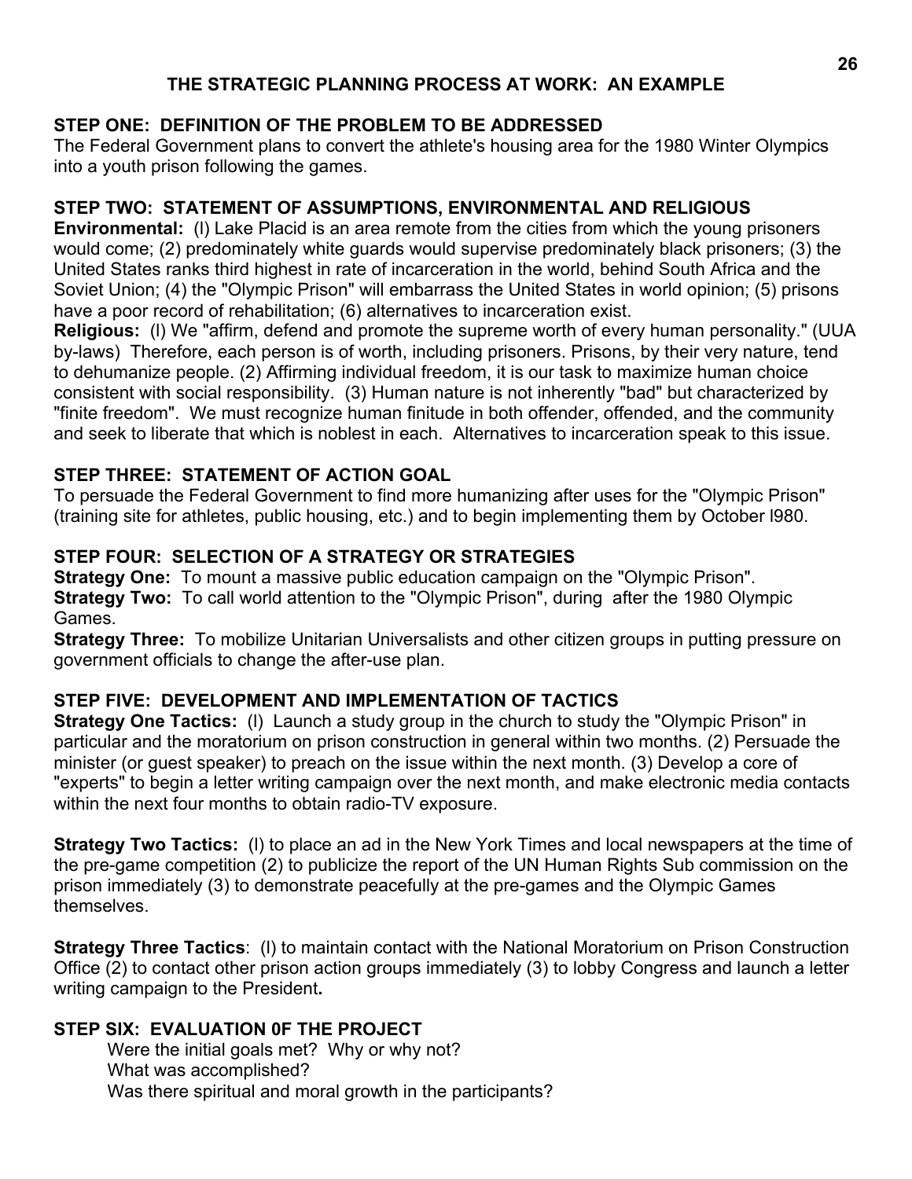## THE STRATEGIC PLANNING PROCESS AT WORK: AN EXAMPLE

### STEP ONE: DEFINITION OF THE PROBLEM TO BE ADDRESSED

The Federal Government plans to convert the athlete's housing area for the 1980 Winter Olympics into a youth prison following the games.

### STEP TWO: STATEMENT OF ASSUMPTIONS, ENVIRONMENTAL AND RELIGIOUS

**Environmental:** (l) Lake Placid is an area remote from the cities from which the young prisoners would come; (2) predominately white guards would supervise predominately black prisoners; (3) the United States ranks third highest in rate of incarceration in the world, behind South Africa and the Soviet Union; (4) the "Olympic Prison" will embarrass the United States in world opinion; (5) prisons have a poor record of rehabilitation; (6) alternatives to incarceration exist.

**Religious:** (l) We "affirm, defend and promote the supreme worth of every human personality." (UUA by-laws) Therefore, each person is of worth, including prisoners. Prisons, by their very nature, tend to dehumanize people. (2) Affirming individual freedom, it is our task to maximize human choice consistent with social responsibility. (3) Human nature is not inherently "bad" but characterized by "finite freedom". We must recognize human finitude in both offender, offended, and the community and seek to liberate that which is noblest in each. Alternatives to incarceration speak to this issue.

### STEP THREE: STATEMENT OF ACTION GOAL

To persuade the Federal Government to find more humanizing after uses for the "Olympic Prison" (training site for athletes, public housing, etc.) and to begin implementing them by October l980.

### STEP FOUR: SELECTION OF A STRATEGY OR STRATEGIES

**Strategy One:** To mount a massive public education campaign on the "Olympic Prison".
**Strategy Two:** To call world attention to the "Olympic Prison", during after the 1980 Olympic Games.
**Strategy Three:** To mobilize Unitarian Universalists and other citizen groups in putting pressure on government officials to change the after-use plan.

### STEP FIVE: DEVELOPMENT AND IMPLEMENTATION OF TACTICS

**Strategy One Tactics:** (l) Launch a study group in the church to study the "Olympic Prison" in particular and the moratorium on prison construction in general within two months. (2) Persuade the minister (or guest speaker) to preach on the issue within the next month. (3) Develop a core of "experts" to begin a letter writing campaign over the next month, and make electronic media contacts within the next four months to obtain radio-TV exposure.

**Strategy Two Tactics:** (l) to place an ad in the New York Times and local newspapers at the time of the pre-game competition (2) to publicize the report of the UN Human Rights Sub commission on the prison immediately (3) to demonstrate peacefully at the pre-games and the Olympic Games themselves.

**Strategy Three Tactics**: (l) to maintain contact with the National Moratorium on Prison Construction Office (2) to contact other prison action groups immediately (3) to lobby Congress and launch a letter writing campaign to the President**.**

### STEP SIX: EVALUATION 0F THE PROJECT

Were the initial goals met? Why or why not?
What was accomplished?
Was there spiritual and moral growth in the participants?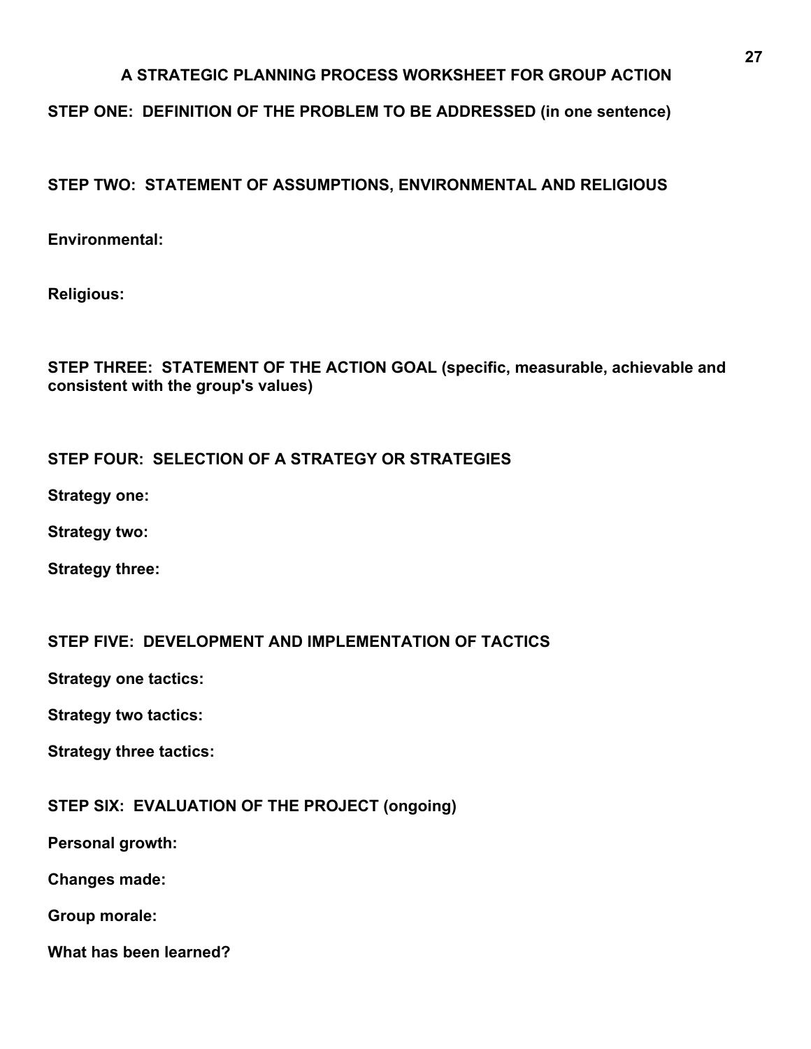# A STRATEGIC PLANNING PROCESS WORKSHEET FOR GROUP ACTION

## STEP ONE: DEFINITION OF THE PROBLEM TO BE ADDRESSED (in one sentence)

## STEP TWO: STATEMENT OF ASSUMPTIONS, ENVIRONMENTAL AND RELIGIOUS

**Environmental:**

**Religious:**

## STEP THREE: STATEMENT OF THE ACTION GOAL (specific, measurable, achievable and consistent with the group's values)

## STEP FOUR: SELECTION OF A STRATEGY OR STRATEGIES

**Strategy one:**

**Strategy two:**

**Strategy three:**

## STEP FIVE: DEVELOPMENT AND IMPLEMENTATION OF TACTICS

**Strategy one tactics:**

**Strategy two tactics:**

**Strategy three tactics:**

## STEP SIX: EVALUATION OF THE PROJECT (ongoing)

**Personal growth:**

**Changes made:**

**Group morale:**

**What has been learned?**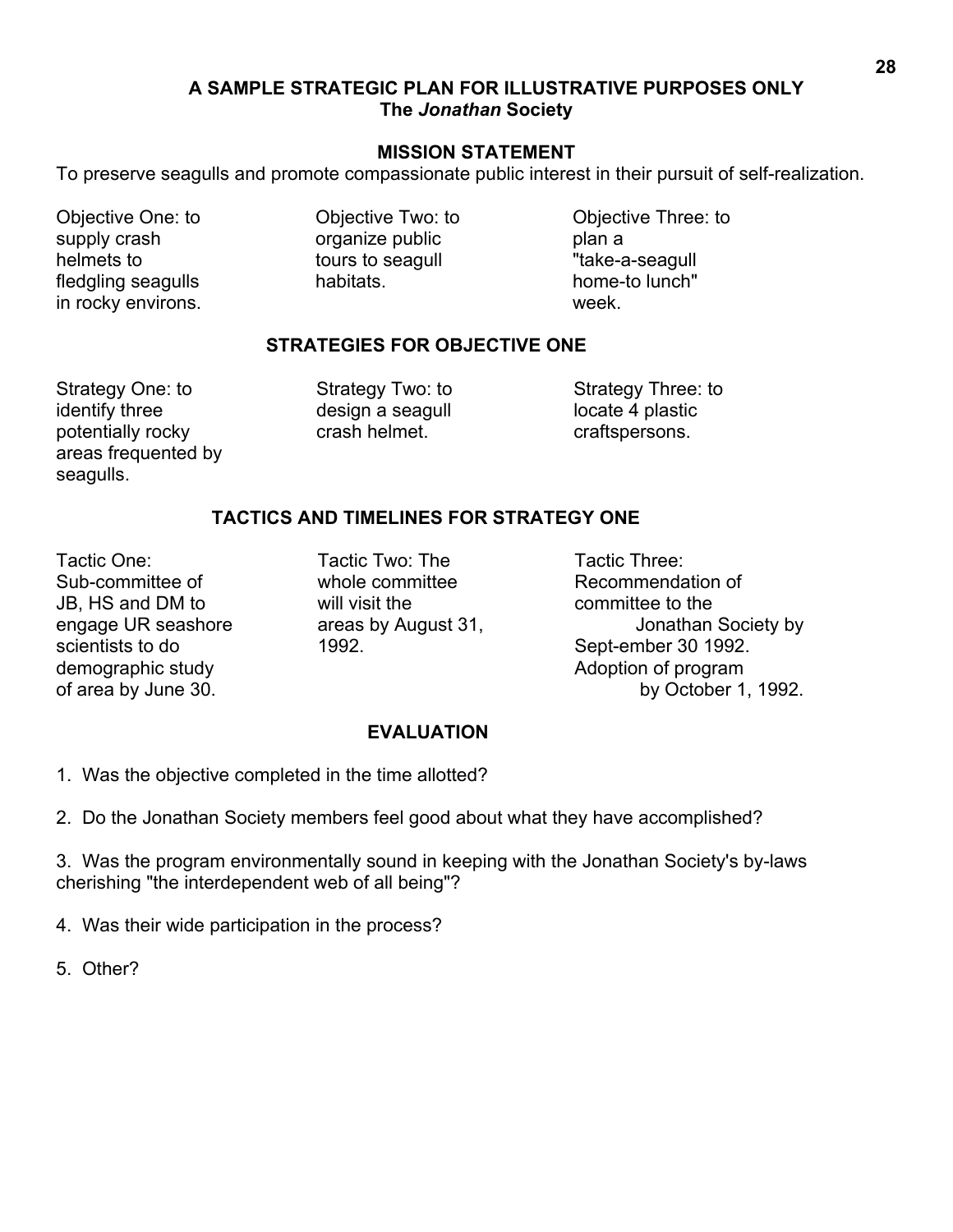## A SAMPLE STRATEGIC PLAN FOR ILLUSTRATIVE PURPOSES ONLY
## The *Jonathan* Society

### MISSION STATEMENT

To preserve seagulls and promote compassionate public interest in their pursuit of self-realization.

Objective One: to supply crash helmets to fledgling seagulls in rocky environs.

Objective Two: to organize public tours to seagull habitats.

Objective Three: to plan a "take-a-seagull home-to lunch" week.

### STRATEGIES FOR OBJECTIVE ONE

Strategy One: to identify three potentially rocky areas frequented by seagulls.

Strategy Two: to design a seagull crash helmet.

Strategy Three: to locate 4 plastic craftspersons.

### TACTICS AND TIMELINES FOR STRATEGY ONE

Tactic One: Sub-committee of JB, HS and DM to engage UR seashore scientists to do demographic study of area by June 30.

Tactic Two: The whole committee will visit the areas by August 31, 1992.

Tactic Three: Recommendation of committee to the Jonathan Society by Sept-ember 30 1992. Adoption of program by October 1, 1992.

### EVALUATION

1. Was the objective completed in the time allotted?
2. Do the Jonathan Society members feel good about what they have accomplished?
3. Was the program environmentally sound in keeping with the Jonathan Society's by-laws cherishing "the interdependent web of all being"?
4. Was their wide participation in the process?
5. Other?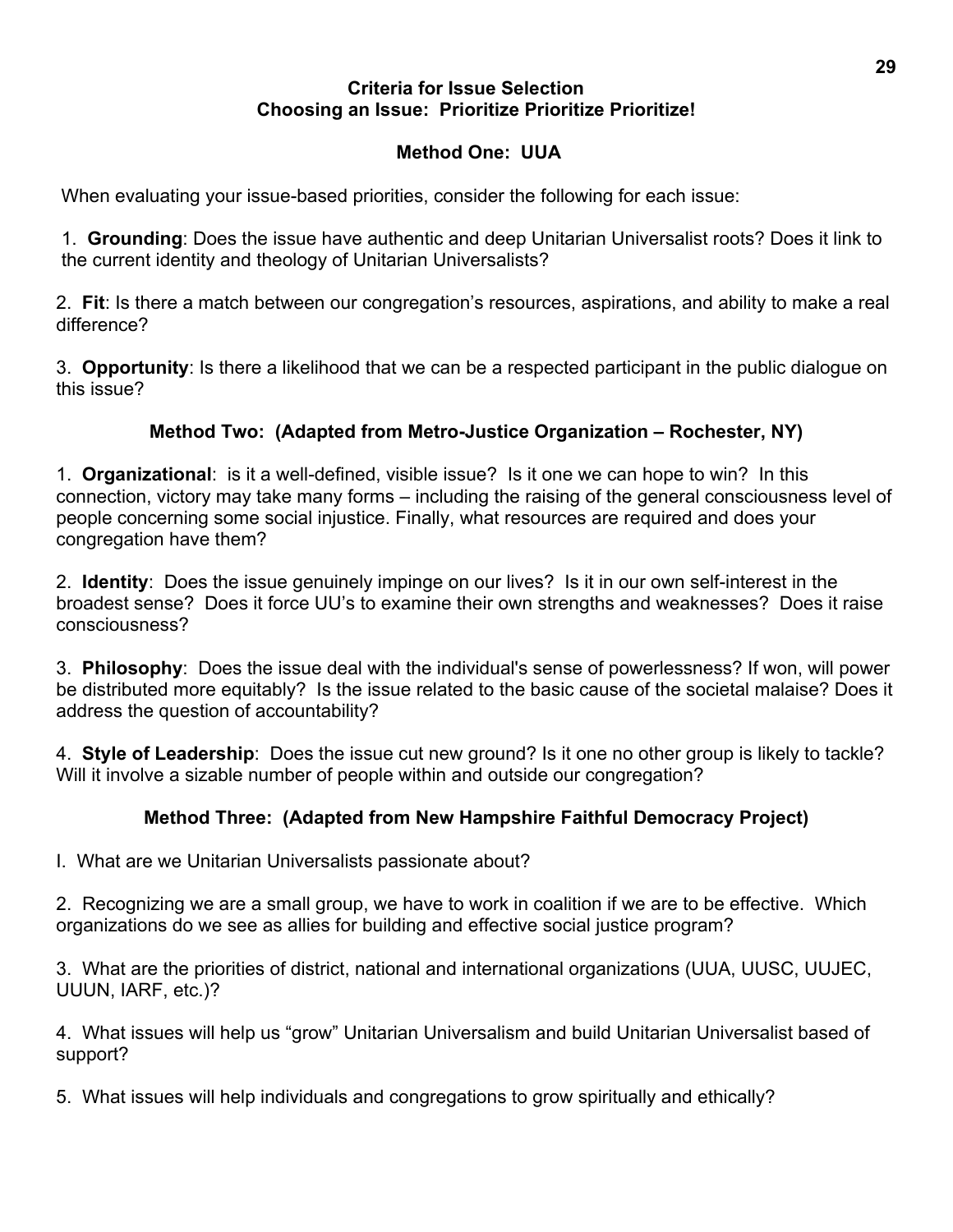## Criteria for Issue Selection
## Choosing an Issue: Prioritize Prioritize Prioritize!

### Method One: UUA

When evaluating your issue-based priorities, consider the following for each issue:

1. **Grounding**: Does the issue have authentic and deep Unitarian Universalist roots? Does it link to the current identity and theology of Unitarian Universalists?

2. **Fit**: Is there a match between our congregation's resources, aspirations, and ability to make a real difference?

3. **Opportunity**: Is there a likelihood that we can be a respected participant in the public dialogue on this issue?

### Method Two: (Adapted from Metro-Justice Organization – Rochester, NY)

1. **Organizational**: is it a well-defined, visible issue? Is it one we can hope to win? In this connection, victory may take many forms – including the raising of the general consciousness level of people concerning some social injustice. Finally, what resources are required and does your congregation have them?

2. **Identity**: Does the issue genuinely impinge on our lives? Is it in our own self-interest in the broadest sense? Does it force UU's to examine their own strengths and weaknesses? Does it raise consciousness?

3. **Philosophy**: Does the issue deal with the individual's sense of powerlessness? If won, will power be distributed more equitably? Is the issue related to the basic cause of the societal malaise? Does it address the question of accountability?

4. **Style of Leadership**: Does the issue cut new ground? Is it one no other group is likely to tackle? Will it involve a sizable number of people within and outside our congregation?

### Method Three: (Adapted from New Hampshire Faithful Democracy Project)

I. What are we Unitarian Universalists passionate about?

2. Recognizing we are a small group, we have to work in coalition if we are to be effective. Which organizations do we see as allies for building and effective social justice program?

3. What are the priorities of district, national and international organizations (UUA, UUSC, UUJEC, UUUN, IARF, etc.)?

4. What issues will help us "grow" Unitarian Universalism and build Unitarian Universalist based of support?

5. What issues will help individuals and congregations to grow spiritually and ethically?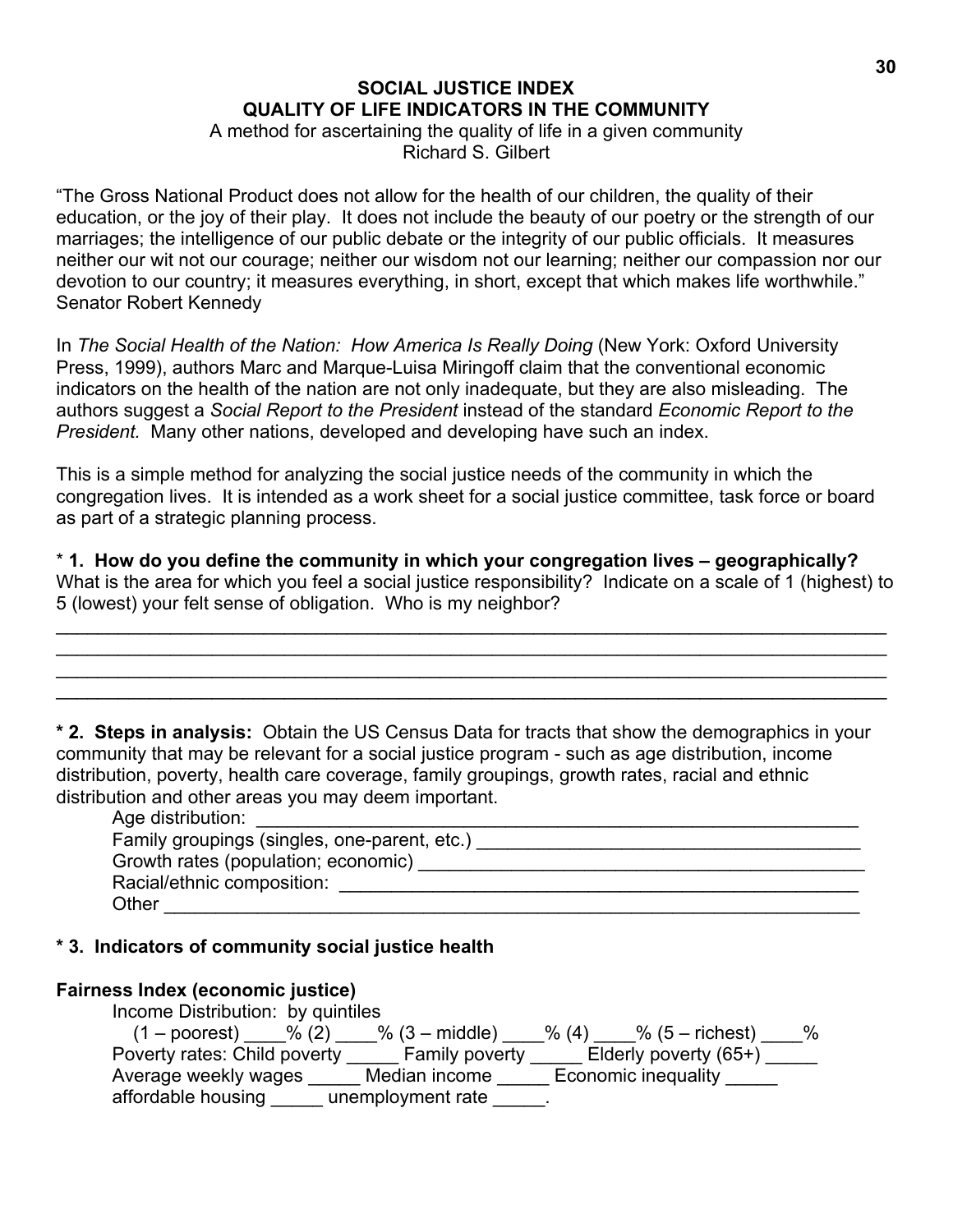**SOCIAL JUSTICE INDEX**
**QUALITY OF LIFE INDICATORS IN THE COMMUNITY**
A method for ascertaining the quality of life in a given community
Richard S. Gilbert

"The Gross National Product does not allow for the health of our children, the quality of their education, or the joy of their play. It does not include the beauty of our poetry or the strength of our marriages; the intelligence of our public debate or the integrity of our public officials. It measures neither our wit not our courage; neither our wisdom not our learning; neither our compassion nor our devotion to our country; it measures everything, in short, except that which makes life worthwhile."
Senator Robert Kennedy

In *The Social Health of the Nation: How America Is Really Doing* (New York: Oxford University Press, 1999), authors Marc and Marque-Luisa Miringoff claim that the conventional economic indicators on the health of the nation are not only inadequate, but they are also misleading. The authors suggest a *Social Report to the President* instead of the standard *Economic Report to the President.* Many other nations, developed and developing have such an index.

This is a simple method for analyzing the social justice needs of the community in which the congregation lives. It is intended as a work sheet for a social justice committee, task force or board as part of a strategic planning process.

* **1. How do you define the community in which your congregation lives – geographically?** What is the area for which you feel a social justice responsibility? Indicate on a scale of 1 (highest) to 5 (lowest) your felt sense of obligation. Who is my neighbor?

___________________________________________________________________________
___________________________________________________________________________
___________________________________________________________________________
___________________________________________________________________________

**\* 2. Steps in analysis:** Obtain the US Census Data for tracts that show the demographics in your community that may be relevant for a social justice program - such as age distribution, income distribution, poverty, health care coverage, family groupings, growth rates, racial and ethnic distribution and other areas you may deem important.

Age distribution: ____________________________________________________________
Family groupings (singles, one-parent, etc.) ____________________________________
Growth rates (population; economic) _________________________________________
Racial/ethnic composition: _________________________________________________
Other _________________________________________________________________

**\* 3. Indicators of community social justice health**

**Fairness Index (economic justice)**

Income Distribution: by quintiles
(1 – poorest) ____% (2) ____% (3 – middle) ____% (4) ____% (5 – richest) ____%
Poverty rates: Child poverty _____ Family poverty _____ Elderly poverty (65+) _____
Average weekly wages _____ Median income _____ Economic inequality _____
affordable housing _____ unemployment rate _____.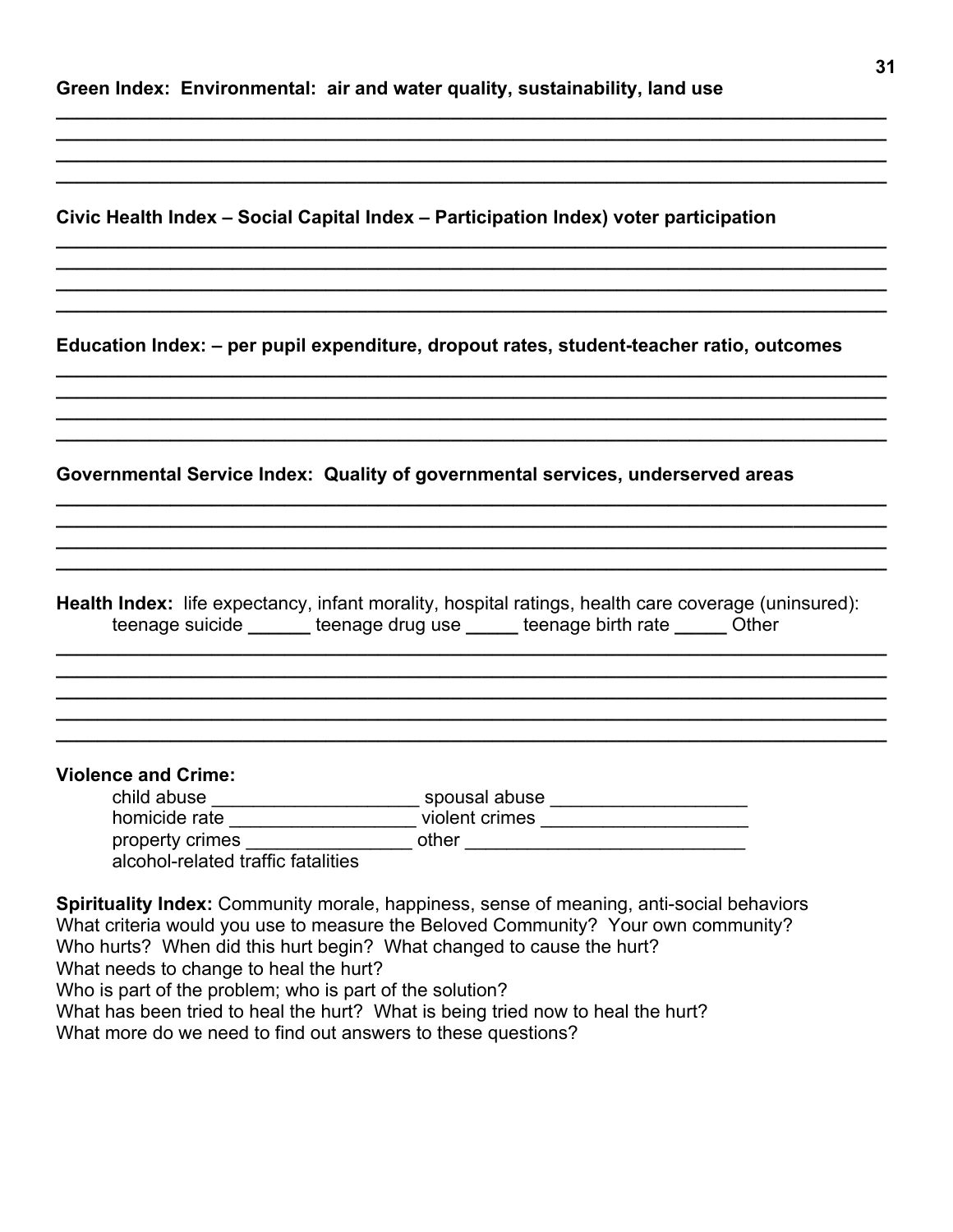**Green Index: Environmental: air and water quality, sustainability, land use**

**Civic Health Index – Social Capital Index – Participation Index) voter participation**

**Education Index: – per pupil expenditure, dropout rates, student-teacher ratio, outcomes**

**Governmental Service Index: Quality of governmental services, underserved areas**

**Health Index:** life expectancy, infant morality, hospital ratings, health care coverage (uninsured):
teenage suicide ______ teenage drug use _____ teenage birth rate _____ Other

**Violence and Crime:**

child abuse ____________________ spousal abuse ___________________
homicide rate __________________ violent crimes ____________________
property crimes ________________ other ___________________________
alcohol-related traffic fatalities

**Spirituality Index:** Community morale, happiness, sense of meaning, anti-social behaviors
What criteria would you use to measure the Beloved Community? Your own community?
Who hurts? When did this hurt begin? What changed to cause the hurt?
What needs to change to heal the hurt?
Who is part of the problem; who is part of the solution?
What has been tried to heal the hurt? What is being tried now to heal the hurt?
What more do we need to find out answers to these questions?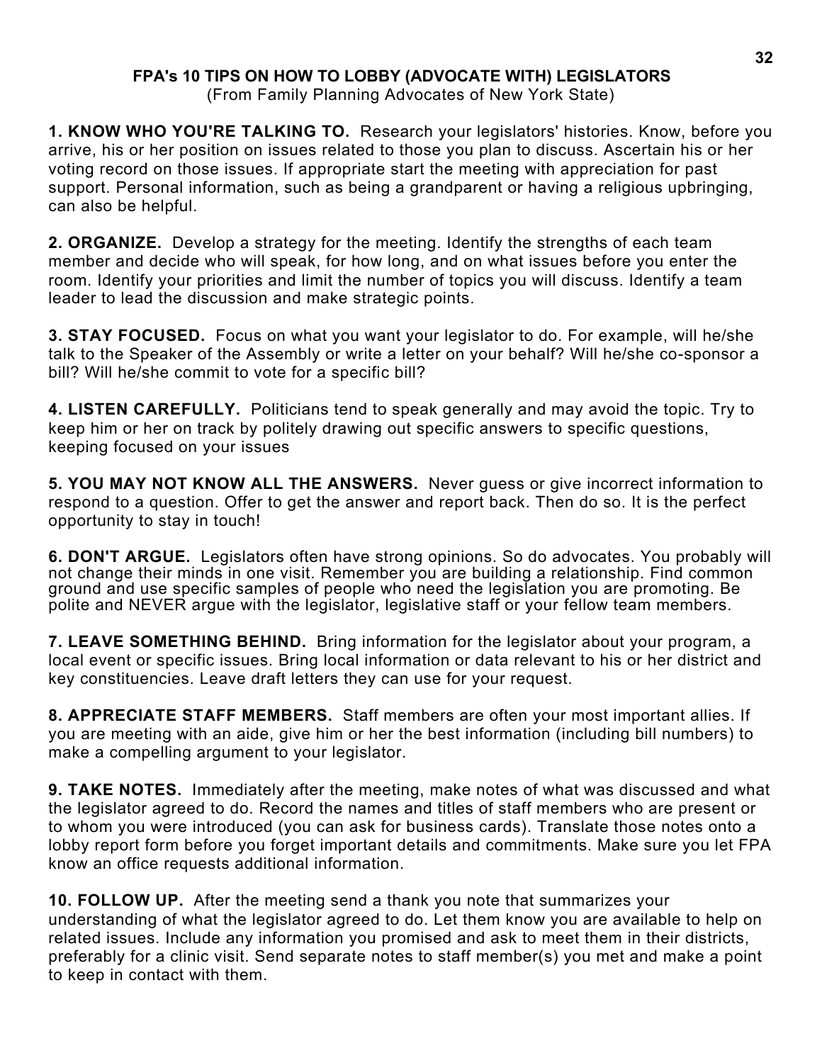## FPA's 10 TIPS ON HOW TO LOBBY (ADVOCATE WITH) LEGISLATORS

(From Family Planning Advocates of New York State)

**1. KNOW WHO YOU'RE TALKING TO.** Research your legislators' histories. Know, before you arrive, his or her position on issues related to those you plan to discuss. Ascertain his or her voting record on those issues. If appropriate start the meeting with appreciation for past support. Personal information, such as being a grandparent or having a religious upbringing, can also be helpful.

**2. ORGANIZE.** Develop a strategy for the meeting. Identify the strengths of each team member and decide who will speak, for how long, and on what issues before you enter the room. Identify your priorities and limit the number of topics you will discuss. Identify a team leader to lead the discussion and make strategic points.

**3. STAY FOCUSED.** Focus on what you want your legislator to do. For example, will he/she talk to the Speaker of the Assembly or write a letter on your behalf? Will he/she co-sponsor a bill? Will he/she commit to vote for a specific bill?

**4. LISTEN CAREFULLY.** Politicians tend to speak generally and may avoid the topic. Try to keep him or her on track by politely drawing out specific answers to specific questions, keeping focused on your issues

**5. YOU MAY NOT KNOW ALL THE ANSWERS.** Never guess or give incorrect information to respond to a question. Offer to get the answer and report back. Then do so. It is the perfect opportunity to stay in touch!

**6. DON'T ARGUE.** Legislators often have strong opinions. So do advocates. You probably will not change their minds in one visit. Remember you are building a relationship. Find common ground and use specific samples of people who need the legislation you are promoting. Be polite and NEVER argue with the legislator, legislative staff or your fellow team members.

**7. LEAVE SOMETHING BEHIND.** Bring information for the legislator about your program, a local event or specific issues. Bring local information or data relevant to his or her district and key constituencies. Leave draft letters they can use for your request.

**8. APPRECIATE STAFF MEMBERS.** Staff members are often your most important allies. If you are meeting with an aide, give him or her the best information (including bill numbers) to make a compelling argument to your legislator.

**9. TAKE NOTES.** Immediately after the meeting, make notes of what was discussed and what the legislator agreed to do. Record the names and titles of staff members who are present or to whom you were introduced (you can ask for business cards). Translate those notes onto a lobby report form before you forget important details and commitments. Make sure you let FPA know an office requests additional information.

**10. FOLLOW UP.** After the meeting send a thank you note that summarizes your understanding of what the legislator agreed to do. Let them know you are available to help on related issues. Include any information you promised and ask to meet them in their districts, preferably for a clinic visit. Send separate notes to staff member(s) you met and make a point to keep in contact with them.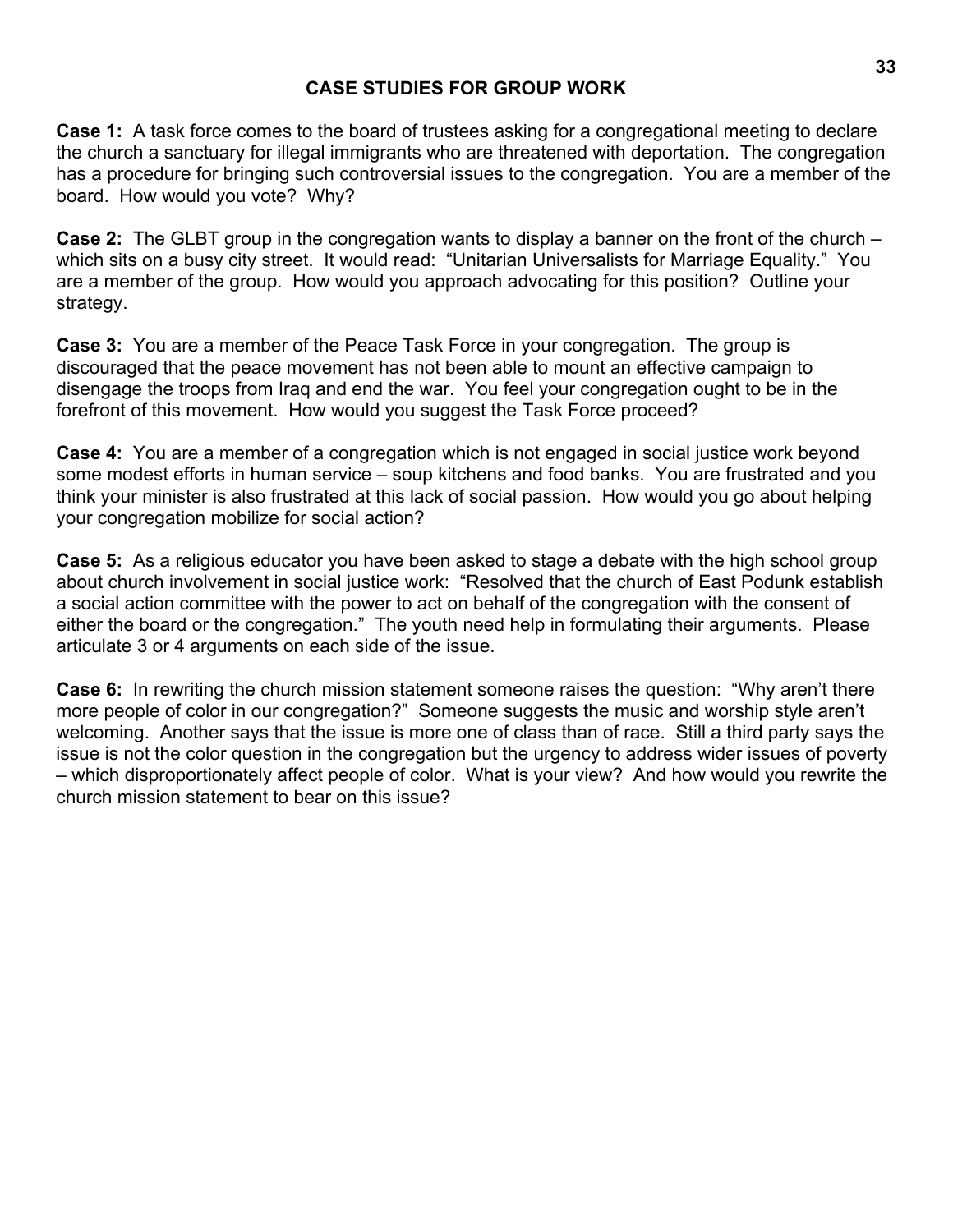## CASE STUDIES FOR GROUP WORK

**Case 1:** A task force comes to the board of trustees asking for a congregational meeting to declare the church a sanctuary for illegal immigrants who are threatened with deportation. The congregation has a procedure for bringing such controversial issues to the congregation. You are a member of the board. How would you vote? Why?

**Case 2:** The GLBT group in the congregation wants to display a banner on the front of the church – which sits on a busy city street. It would read: "Unitarian Universalists for Marriage Equality." You are a member of the group. How would you approach advocating for this position? Outline your strategy.

**Case 3:** You are a member of the Peace Task Force in your congregation. The group is discouraged that the peace movement has not been able to mount an effective campaign to disengage the troops from Iraq and end the war. You feel your congregation ought to be in the forefront of this movement. How would you suggest the Task Force proceed?

**Case 4:** You are a member of a congregation which is not engaged in social justice work beyond some modest efforts in human service – soup kitchens and food banks. You are frustrated and you think your minister is also frustrated at this lack of social passion. How would you go about helping your congregation mobilize for social action?

**Case 5:** As a religious educator you have been asked to stage a debate with the high school group about church involvement in social justice work: "Resolved that the church of East Podunk establish a social action committee with the power to act on behalf of the congregation with the consent of either the board or the congregation." The youth need help in formulating their arguments. Please articulate 3 or 4 arguments on each side of the issue.

**Case 6:** In rewriting the church mission statement someone raises the question: "Why aren't there more people of color in our congregation?" Someone suggests the music and worship style aren't welcoming. Another says that the issue is more one of class than of race. Still a third party says the issue is not the color question in the congregation but the urgency to address wider issues of poverty – which disproportionately affect people of color. What is your view? And how would you rewrite the church mission statement to bear on this issue?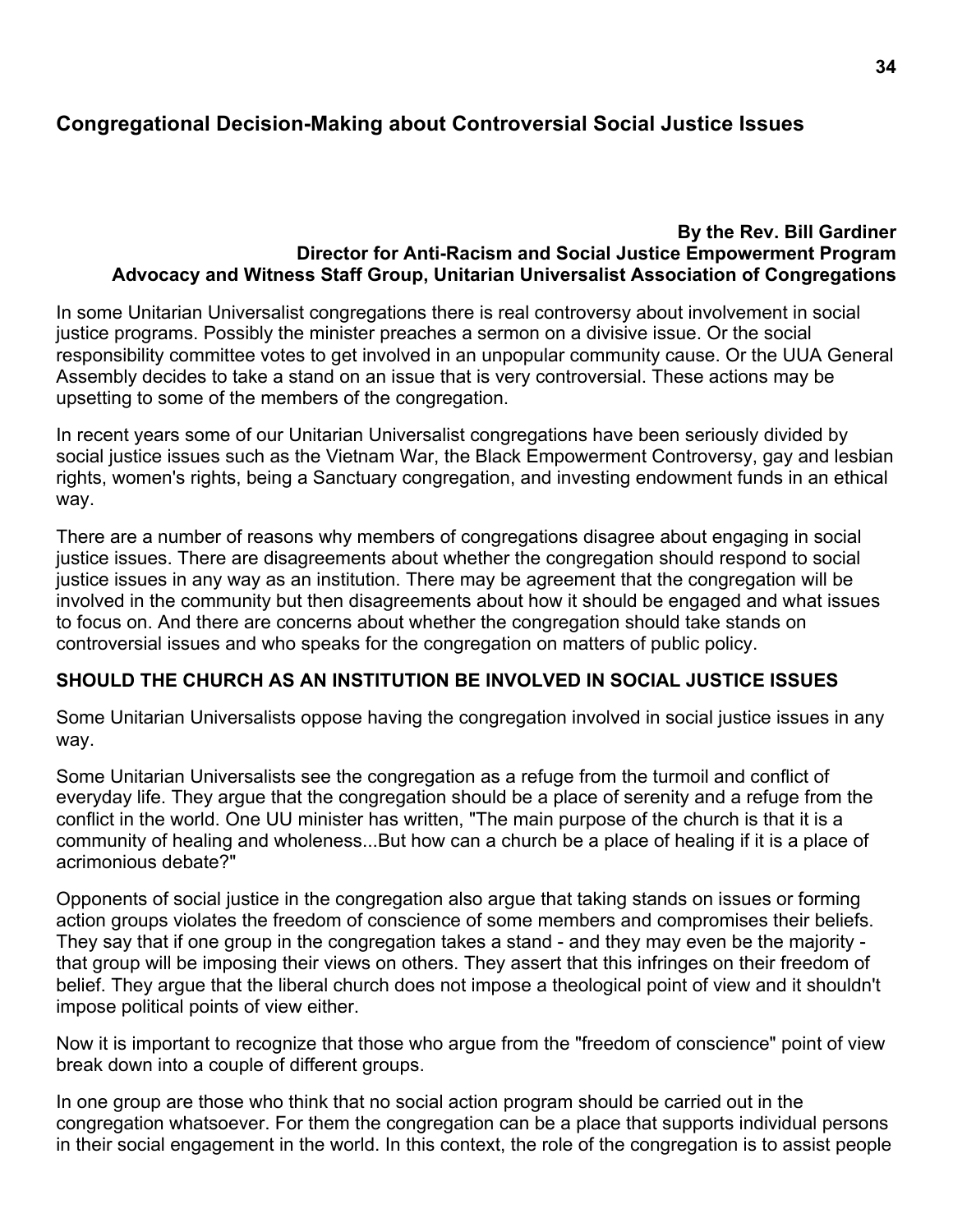## Congregational Decision-Making about Controversial Social Justice Issues

**By the Rev. Bill Gardiner**
**Director for Anti-Racism and Social Justice Empowerment Program**
**Advocacy and Witness Staff Group, Unitarian Universalist Association of Congregations**

In some Unitarian Universalist congregations there is real controversy about involvement in social justice programs. Possibly the minister preaches a sermon on a divisive issue. Or the social responsibility committee votes to get involved in an unpopular community cause. Or the UUA General Assembly decides to take a stand on an issue that is very controversial. These actions may be upsetting to some of the members of the congregation.

In recent years some of our Unitarian Universalist congregations have been seriously divided by social justice issues such as the Vietnam War, the Black Empowerment Controversy, gay and lesbian rights, women's rights, being a Sanctuary congregation, and investing endowment funds in an ethical way.

There are a number of reasons why members of congregations disagree about engaging in social justice issues. There are disagreements about whether the congregation should respond to social justice issues in any way as an institution. There may be agreement that the congregation will be involved in the community but then disagreements about how it should be engaged and what issues to focus on. And there are concerns about whether the congregation should take stands on controversial issues and who speaks for the congregation on matters of public policy.

### SHOULD THE CHURCH AS AN INSTITUTION BE INVOLVED IN SOCIAL JUSTICE ISSUES

Some Unitarian Universalists oppose having the congregation involved in social justice issues in any way.

Some Unitarian Universalists see the congregation as a refuge from the turmoil and conflict of everyday life. They argue that the congregation should be a place of serenity and a refuge from the conflict in the world. One UU minister has written, "The main purpose of the church is that it is a community of healing and wholeness...But how can a church be a place of healing if it is a place of acrimonious debate?"

Opponents of social justice in the congregation also argue that taking stands on issues or forming action groups violates the freedom of conscience of some members and compromises their beliefs. They say that if one group in the congregation takes a stand - and they may even be the majority - that group will be imposing their views on others. They assert that this infringes on their freedom of belief. They argue that the liberal church does not impose a theological point of view and it shouldn't impose political points of view either.

Now it is important to recognize that those who argue from the "freedom of conscience" point of view break down into a couple of different groups.

In one group are those who think that no social action program should be carried out in the congregation whatsoever. For them the congregation can be a place that supports individual persons in their social engagement in the world. In this context, the role of the congregation is to assist people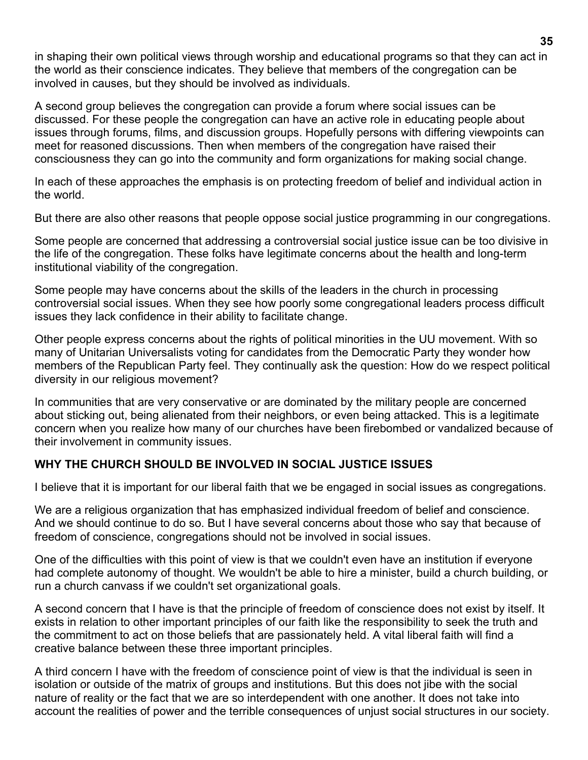in shaping their own political views through worship and educational programs so that they can act in the world as their conscience indicates. They believe that members of the congregation can be involved in causes, but they should be involved as individuals.

A second group believes the congregation can provide a forum where social issues can be discussed. For these people the congregation can have an active role in educating people about issues through forums, films, and discussion groups. Hopefully persons with differing viewpoints can meet for reasoned discussions. Then when members of the congregation have raised their consciousness they can go into the community and form organizations for making social change.

In each of these approaches the emphasis is on protecting freedom of belief and individual action in the world.

But there are also other reasons that people oppose social justice programming in our congregations.

Some people are concerned that addressing a controversial social justice issue can be too divisive in the life of the congregation. These folks have legitimate concerns about the health and long-term institutional viability of the congregation.

Some people may have concerns about the skills of the leaders in the church in processing controversial social issues. When they see how poorly some congregational leaders process difficult issues they lack confidence in their ability to facilitate change.

Other people express concerns about the rights of political minorities in the UU movement. With so many of Unitarian Universalists voting for candidates from the Democratic Party they wonder how members of the Republican Party feel. They continually ask the question: How do we respect political diversity in our religious movement?

In communities that are very conservative or are dominated by the military people are concerned about sticking out, being alienated from their neighbors, or even being attacked. This is a legitimate concern when you realize how many of our churches have been firebombed or vandalized because of their involvement in community issues.

**WHY THE CHURCH SHOULD BE INVOLVED IN SOCIAL JUSTICE ISSUES**

I believe that it is important for our liberal faith that we be engaged in social issues as congregations.

We are a religious organization that has emphasized individual freedom of belief and conscience. And we should continue to do so. But I have several concerns about those who say that because of freedom of conscience, congregations should not be involved in social issues.

One of the difficulties with this point of view is that we couldn't even have an institution if everyone had complete autonomy of thought. We wouldn't be able to hire a minister, build a church building, or run a church canvass if we couldn't set organizational goals.

A second concern that I have is that the principle of freedom of conscience does not exist by itself. It exists in relation to other important principles of our faith like the responsibility to seek the truth and the commitment to act on those beliefs that are passionately held. A vital liberal faith will find a creative balance between these three important principles.

A third concern I have with the freedom of conscience point of view is that the individual is seen in isolation or outside of the matrix of groups and institutions. But this does not jibe with the social nature of reality or the fact that we are so interdependent with one another. It does not take into account the realities of power and the terrible consequences of unjust social structures in our society.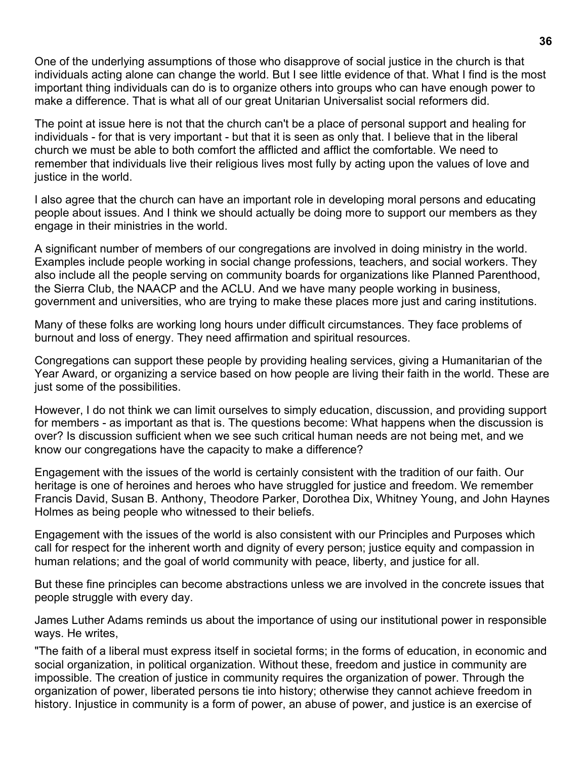One of the underlying assumptions of those who disapprove of social justice in the church is that individuals acting alone can change the world. But I see little evidence of that. What I find is the most important thing individuals can do is to organize others into groups who can have enough power to make a difference. That is what all of our great Unitarian Universalist social reformers did.

The point at issue here is not that the church can't be a place of personal support and healing for individuals - for that is very important - but that it is seen as only that. I believe that in the liberal church we must be able to both comfort the afflicted and afflict the comfortable. We need to remember that individuals live their religious lives most fully by acting upon the values of love and justice in the world.

I also agree that the church can have an important role in developing moral persons and educating people about issues. And I think we should actually be doing more to support our members as they engage in their ministries in the world.

A significant number of members of our congregations are involved in doing ministry in the world. Examples include people working in social change professions, teachers, and social workers. They also include all the people serving on community boards for organizations like Planned Parenthood, the Sierra Club, the NAACP and the ACLU. And we have many people working in business, government and universities, who are trying to make these places more just and caring institutions.

Many of these folks are working long hours under difficult circumstances. They face problems of burnout and loss of energy. They need affirmation and spiritual resources.

Congregations can support these people by providing healing services, giving a Humanitarian of the Year Award, or organizing a service based on how people are living their faith in the world. These are just some of the possibilities.

However, I do not think we can limit ourselves to simply education, discussion, and providing support for members - as important as that is. The questions become: What happens when the discussion is over? Is discussion sufficient when we see such critical human needs are not being met, and we know our congregations have the capacity to make a difference?

Engagement with the issues of the world is certainly consistent with the tradition of our faith. Our heritage is one of heroines and heroes who have struggled for justice and freedom. We remember Francis David, Susan B. Anthony, Theodore Parker, Dorothea Dix, Whitney Young, and John Haynes Holmes as being people who witnessed to their beliefs.

Engagement with the issues of the world is also consistent with our Principles and Purposes which call for respect for the inherent worth and dignity of every person; justice equity and compassion in human relations; and the goal of world community with peace, liberty, and justice for all.

But these fine principles can become abstractions unless we are involved in the concrete issues that people struggle with every day.

James Luther Adams reminds us about the importance of using our institutional power in responsible ways. He writes,

"The faith of a liberal must express itself in societal forms; in the forms of education, in economic and social organization, in political organization. Without these, freedom and justice in community are impossible. The creation of justice in community requires the organization of power. Through the organization of power, liberated persons tie into history; otherwise they cannot achieve freedom in history. Injustice in community is a form of power, an abuse of power, and justice is an exercise of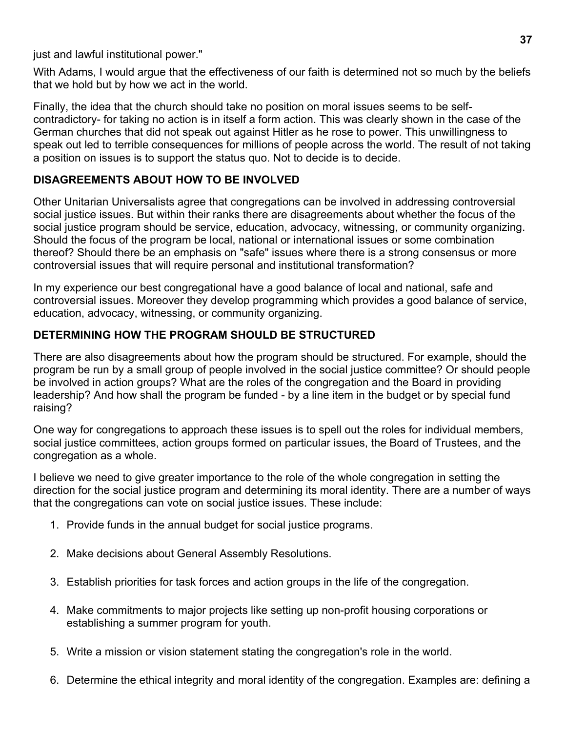just and lawful institutional power."

With Adams, I would argue that the effectiveness of our faith is determined not so much by the beliefs that we hold but by how we act in the world.

Finally, the idea that the church should take no position on moral issues seems to be self-contradictory- for taking no action is in itself a form action. This was clearly shown in the case of the German churches that did not speak out against Hitler as he rose to power. This unwillingness to speak out led to terrible consequences for millions of people across the world. The result of not taking a position on issues is to support the status quo. Not to decide is to decide.

**DISAGREEMENTS ABOUT HOW TO BE INVOLVED**

Other Unitarian Universalists agree that congregations can be involved in addressing controversial social justice issues. But within their ranks there are disagreements about whether the focus of the social justice program should be service, education, advocacy, witnessing, or community organizing. Should the focus of the program be local, national or international issues or some combination thereof? Should there be an emphasis on "safe" issues where there is a strong consensus or more controversial issues that will require personal and institutional transformation?

In my experience our best congregational have a good balance of local and national, safe and controversial issues. Moreover they develop programming which provides a good balance of service, education, advocacy, witnessing, or community organizing.

**DETERMINING HOW THE PROGRAM SHOULD BE STRUCTURED**

There are also disagreements about how the program should be structured. For example, should the program be run by a small group of people involved in the social justice committee? Or should people be involved in action groups? What are the roles of the congregation and the Board in providing leadership? And how shall the program be funded - by a line item in the budget or by special fund raising?

One way for congregations to approach these issues is to spell out the roles for individual members, social justice committees, action groups formed on particular issues, the Board of Trustees, and the congregation as a whole.

I believe we need to give greater importance to the role of the whole congregation in setting the direction for the social justice program and determining its moral identity. There are a number of ways that the congregations can vote on social justice issues. These include:

1. Provide funds in the annual budget for social justice programs.
2. Make decisions about General Assembly Resolutions.
3. Establish priorities for task forces and action groups in the life of the congregation.
4. Make commitments to major projects like setting up non-profit housing corporations or establishing a summer program for youth.
5. Write a mission or vision statement stating the congregation's role in the world.
6. Determine the ethical integrity and moral identity of the congregation. Examples are: defining a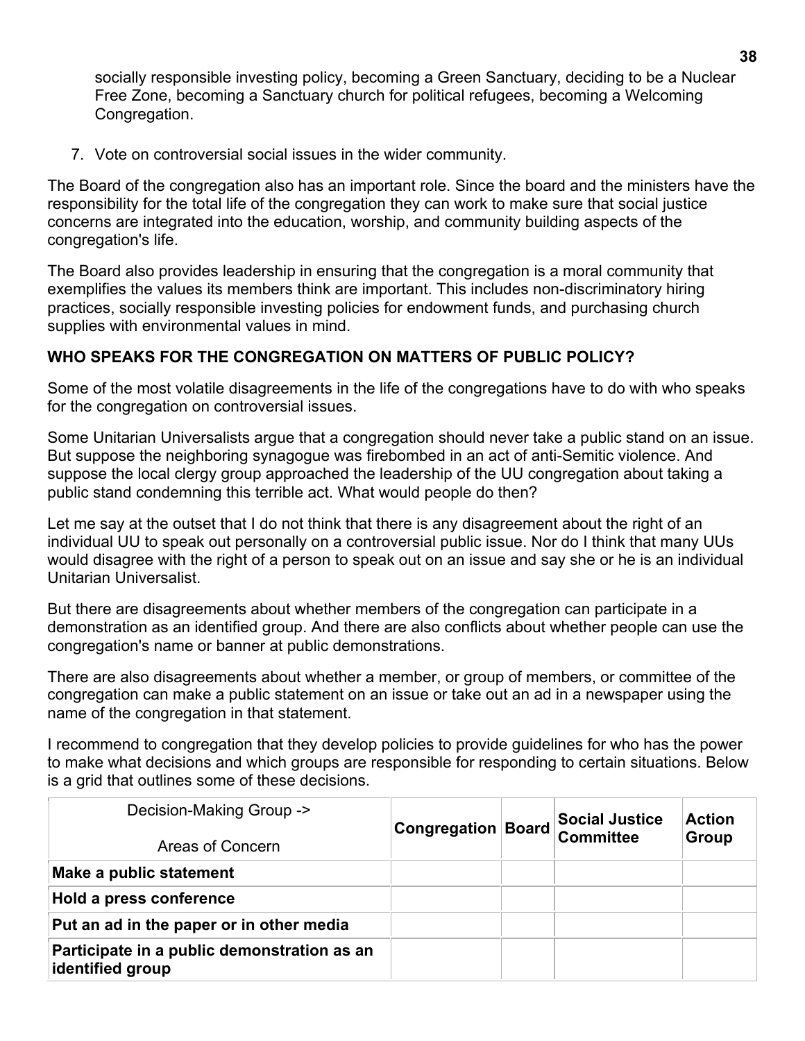socially responsible investing policy, becoming a Green Sanctuary, deciding to be a Nuclear Free Zone, becoming a Sanctuary church for political refugees, becoming a Welcoming Congregation.

7. Vote on controversial social issues in the wider community.

The Board of the congregation also has an important role. Since the board and the ministers have the responsibility for the total life of the congregation they can work to make sure that social justice concerns are integrated into the education, worship, and community building aspects of the congregation's life.

The Board also provides leadership in ensuring that the congregation is a moral community that exemplifies the values its members think are important. This includes non-discriminatory hiring practices, socially responsible investing policies for endowment funds, and purchasing church supplies with environmental values in mind.

**WHO SPEAKS FOR THE CONGREGATION ON MATTERS OF PUBLIC POLICY?**

Some of the most volatile disagreements in the life of the congregations have to do with who speaks for the congregation on controversial issues.

Some Unitarian Universalists argue that a congregation should never take a public stand on an issue. But suppose the neighboring synagogue was firebombed in an act of anti-Semitic violence. And suppose the local clergy group approached the leadership of the UU congregation about taking a public stand condemning this terrible act. What would people do then?

Let me say at the outset that I do not think that there is any disagreement about the right of an individual UU to speak out personally on a controversial public issue. Nor do I think that many UUs would disagree with the right of a person to speak out on an issue and say she or he is an individual Unitarian Universalist.

But there are disagreements about whether members of the congregation can participate in a demonstration as an identified group. And there are also conflicts about whether people can use the congregation's name or banner at public demonstrations.

There are also disagreements about whether a member, or group of members, or committee of the congregation can make a public statement on an issue or take out an ad in a newspaper using the name of the congregation in that statement.

I recommend to congregation that they develop policies to provide guidelines for who has the power to make what decisions and which groups are responsible for responding to certain situations. Below is a grid that outlines some of these decisions.

| Decision-Making Group -> <br> Areas of Concern | **Congregation** | **Board** | **Social Justice Committee** | **Action Group** |
|---|---|---|---|---|
| **Make a public statement** | | | | |
| **Hold a press conference** | | | | |
| **Put an ad in the paper or in other media** | | | | |
| **Participate in a public demonstration as an identified group** | | | | |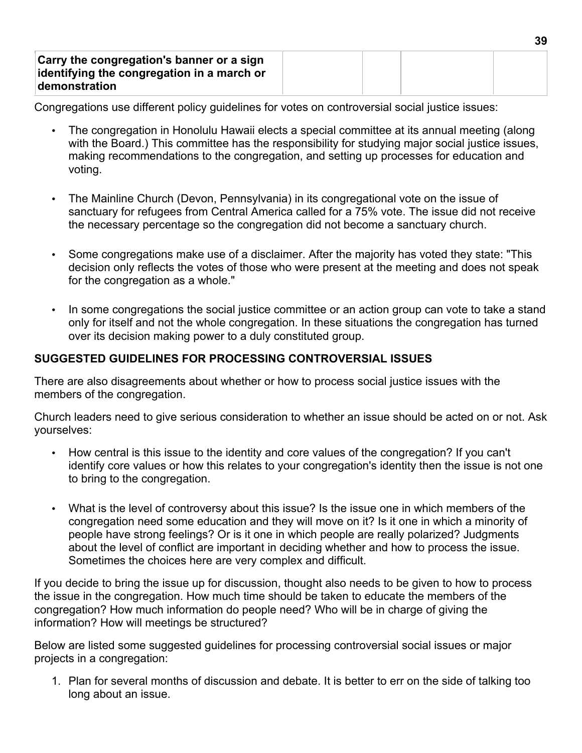| Carry the congregation's banner or a sign identifying the congregation in a march or demonstration | | | | |
|---|---|---|---|---|

Congregations use different policy guidelines for votes on controversial social justice issues:

- The congregation in Honolulu Hawaii elects a special committee at its annual meeting (along with the Board.) This committee has the responsibility for studying major social justice issues, making recommendations to the congregation, and setting up processes for education and voting.
- The Mainline Church (Devon, Pennsylvania) in its congregational vote on the issue of sanctuary for refugees from Central America called for a 75% vote. The issue did not receive the necessary percentage so the congregation did not become a sanctuary church.
- Some congregations make use of a disclaimer. After the majority has voted they state: "This decision only reflects the votes of those who were present at the meeting and does not speak for the congregation as a whole."
- In some congregations the social justice committee or an action group can vote to take a stand only for itself and not the whole congregation. In these situations the congregation has turned over its decision making power to a duly constituted group.

**SUGGESTED GUIDELINES FOR PROCESSING CONTROVERSIAL ISSUES**

There are also disagreements about whether or how to process social justice issues with the members of the congregation.

Church leaders need to give serious consideration to whether an issue should be acted on or not. Ask yourselves:

- How central is this issue to the identity and core values of the congregation? If you can't identify core values or how this relates to your congregation's identity then the issue is not one to bring to the congregation.
- What is the level of controversy about this issue? Is the issue one in which members of the congregation need some education and they will move on it? Is it one in which a minority of people have strong feelings? Or is it one in which people are really polarized? Judgments about the level of conflict are important in deciding whether and how to process the issue. Sometimes the choices here are very complex and difficult.

If you decide to bring the issue up for discussion, thought also needs to be given to how to process the issue in the congregation. How much time should be taken to educate the members of the congregation? How much information do people need? Who will be in charge of giving the information? How will meetings be structured?

Below are listed some suggested guidelines for processing controversial social issues or major projects in a congregation:

1. Plan for several months of discussion and debate. It is better to err on the side of talking too long about an issue.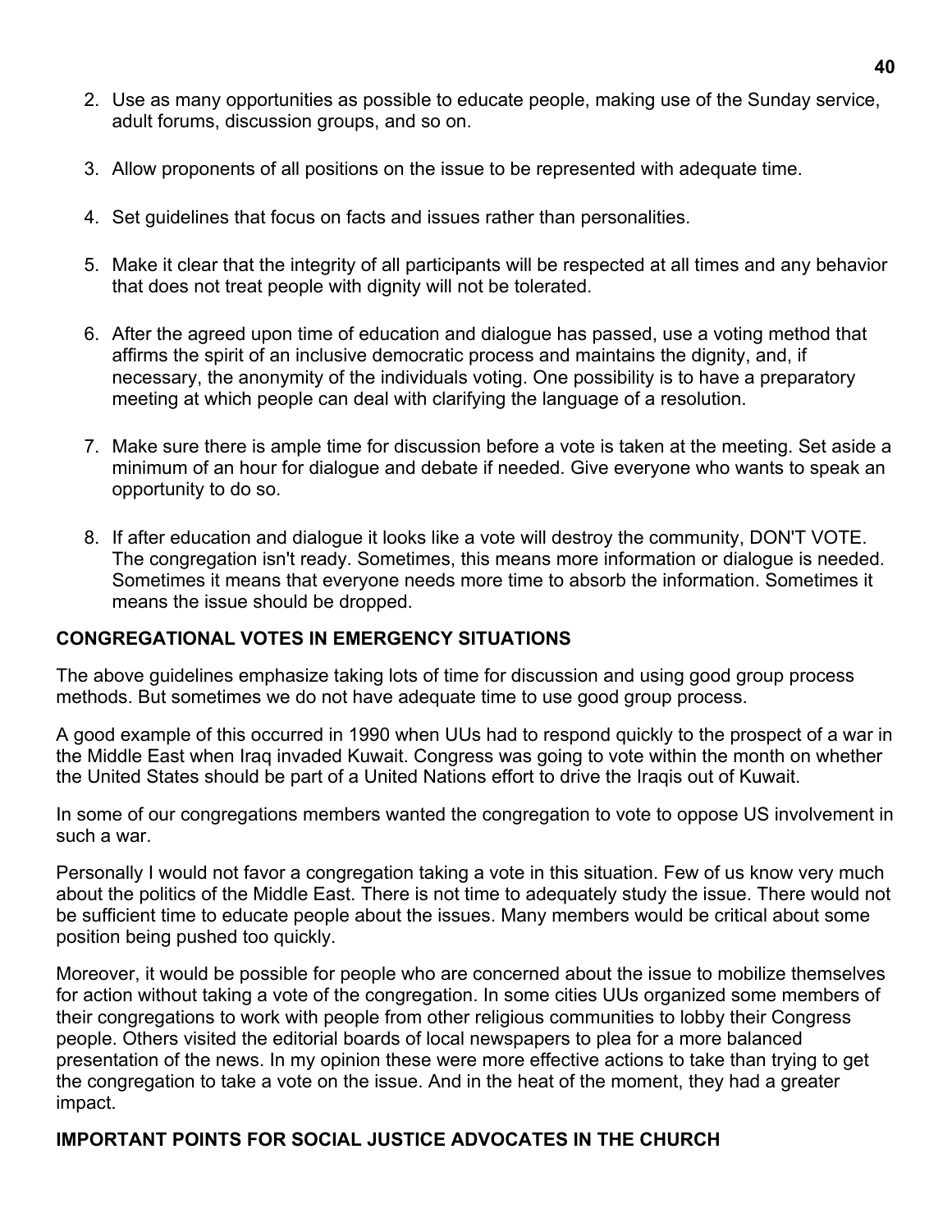2. Use as many opportunities as possible to educate people, making use of the Sunday service, adult forums, discussion groups, and so on.

3. Allow proponents of all positions on the issue to be represented with adequate time.

4. Set guidelines that focus on facts and issues rather than personalities.

5. Make it clear that the integrity of all participants will be respected at all times and any behavior that does not treat people with dignity will not be tolerated.

6. After the agreed upon time of education and dialogue has passed, use a voting method that affirms the spirit of an inclusive democratic process and maintains the dignity, and, if necessary, the anonymity of the individuals voting. One possibility is to have a preparatory meeting at which people can deal with clarifying the language of a resolution.

7. Make sure there is ample time for discussion before a vote is taken at the meeting. Set aside a minimum of an hour for dialogue and debate if needed. Give everyone who wants to speak an opportunity to do so.

8. If after education and dialogue it looks like a vote will destroy the community, DON'T VOTE. The congregation isn't ready. Sometimes, this means more information or dialogue is needed. Sometimes it means that everyone needs more time to absorb the information. Sometimes it means the issue should be dropped.

## CONGREGATIONAL VOTES IN EMERGENCY SITUATIONS

The above guidelines emphasize taking lots of time for discussion and using good group process methods. But sometimes we do not have adequate time to use good group process.

A good example of this occurred in 1990 when UUs had to respond quickly to the prospect of a war in the Middle East when Iraq invaded Kuwait. Congress was going to vote within the month on whether the United States should be part of a United Nations effort to drive the Iraqis out of Kuwait.

In some of our congregations members wanted the congregation to vote to oppose US involvement in such a war.

Personally I would not favor a congregation taking a vote in this situation. Few of us know very much about the politics of the Middle East. There is not time to adequately study the issue. There would not be sufficient time to educate people about the issues. Many members would be critical about some position being pushed too quickly.

Moreover, it would be possible for people who are concerned about the issue to mobilize themselves for action without taking a vote of the congregation. In some cities UUs organized some members of their congregations to work with people from other religious communities to lobby their Congress people. Others visited the editorial boards of local newspapers to plea for a more balanced presentation of the news. In my opinion these were more effective actions to take than trying to get the congregation to take a vote on the issue. And in the heat of the moment, they had a greater impact.

## IMPORTANT POINTS FOR SOCIAL JUSTICE ADVOCATES IN THE CHURCH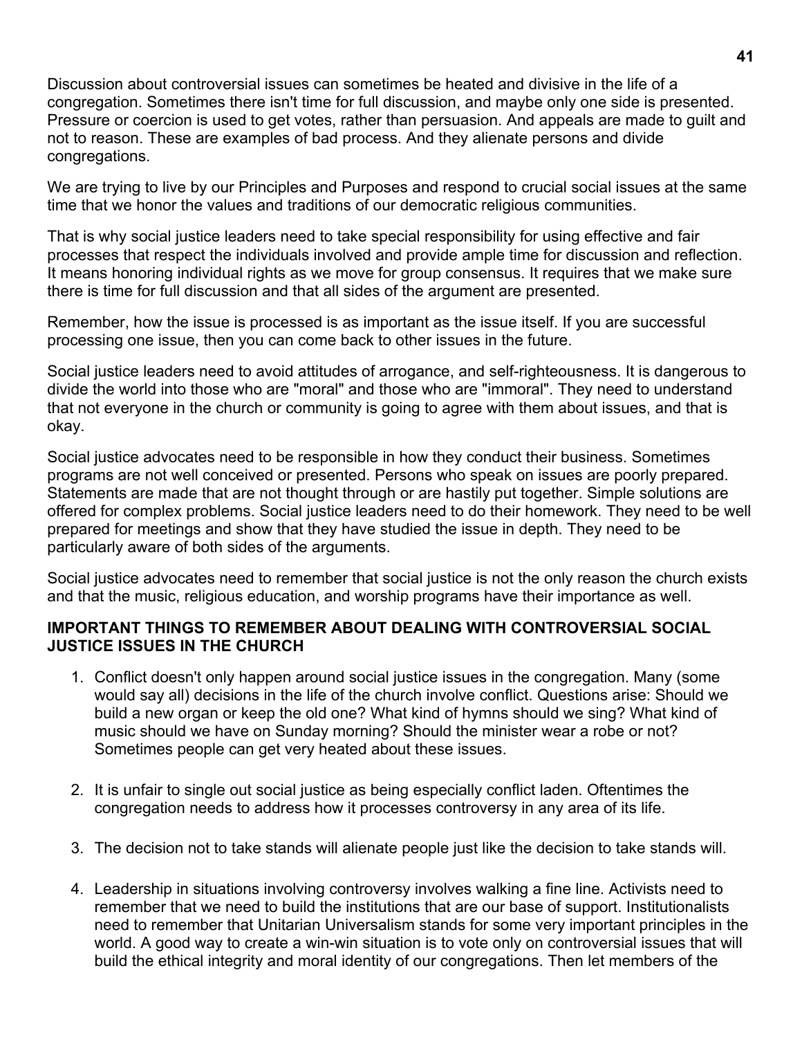Discussion about controversial issues can sometimes be heated and divisive in the life of a congregation. Sometimes there isn't time for full discussion, and maybe only one side is presented. Pressure or coercion is used to get votes, rather than persuasion. And appeals are made to guilt and not to reason. These are examples of bad process. And they alienate persons and divide congregations.

We are trying to live by our Principles and Purposes and respond to crucial social issues at the same time that we honor the values and traditions of our democratic religious communities.

That is why social justice leaders need to take special responsibility for using effective and fair processes that respect the individuals involved and provide ample time for discussion and reflection. It means honoring individual rights as we move for group consensus. It requires that we make sure there is time for full discussion and that all sides of the argument are presented.

Remember, how the issue is processed is as important as the issue itself. If you are successful processing one issue, then you can come back to other issues in the future.

Social justice leaders need to avoid attitudes of arrogance, and self-righteousness. It is dangerous to divide the world into those who are "moral" and those who are "immoral". They need to understand that not everyone in the church or community is going to agree with them about issues, and that is okay.

Social justice advocates need to be responsible in how they conduct their business. Sometimes programs are not well conceived or presented. Persons who speak on issues are poorly prepared. Statements are made that are not thought through or are hastily put together. Simple solutions are offered for complex problems. Social justice leaders need to do their homework. They need to be well prepared for meetings and show that they have studied the issue in depth. They need to be particularly aware of both sides of the arguments.

Social justice advocates need to remember that social justice is not the only reason the church exists and that the music, religious education, and worship programs have their importance as well.

**IMPORTANT THINGS TO REMEMBER ABOUT DEALING WITH CONTROVERSIAL SOCIAL JUSTICE ISSUES IN THE CHURCH**

1. Conflict doesn't only happen around social justice issues in the congregation. Many (some would say all) decisions in the life of the church involve conflict. Questions arise: Should we build a new organ or keep the old one? What kind of hymns should we sing? What kind of music should we have on Sunday morning? Should the minister wear a robe or not? Sometimes people can get very heated about these issues.

2. It is unfair to single out social justice as being especially conflict laden. Oftentimes the congregation needs to address how it processes controversy in any area of its life.

3. The decision not to take stands will alienate people just like the decision to take stands will.

4. Leadership in situations involving controversy involves walking a fine line. Activists need to remember that we need to build the institutions that are our base of support. Institutionalists need to remember that Unitarian Universalism stands for some very important principles in the world. A good way to create a win-win situation is to vote only on controversial issues that will build the ethical integrity and moral identity of our congregations. Then let members of the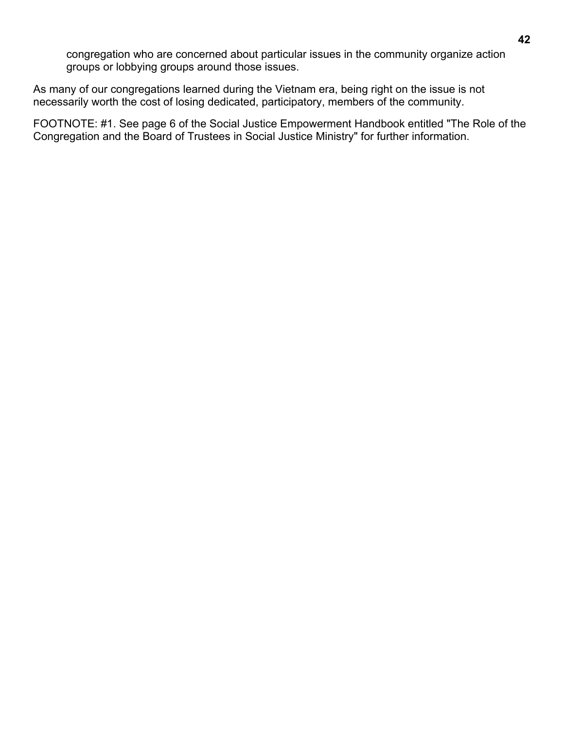congregation who are concerned about particular issues in the community organize action groups or lobbying groups around those issues.

As many of our congregations learned during the Vietnam era, being right on the issue is not necessarily worth the cost of losing dedicated, participatory, members of the community.

FOOTNOTE: #1. See page 6 of the Social Justice Empowerment Handbook entitled "The Role of the Congregation and the Board of Trustees in Social Justice Ministry" for further information.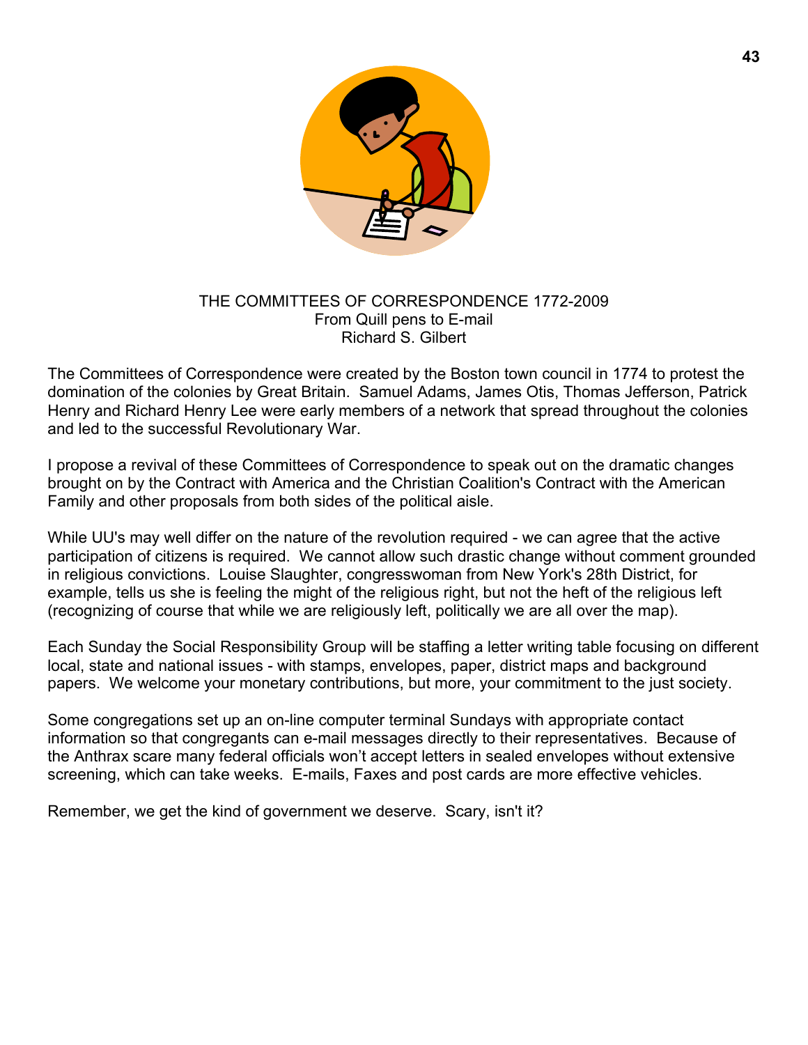# THE COMMITTEES OF CORRESPONDENCE 1772-2009
## From Quill pens to E-mail
### Richard S. Gilbert

The Committees of Correspondence were created by the Boston town council in 1774 to protest the domination of the colonies by Great Britain. Samuel Adams, James Otis, Thomas Jefferson, Patrick Henry and Richard Henry Lee were early members of a network that spread throughout the colonies and led to the successful Revolutionary War.

I propose a revival of these Committees of Correspondence to speak out on the dramatic changes brought on by the Contract with America and the Christian Coalition's Contract with the American Family and other proposals from both sides of the political aisle.

While UU's may well differ on the nature of the revolution required - we can agree that the active participation of citizens is required. We cannot allow such drastic change without comment grounded in religious convictions. Louise Slaughter, congresswoman from New York's 28th District, for example, tells us she is feeling the might of the religious right, but not the heft of the religious left (recognizing of course that while we are religiously left, politically we are all over the map).

Each Sunday the Social Responsibility Group will be staffing a letter writing table focusing on different local, state and national issues - with stamps, envelopes, paper, district maps and background papers. We welcome your monetary contributions, but more, your commitment to the just society.

Some congregations set up an on-line computer terminal Sundays with appropriate contact information so that congregants can e-mail messages directly to their representatives. Because of the Anthrax scare many federal officials won't accept letters in sealed envelopes without extensive screening, which can take weeks. E-mails, Faxes and post cards are more effective vehicles.

Remember, we get the kind of government we deserve. Scary, isn't it?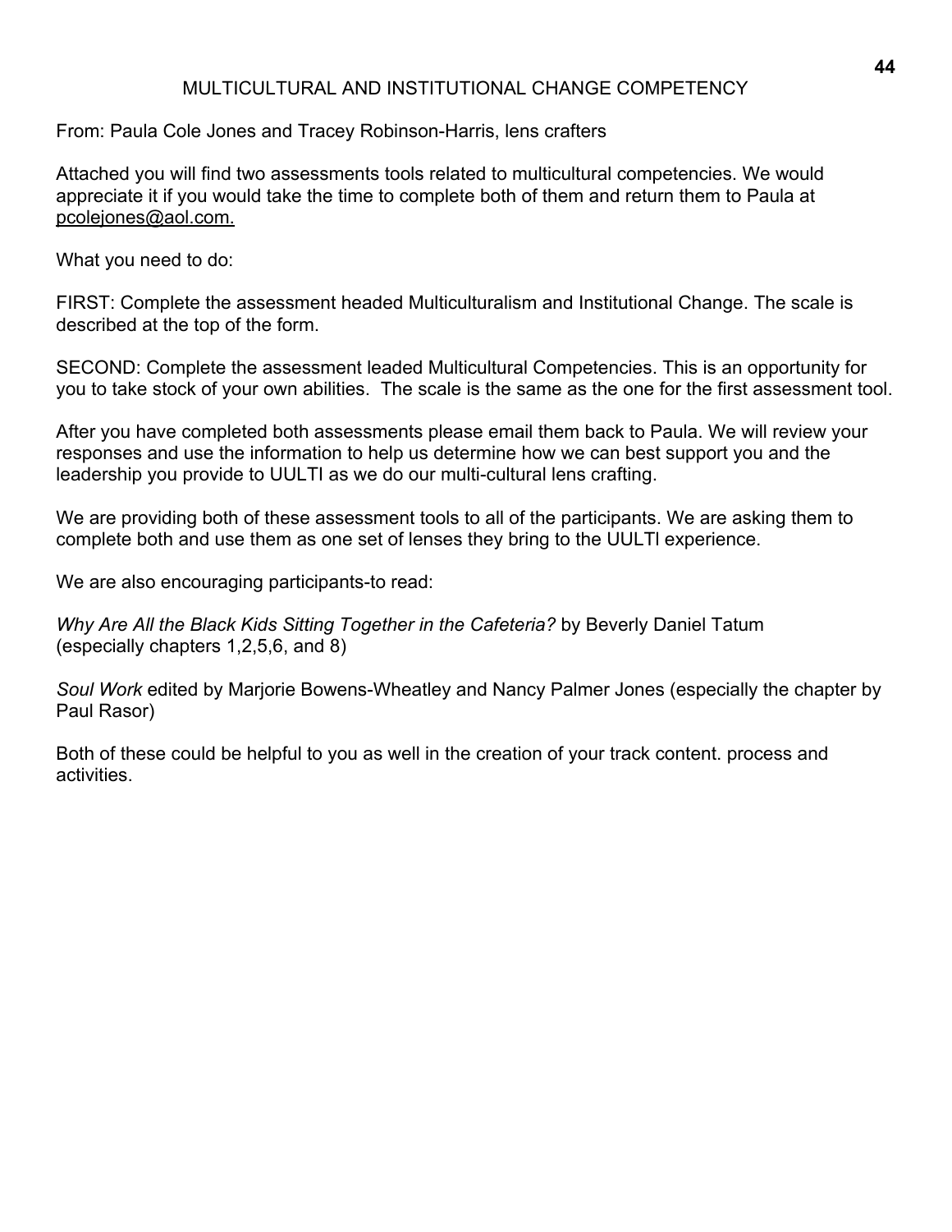## MULTICULTURAL AND INSTITUTIONAL CHANGE COMPETENCY

From: Paula Cole Jones and Tracey Robinson-Harris, lens crafters

Attached you will find two assessments tools related to multicultural competencies. We would appreciate it if you would take the time to complete both of them and return them to Paula at pcolejones@aol.com.

What you need to do:

FIRST: Complete the assessment headed Multiculturalism and Institutional Change. The scale is described at the top of the form.

SECOND: Complete the assessment leaded Multicultural Competencies. This is an opportunity for you to take stock of your own abilities. The scale is the same as the one for the first assessment tool.

After you have completed both assessments please email them back to Paula. We will review your responses and use the information to help us determine how we can best support you and the leadership you provide to UULTI as we do our multi-cultural lens crafting.

We are providing both of these assessment tools to all of the participants. We are asking them to complete both and use them as one set of lenses they bring to the UULTI experience.

We are also encouraging participants-to read:

*Why Are All the Black Kids Sitting Together in the Cafeteria?* by Beverly Daniel Tatum (especially chapters 1,2,5,6, and 8)

*Soul Work* edited by Marjorie Bowens-Wheatley and Nancy Palmer Jones (especially the chapter by Paul Rasor)

Both of these could be helpful to you as well in the creation of your track content. process and activities.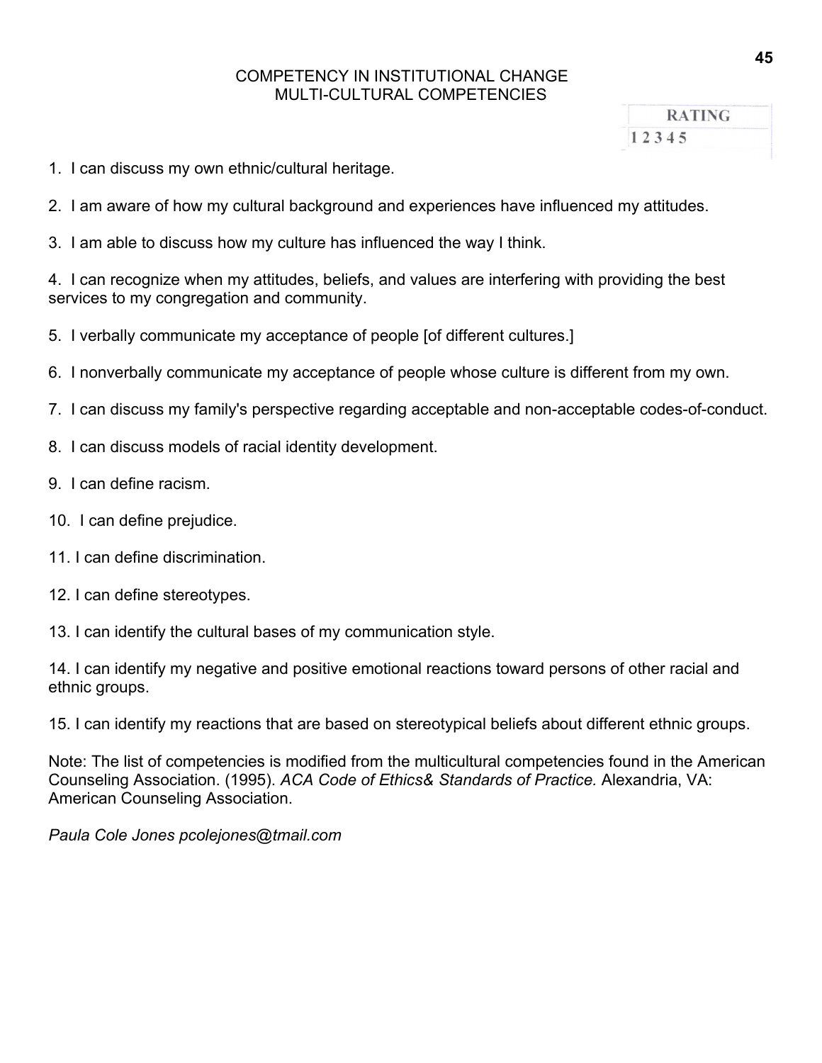# COMPETENCY IN INSTITUTIONAL CHANGE
## MULTI-CULTURAL COMPETENCIES

**RATING**
1 2 3 4 5

1. I can discuss my own ethnic/cultural heritage.

2. I am aware of how my cultural background and experiences have influenced my attitudes.

3. I am able to discuss how my culture has influenced the way I think.

4. I can recognize when my attitudes, beliefs, and values are interfering with providing the best services to my congregation and community.

5. I verbally communicate my acceptance of people [of different cultures.]

6. I nonverbally communicate my acceptance of people whose culture is different from my own.

7. I can discuss my family's perspective regarding acceptable and non-acceptable codes-of-conduct.

8. I can discuss models of racial identity development.

9. I can define racism.

10. I can define prejudice.

11. I can define discrimination.

12. I can define stereotypes.

13. I can identify the cultural bases of my communication style.

14. I can identify my negative and positive emotional reactions toward persons of other racial and ethnic groups.

15. I can identify my reactions that are based on stereotypical beliefs about different ethnic groups.

Note: The list of competencies is modified from the multicultural competencies found in the American Counseling Association. (1995). *ACA Code of Ethics& Standards of Practice.* Alexandria, VA: American Counseling Association.

*Paula Cole Jones pcolejones@tmail.com*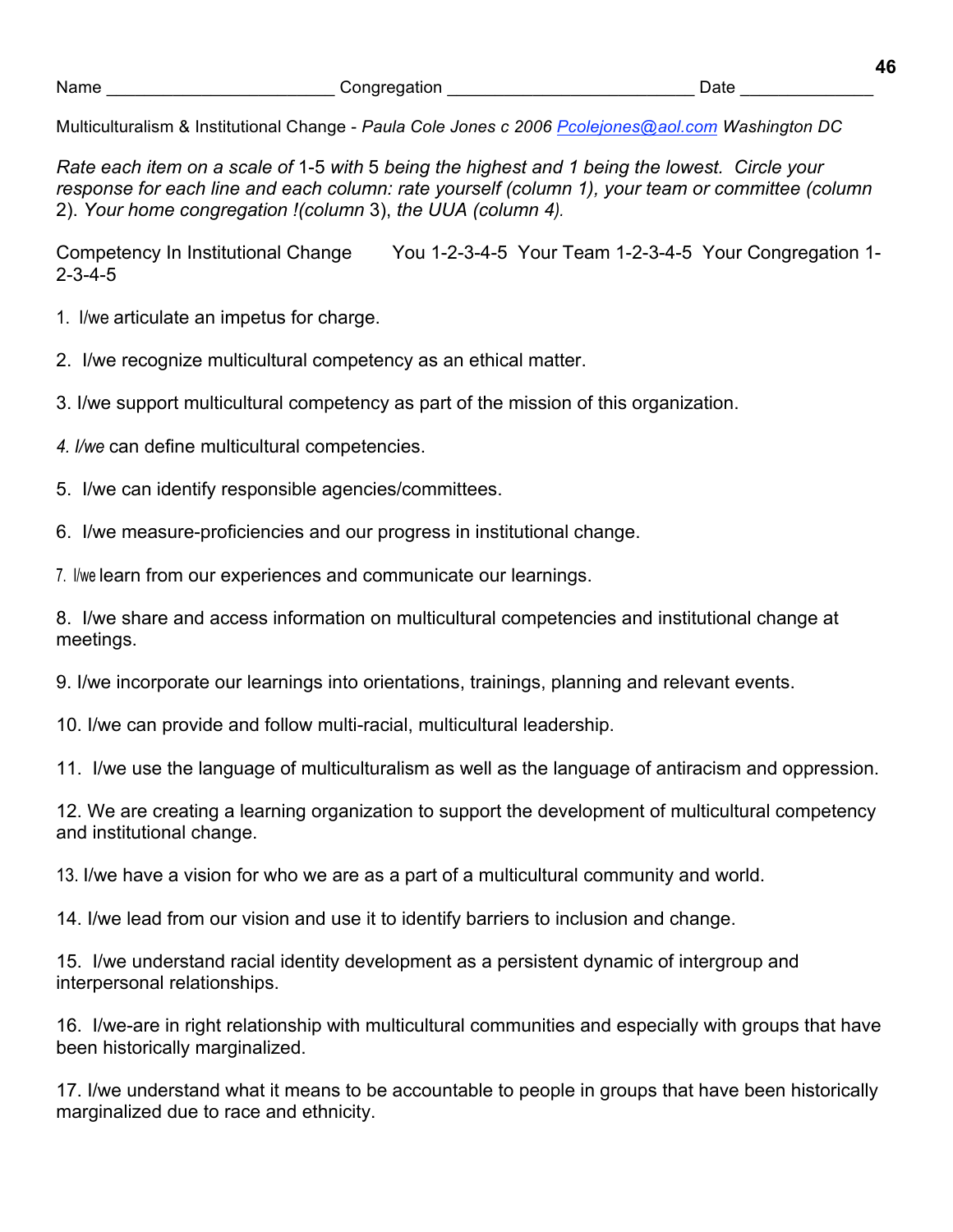Name ______________________ Congregation ________________________ Date _____________

Multiculturalism & Institutional Change - *Paula Cole Jones c 2006 Pcolejones@aol.com Washington DC*

*Rate each item on a scale of* 1-5 *with* 5 *being the highest and* 1 *being the lowest. Circle your response for each line and each column: rate yourself (column 1), your team or committee (column* 2). *Your home congregation !(column* 3), *the UUA (column 4).*

Competency In Institutional Change  You 1-2-3-4-5  Your Team 1-2-3-4-5  Your Congregation 1-2-3-4-5

1. I/we articulate an impetus for charge.

2. I/we recognize multicultural competency as an ethical matter.

3. I/we support multicultural competency as part of the mission of this organization.

4. *I/we* can define multicultural competencies.

5. I/we can identify responsible agencies/committees.

6. I/we measure-proficiencies and our progress in institutional change.

7. I/we learn from our experiences and communicate our learnings.

8. I/we share and access information on multicultural competencies and institutional change at meetings.

9. I/we incorporate our learnings into orientations, trainings, planning and relevant events.

10. I/we can provide and follow multi-racial, multicultural leadership.

11. I/we use the language of multiculturalism as well as the language of antiracism and oppression.

12. We are creating a learning organization to support the development of multicultural competency and institutional change.

13. I/we have a vision for who we are as a part of a multicultural community and world.

14. I/we lead from our vision and use it to identify barriers to inclusion and change.

15. I/we understand racial identity development as a persistent dynamic of intergroup and interpersonal relationships.

16. I/we-are in right relationship with multicultural communities and especially with groups that have been historically marginalized.

17. I/we understand what it means to be accountable to people in groups that have been historically marginalized due to race and ethnicity.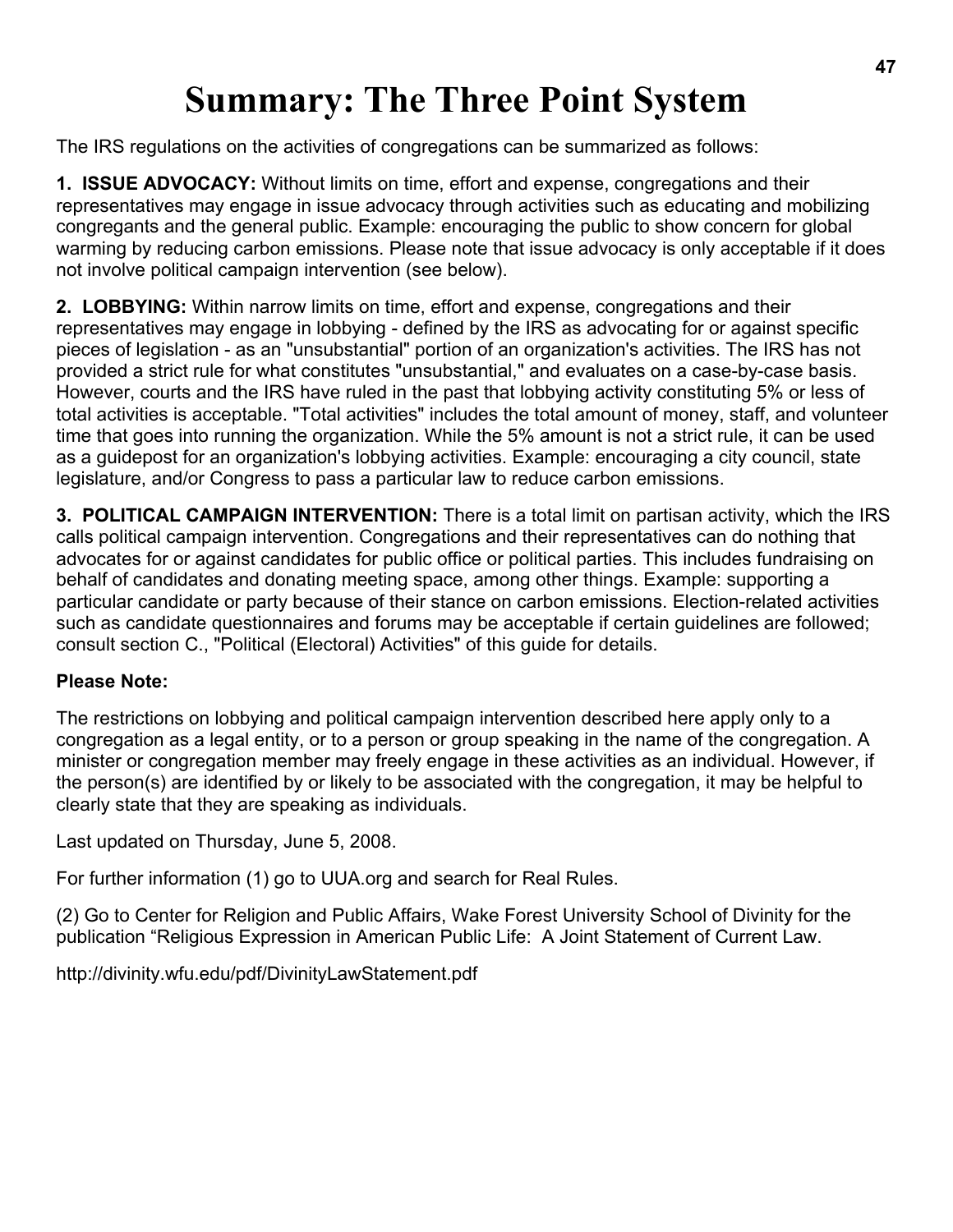# Summary: The Three Point System

The IRS regulations on the activities of congregations can be summarized as follows:

**1. ISSUE ADVOCACY:** Without limits on time, effort and expense, congregations and their representatives may engage in issue advocacy through activities such as educating and mobilizing congregants and the general public. Example: encouraging the public to show concern for global warming by reducing carbon emissions. Please note that issue advocacy is only acceptable if it does not involve political campaign intervention (see below).

**2. LOBBYING:** Within narrow limits on time, effort and expense, congregations and their representatives may engage in lobbying - defined by the IRS as advocating for or against specific pieces of legislation - as an "unsubstantial" portion of an organization's activities. The IRS has not provided a strict rule for what constitutes "unsubstantial," and evaluates on a case-by-case basis. However, courts and the IRS have ruled in the past that lobbying activity constituting 5% or less of total activities is acceptable. "Total activities" includes the total amount of money, staff, and volunteer time that goes into running the organization. While the 5% amount is not a strict rule, it can be used as a guidepost for an organization's lobbying activities. Example: encouraging a city council, state legislature, and/or Congress to pass a particular law to reduce carbon emissions.

**3. POLITICAL CAMPAIGN INTERVENTION:** There is a total limit on partisan activity, which the IRS calls political campaign intervention. Congregations and their representatives can do nothing that advocates for or against candidates for public office or political parties. This includes fundraising on behalf of candidates and donating meeting space, among other things. Example: supporting a particular candidate or party because of their stance on carbon emissions. Election-related activities such as candidate questionnaires and forums may be acceptable if certain guidelines are followed; consult section C., "Political (Electoral) Activities" of this guide for details.

**Please Note:**

The restrictions on lobbying and political campaign intervention described here apply only to a congregation as a legal entity, or to a person or group speaking in the name of the congregation. A minister or congregation member may freely engage in these activities as an individual. However, if the person(s) are identified by or likely to be associated with the congregation, it may be helpful to clearly state that they are speaking as individuals.

Last updated on Thursday, June 5, 2008.

For further information (1) go to UUA.org and search for Real Rules.

(2) Go to Center for Religion and Public Affairs, Wake Forest University School of Divinity for the publication "Religious Expression in American Public Life: A Joint Statement of Current Law.

http://divinity.wfu.edu/pdf/DivinityLawStatement.pdf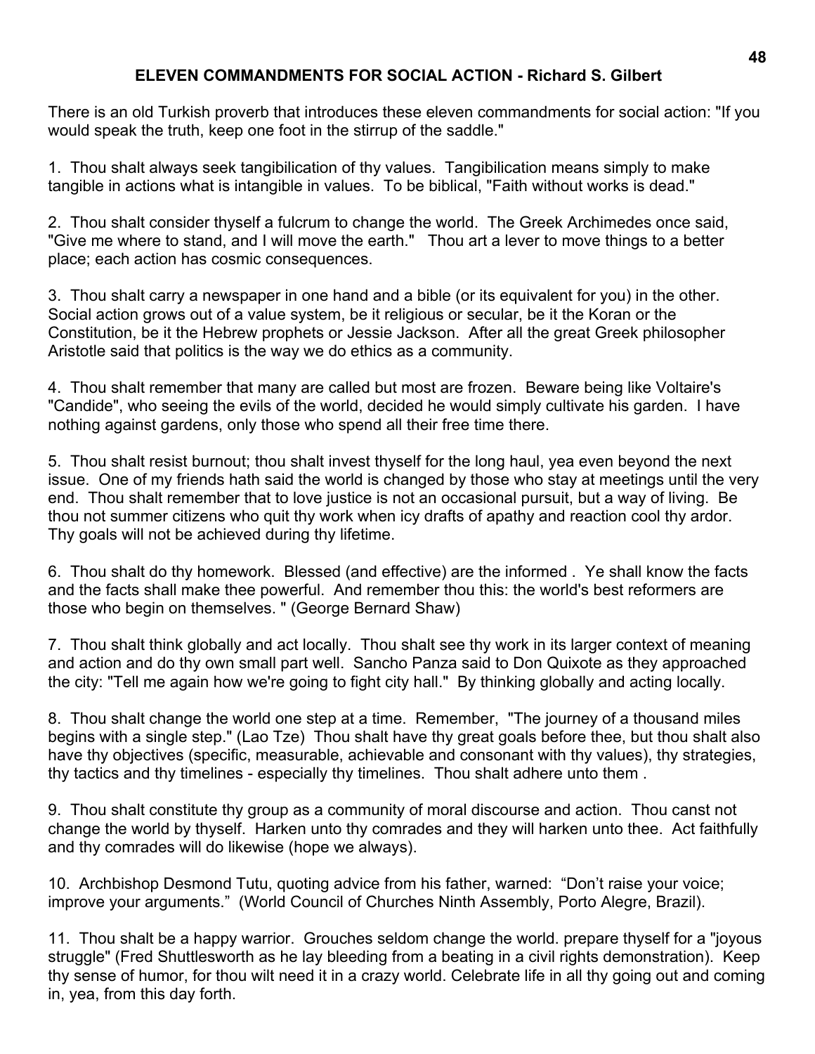## ELEVEN COMMANDMENTS FOR SOCIAL ACTION - Richard S. Gilbert

There is an old Turkish proverb that introduces these eleven commandments for social action: "If you would speak the truth, keep one foot in the stirrup of the saddle."

1. Thou shalt always seek tangibilication of thy values. Tangibilication means simply to make tangible in actions what is intangible in values. To be biblical, "Faith without works is dead."

2. Thou shalt consider thyself a fulcrum to change the world. The Greek Archimedes once said, "Give me where to stand, and I will move the earth." Thou art a lever to move things to a better place; each action has cosmic consequences.

3. Thou shalt carry a newspaper in one hand and a bible (or its equivalent for you) in the other. Social action grows out of a value system, be it religious or secular, be it the Koran or the Constitution, be it the Hebrew prophets or Jessie Jackson. After all the great Greek philosopher Aristotle said that politics is the way we do ethics as a community.

4. Thou shalt remember that many are called but most are frozen. Beware being like Voltaire's "Candide", who seeing the evils of the world, decided he would simply cultivate his garden. I have nothing against gardens, only those who spend all their free time there.

5. Thou shalt resist burnout; thou shalt invest thyself for the long haul, yea even beyond the next issue. One of my friends hath said the world is changed by those who stay at meetings until the very end. Thou shalt remember that to love justice is not an occasional pursuit, but a way of living. Be thou not summer citizens who quit thy work when icy drafts of apathy and reaction cool thy ardor. Thy goals will not be achieved during thy lifetime.

6. Thou shalt do thy homework. Blessed (and effective) are the informed . Ye shall know the facts and the facts shall make thee powerful. And remember thou this: the world's best reformers are those who begin on themselves. " (George Bernard Shaw)

7. Thou shalt think globally and act locally. Thou shalt see thy work in its larger context of meaning and action and do thy own small part well. Sancho Panza said to Don Quixote as they approached the city: "Tell me again how we're going to fight city hall." By thinking globally and acting locally.

8. Thou shalt change the world one step at a time. Remember, "The journey of a thousand miles begins with a single step." (Lao Tze) Thou shalt have thy great goals before thee, but thou shalt also have thy objectives (specific, measurable, achievable and consonant with thy values), thy strategies, thy tactics and thy timelines - especially thy timelines. Thou shalt adhere unto them .

9. Thou shalt constitute thy group as a community of moral discourse and action. Thou canst not change the world by thyself. Harken unto thy comrades and they will harken unto thee. Act faithfully and thy comrades will do likewise (hope we always).

10. Archbishop Desmond Tutu, quoting advice from his father, warned: “Don’t raise your voice; improve your arguments.” (World Council of Churches Ninth Assembly, Porto Alegre, Brazil).

11. Thou shalt be a happy warrior. Grouches seldom change the world. prepare thyself for a "joyous struggle" (Fred Shuttlesworth as he lay bleeding from a beating in a civil rights demonstration). Keep thy sense of humor, for thou wilt need it in a crazy world. Celebrate life in all thy going out and coming in, yea, from this day forth.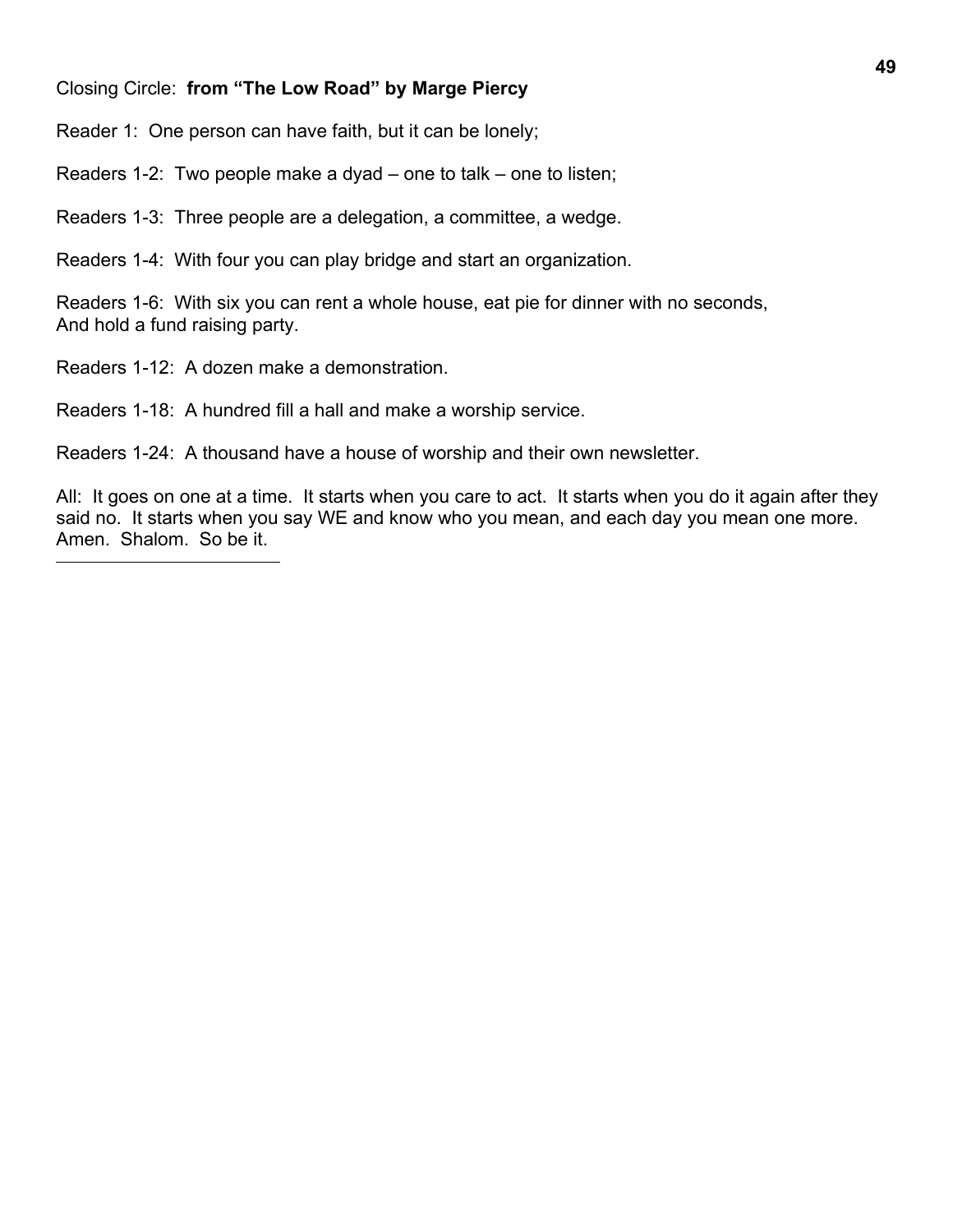Closing Circle: **from "The Low Road" by Marge Piercy**

Reader 1: One person can have faith, but it can be lonely;

Readers 1-2: Two people make a dyad – one to talk – one to listen;

Readers 1-3: Three people are a delegation, a committee, a wedge.

Readers 1-4: With four you can play bridge and start an organization.

Readers 1-6: With six you can rent a whole house, eat pie for dinner with no seconds,
And hold a fund raising party.

Readers 1-12: A dozen make a demonstration.

Readers 1-18: A hundred fill a hall and make a worship service.

Readers 1-24: A thousand have a house of worship and their own newsletter.

All: It goes on one at a time. It starts when you care to act. It starts when you do it again after they said no. It starts when you say WE and know who you mean, and each day you mean one more. Amen. Shalom. So be it.